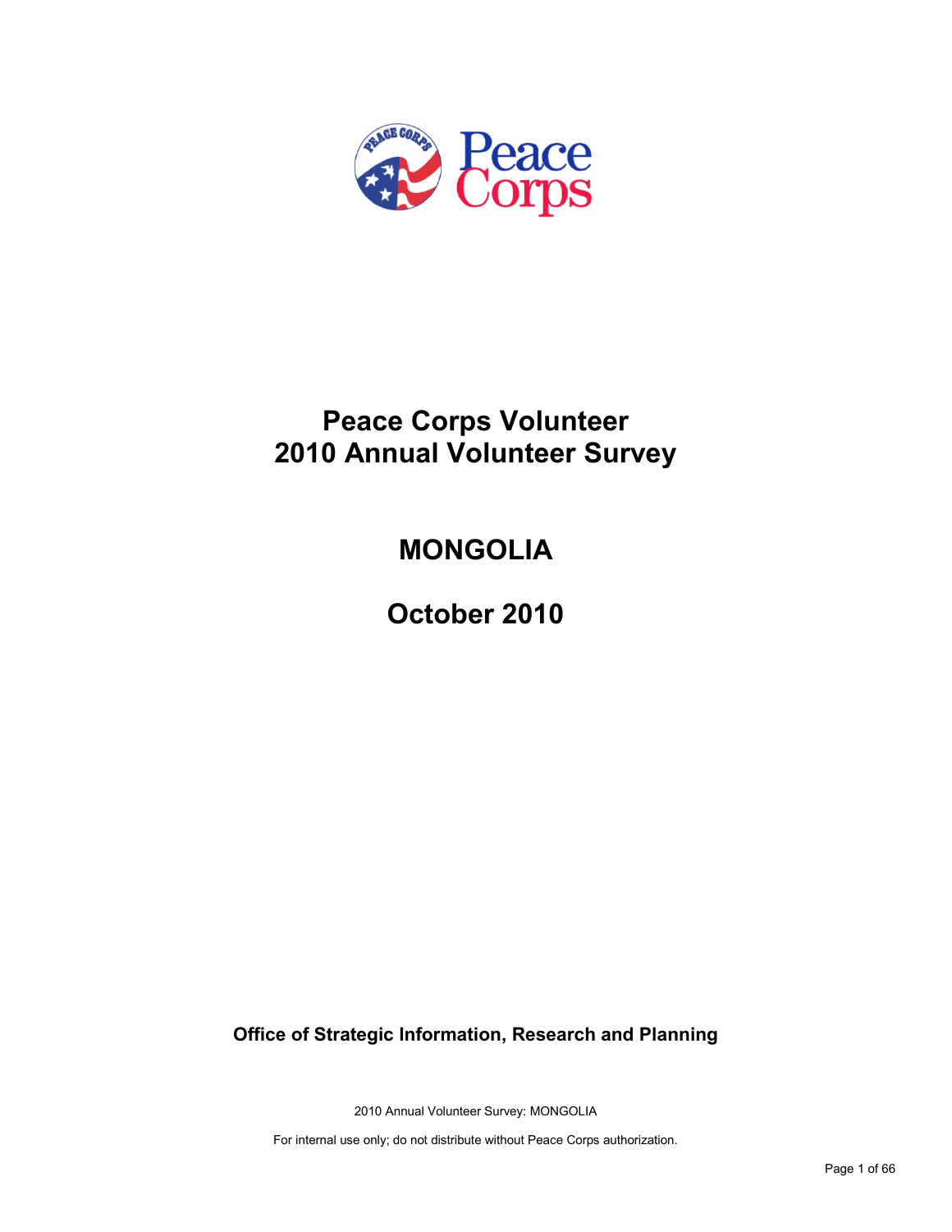# Peace Corps Volunteer
# 2010 Annual Volunteer Survey

## MONGOLIA

## October 2010

**Office of Strategic Information, Research and Planning**

2010 Annual Volunteer Survey: MONGOLIA

For internal use only; do not distribute without Peace Corps authorization.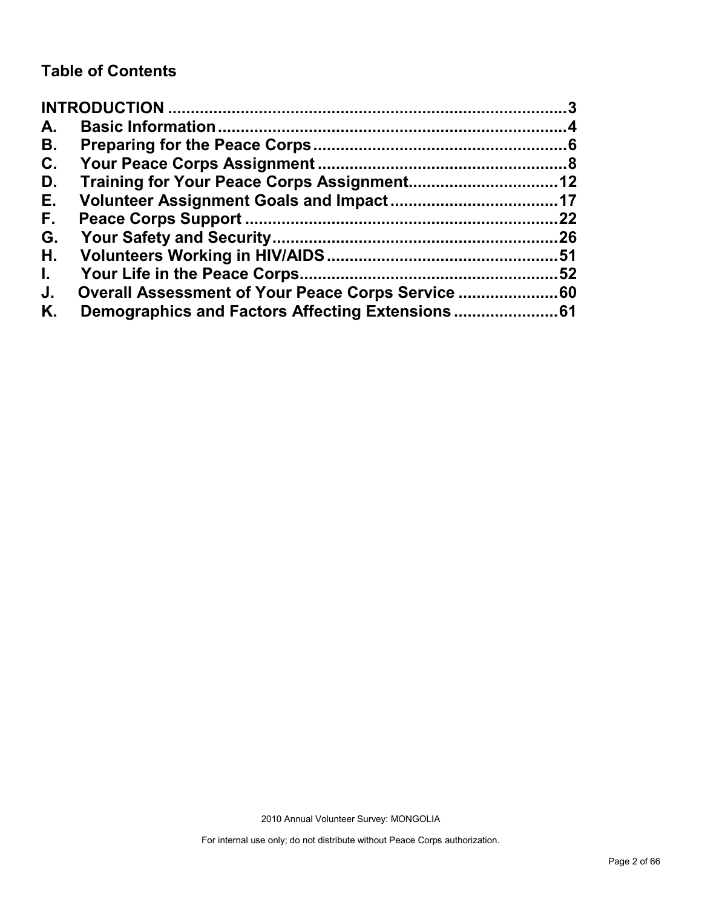## Table of Contents

**INTRODUCTION** .......................................................................................... **3**

**A. Basic Information** ............................................................................ **4**

**B. Preparing for the Peace Corps** ....................................................... **6**

**C. Your Peace Corps Assignment** ...................................................... **8**

**D. Training for Your Peace Corps Assignment** ................................ **12**

**E. Volunteer Assignment Goals and Impact** .................................... **17**

**F. Peace Corps Support** ................................................................... **22**

**G. Your Safety and Security** .............................................................. **26**

**H. Volunteers Working in HIV/AIDS** .................................................. **51**

**I. Your Life in the Peace Corps** ........................................................ **52**

**J. Overall Assessment of Your Peace Corps Service** ...................... **60**

**K. Demographics and Factors Affecting Extensions** ....................... **61**

2010 Annual Volunteer Survey: MONGOLIA

For internal use only; do not distribute without Peace Corps authorization.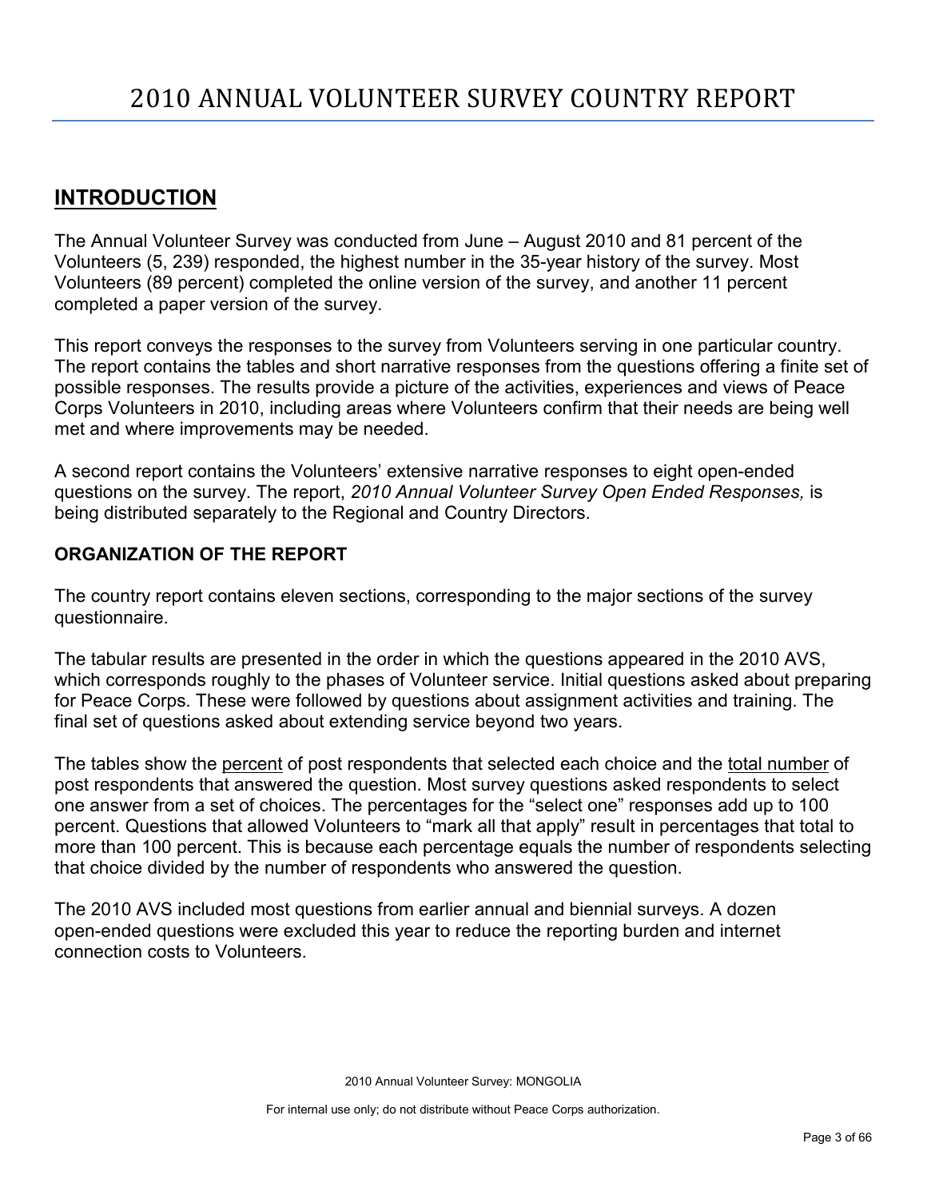# 2010 ANNUAL VOLUNTEER SURVEY COUNTRY REPORT

## INTRODUCTION

The Annual Volunteer Survey was conducted from June – August 2010 and 81 percent of the Volunteers (5, 239) responded, the highest number in the 35-year history of the survey. Most Volunteers (89 percent) completed the online version of the survey, and another 11 percent completed a paper version of the survey.

This report conveys the responses to the survey from Volunteers serving in one particular country. The report contains the tables and short narrative responses from the questions offering a finite set of possible responses. The results provide a picture of the activities, experiences and views of Peace Corps Volunteers in 2010, including areas where Volunteers confirm that their needs are being well met and where improvements may be needed.

A second report contains the Volunteers' extensive narrative responses to eight open-ended questions on the survey. The report, *2010 Annual Volunteer Survey Open Ended Responses,* is being distributed separately to the Regional and Country Directors.

### ORGANIZATION OF THE REPORT

The country report contains eleven sections, corresponding to the major sections of the survey questionnaire.

The tabular results are presented in the order in which the questions appeared in the 2010 AVS, which corresponds roughly to the phases of Volunteer service. Initial questions asked about preparing for Peace Corps. These were followed by questions about assignment activities and training. The final set of questions asked about extending service beyond two years.

The tables show the percent of post respondents that selected each choice and the total number of post respondents that answered the question. Most survey questions asked respondents to select one answer from a set of choices. The percentages for the "select one" responses add up to 100 percent. Questions that allowed Volunteers to "mark all that apply" result in percentages that total to more than 100 percent. This is because each percentage equals the number of respondents selecting that choice divided by the number of respondents who answered the question.

The 2010 AVS included most questions from earlier annual and biennial surveys. A dozen open-ended questions were excluded this year to reduce the reporting burden and internet connection costs to Volunteers.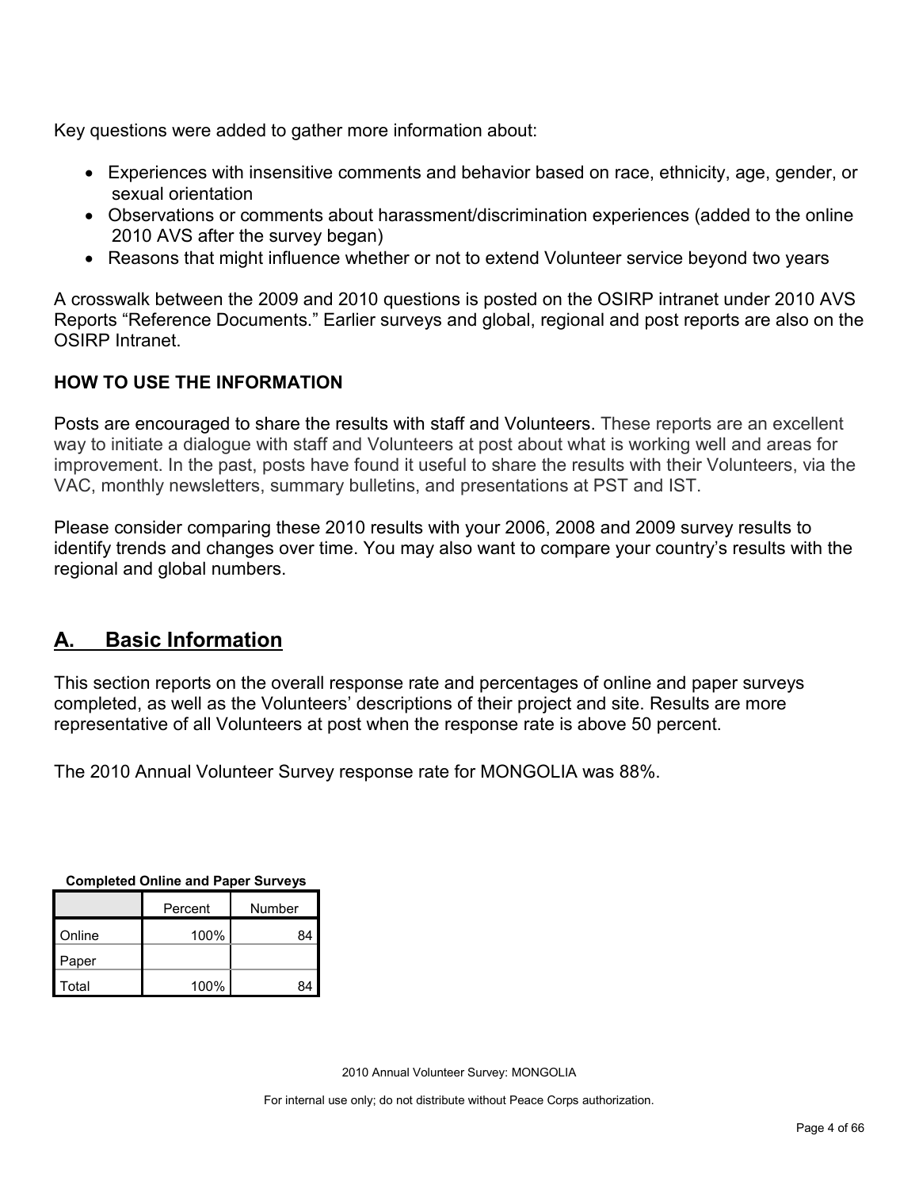Key questions were added to gather more information about:

- Experiences with insensitive comments and behavior based on race, ethnicity, age, gender, or sexual orientation
- Observations or comments about harassment/discrimination experiences (added to the online 2010 AVS after the survey began)
- Reasons that might influence whether or not to extend Volunteer service beyond two years

A crosswalk between the 2009 and 2010 questions is posted on the OSIRP intranet under 2010 AVS Reports "Reference Documents." Earlier surveys and global, regional and post reports are also on the OSIRP Intranet.

**HOW TO USE THE INFORMATION**

Posts are encouraged to share the results with staff and Volunteers. These reports are an excellent way to initiate a dialogue with staff and Volunteers at post about what is working well and areas for improvement. In the past, posts have found it useful to share the results with their Volunteers, via the VAC, monthly newsletters, summary bulletins, and presentations at PST and IST.

Please consider comparing these 2010 results with your 2006, 2008 and 2009 survey results to identify trends and changes over time. You may also want to compare your country's results with the regional and global numbers.

## A. Basic Information

This section reports on the overall response rate and percentages of online and paper surveys completed, as well as the Volunteers' descriptions of their project and site. Results are more representative of all Volunteers at post when the response rate is above 50 percent.

The 2010 Annual Volunteer Survey response rate for MONGOLIA was 88%.

**Completed Online and Paper Surveys**

| | Percent | Number |
|---|---|---|
| Online | 100% | 84 |
| Paper | | |
| Total | 100% | 84 |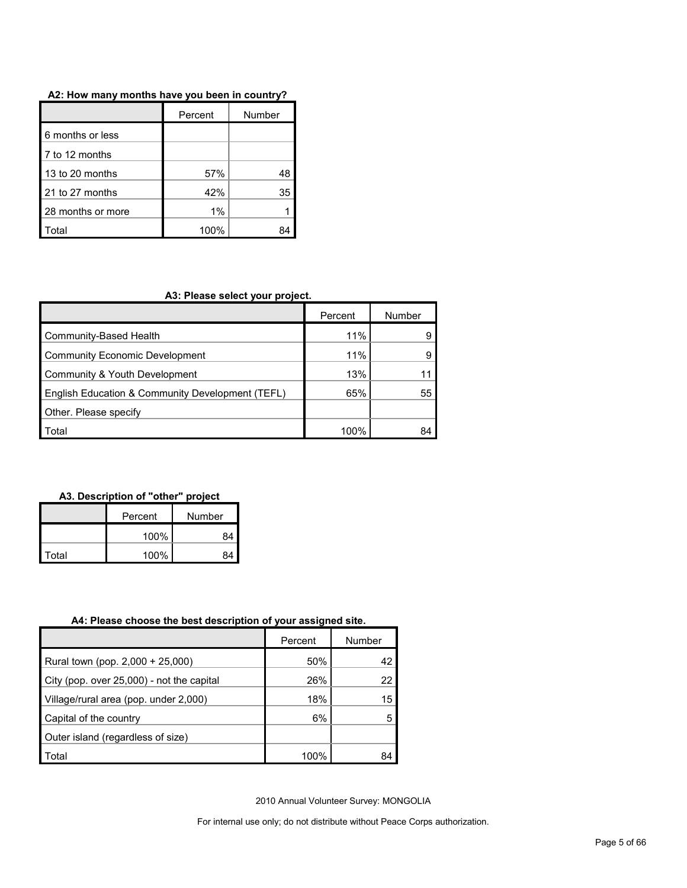**A2: How many months have you been in country?**

| | Percent | Number |
|---|---|---|
| 6 months or less | | |
| 7 to 12 months | | |
| 13 to 20 months | 57% | 48 |
| 21 to 27 months | 42% | 35 |
| 28 months or more | 1% | 1 |
| Total | 100% | 84 |

**A3: Please select your project.**

| | Percent | Number |
|---|---|---|
| Community-Based Health | 11% | 9 |
| Community Economic Development | 11% | 9 |
| Community & Youth Development | 13% | 11 |
| English Education & Community Development (TEFL) | 65% | 55 |
| Other. Please specify | | |
| Total | 100% | 84 |

**A3. Description of "other" project**

| | Percent | Number |
|---|---|---|
| | 100% | 84 |
| Total | 100% | 84 |

**A4: Please choose the best description of your assigned site.**

| | Percent | Number |
|---|---|---|
| Rural town (pop. 2,000 + 25,000) | 50% | 42 |
| City (pop. over 25,000) - not the capital | 26% | 22 |
| Village/rural area (pop. under 2,000) | 18% | 15 |
| Capital of the country | 6% | 5 |
| Outer island (regardless of size) | | |
| Total | 100% | 84 |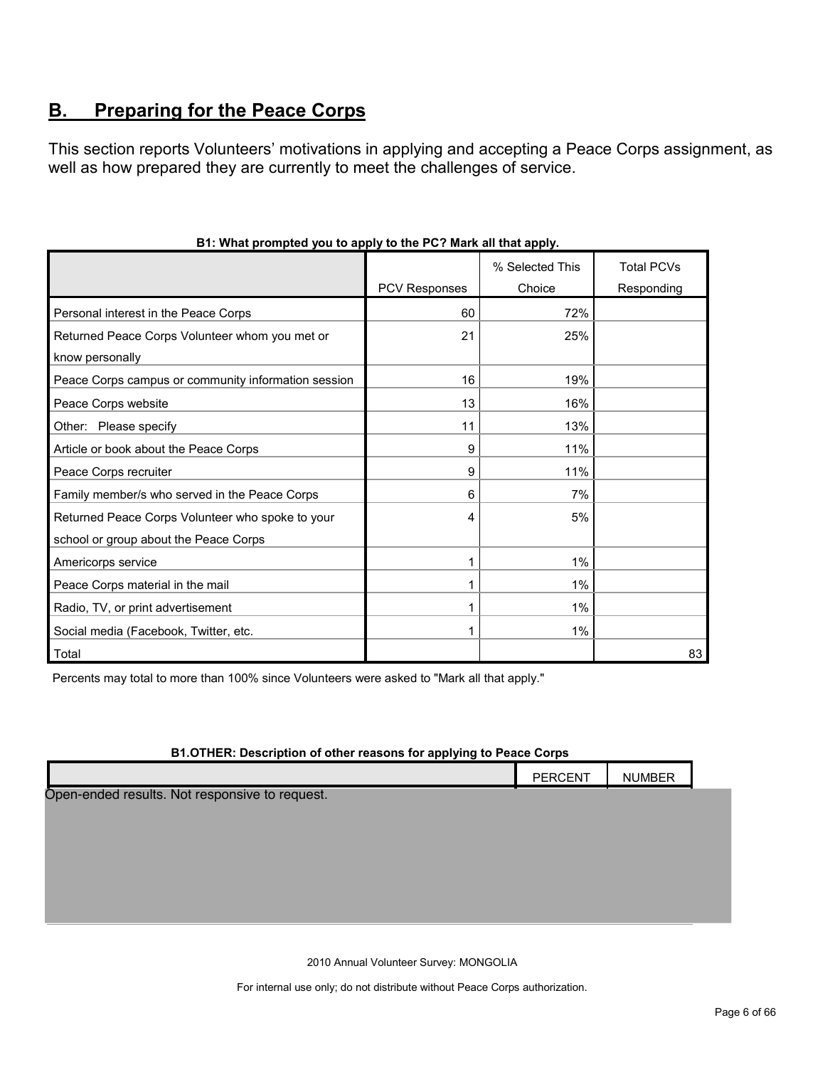## B. Preparing for the Peace Corps

This section reports Volunteers' motivations in applying and accepting a Peace Corps assignment, as well as how prepared they are currently to meet the challenges of service.

**B1: What prompted you to apply to the PC? Mark all that apply.**

| | PCV Responses | % Selected This Choice | Total PCVs Responding |
|---|---|---|---|
| Personal interest in the Peace Corps | 60 | 72% | |
| Returned Peace Corps Volunteer whom you met or know personally | 21 | 25% | |
| Peace Corps campus or community information session | 16 | 19% | |
| Peace Corps website | 13 | 16% | |
| Other: Please specify | 11 | 13% | |
| Article or book about the Peace Corps | 9 | 11% | |
| Peace Corps recruiter | 9 | 11% | |
| Family member/s who served in the Peace Corps | 6 | 7% | |
| Returned Peace Corps Volunteer who spoke to your school or group about the Peace Corps | 4 | 5% | |
| Americorps service | 1 | 1% | |
| Peace Corps material in the mail | 1 | 1% | |
| Radio, TV, or print advertisement | 1 | 1% | |
| Social media (Facebook, Twitter, etc. | 1 | 1% | |
| Total | | | 83 |

Percents may total to more than 100% since Volunteers were asked to "Mark all that apply."

**B1.OTHER: Description of other reasons for applying to Peace Corps**

| | PERCENT | NUMBER |
|---|---|---|

Open-ended results. Not responsive to request.

2010 Annual Volunteer Survey: MONGOLIA

For internal use only; do not distribute without Peace Corps authorization.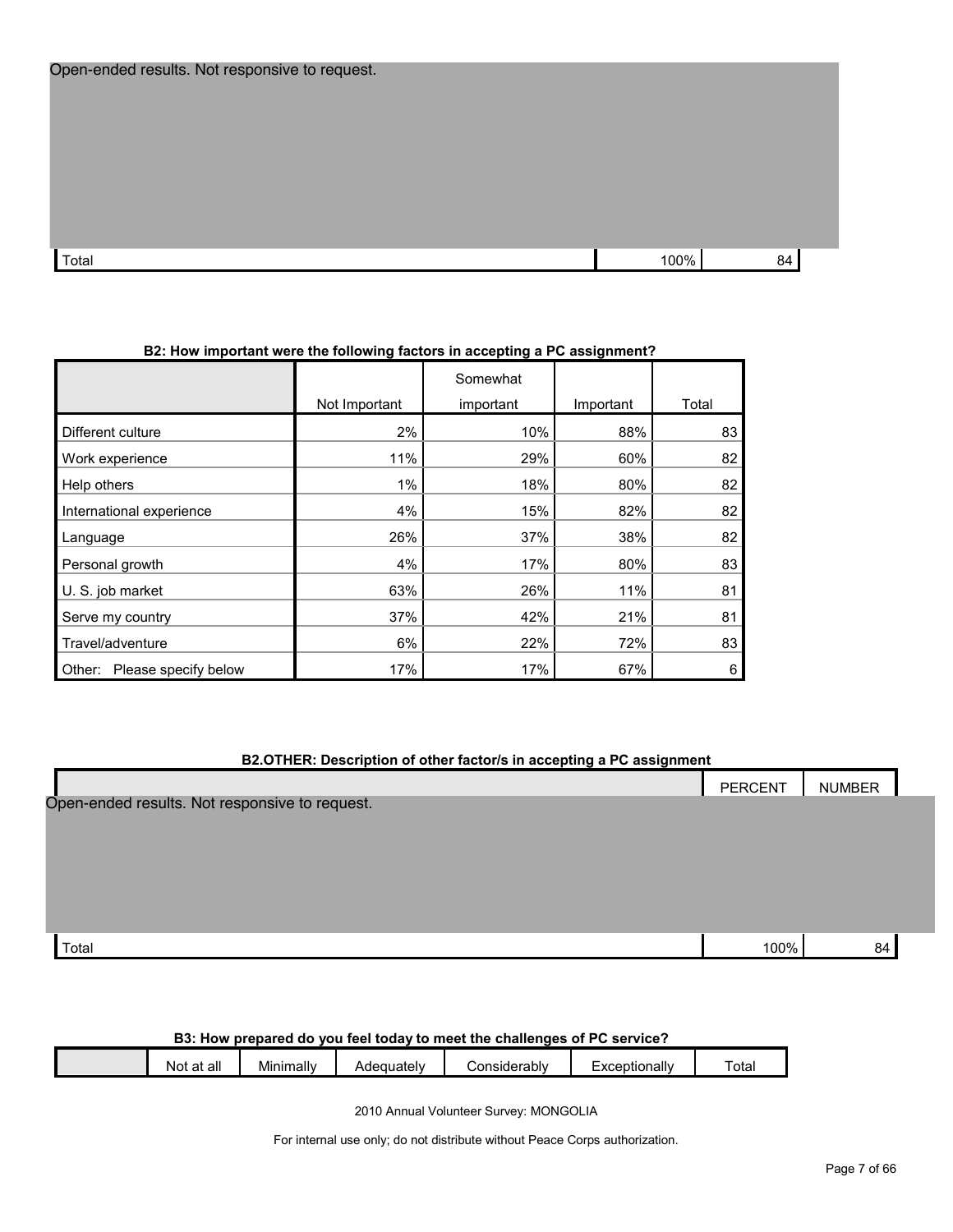Open-ended results. Not responsive to request.

| | | |
|---|---|---|
| Total | 100% | 84 |

**B2: How important were the following factors in accepting a PC assignment?**

| | Not Important | Somewhat important | Important | Total |
|---|---|---|---|---|
| Different culture | 2% | 10% | 88% | 83 |
| Work experience | 11% | 29% | 60% | 82 |
| Help others | 1% | 18% | 80% | 82 |
| International experience | 4% | 15% | 82% | 82 |
| Language | 26% | 37% | 38% | 82 |
| Personal growth | 4% | 17% | 80% | 83 |
| U. S. job market | 63% | 26% | 11% | 81 |
| Serve my country | 37% | 42% | 21% | 81 |
| Travel/adventure | 6% | 22% | 72% | 83 |
| Other: Please specify below | 17% | 17% | 67% | 6 |

**B2.OTHER: Description of other factor/s in accepting a PC assignment**

| | PERCENT | NUMBER |
|---|---|---|
| Open-ended results. Not responsive to request. | | |
| Total | 100% | 84 |

**B3: How prepared do you feel today to meet the challenges of PC service?**

| | Not at all | Minimally | Adequately | Considerably | Exceptionally | Total |
|---|---|---|---|---|---|---|

2010 Annual Volunteer Survey: MONGOLIA

For internal use only; do not distribute without Peace Corps authorization.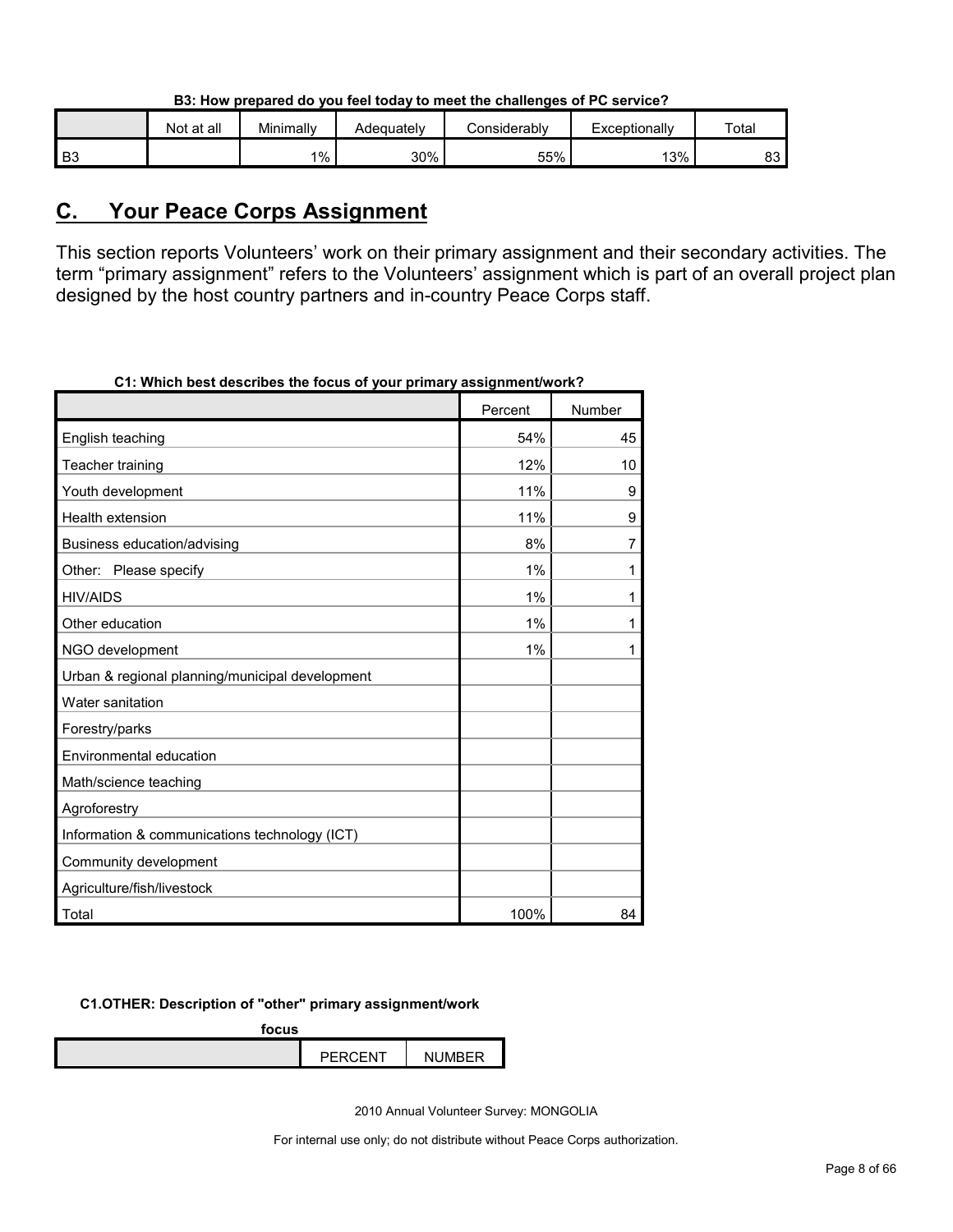**B3: How prepared do you feel today to meet the challenges of PC service?**

| | Not at all | Minimally | Adequately | Considerably | Exceptionally | Total |
|---|---|---|---|---|---|---|
| B3 | | 1% | 30% | 55% | 13% | 83 |

## C. Your Peace Corps Assignment

This section reports Volunteers' work on their primary assignment and their secondary activities. The term "primary assignment" refers to the Volunteers' assignment which is part of an overall project plan designed by the host country partners and in-country Peace Corps staff.

**C1: Which best describes the focus of your primary assignment/work?**

| | Percent | Number |
|---|---|---|
| English teaching | 54% | 45 |
| Teacher training | 12% | 10 |
| Youth development | 11% | 9 |
| Health extension | 11% | 9 |
| Business education/advising | 8% | 7 |
| Other: Please specify | 1% | 1 |
| HIV/AIDS | 1% | 1 |
| Other education | 1% | 1 |
| NGO development | 1% | 1 |
| Urban & regional planning/municipal development | | |
| Water sanitation | | |
| Forestry/parks | | |
| Environmental education | | |
| Math/science teaching | | |
| Agroforestry | | |
| Information & communications technology (ICT) | | |
| Community development | | |
| Agriculture/fish/livestock | | |
| Total | 100% | 84 |

**C1.OTHER: Description of "other" primary assignment/work focus**

| | PERCENT | NUMBER |
|---|---|---|

2010 Annual Volunteer Survey: MONGOLIA

For internal use only; do not distribute without Peace Corps authorization.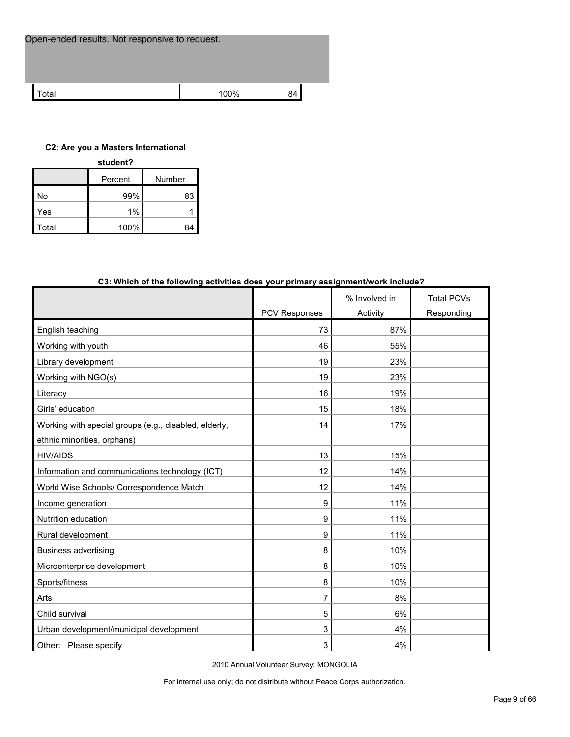Open-ended results. Not responsive to request.

| | | |
|---|---|---|
| Total | 100% | 84 |

**C2: Are you a Masters International student?**

| | Percent | Number |
|---|---|---|
| No | 99% | 83 |
| Yes | 1% | 1 |
| Total | 100% | 84 |

**C3: Which of the following activities does your primary assignment/work include?**

| | PCV Responses | % Involved in Activity | Total PCVs Responding |
|---|---|---|---|
| English teaching | 73 | 87% | |
| Working with youth | 46 | 55% | |
| Library development | 19 | 23% | |
| Working with NGO(s) | 19 | 23% | |
| Literacy | 16 | 19% | |
| Girls' education | 15 | 18% | |
| Working with special groups (e.g., disabled, elderly, ethnic minorities, orphans) | 14 | 17% | |
| HIV/AIDS | 13 | 15% | |
| Information and communications technology (ICT) | 12 | 14% | |
| World Wise Schools/ Correspondence Match | 12 | 14% | |
| Income generation | 9 | 11% | |
| Nutrition education | 9 | 11% | |
| Rural development | 9 | 11% | |
| Business advertising | 8 | 10% | |
| Microenterprise development | 8 | 10% | |
| Sports/fitness | 8 | 10% | |
| Arts | 7 | 8% | |
| Child survival | 5 | 6% | |
| Urban development/municipal development | 3 | 4% | |
| Other: Please specify | 3 | 4% | |

2010 Annual Volunteer Survey: MONGOLIA

For internal use only; do not distribute without Peace Corps authorization.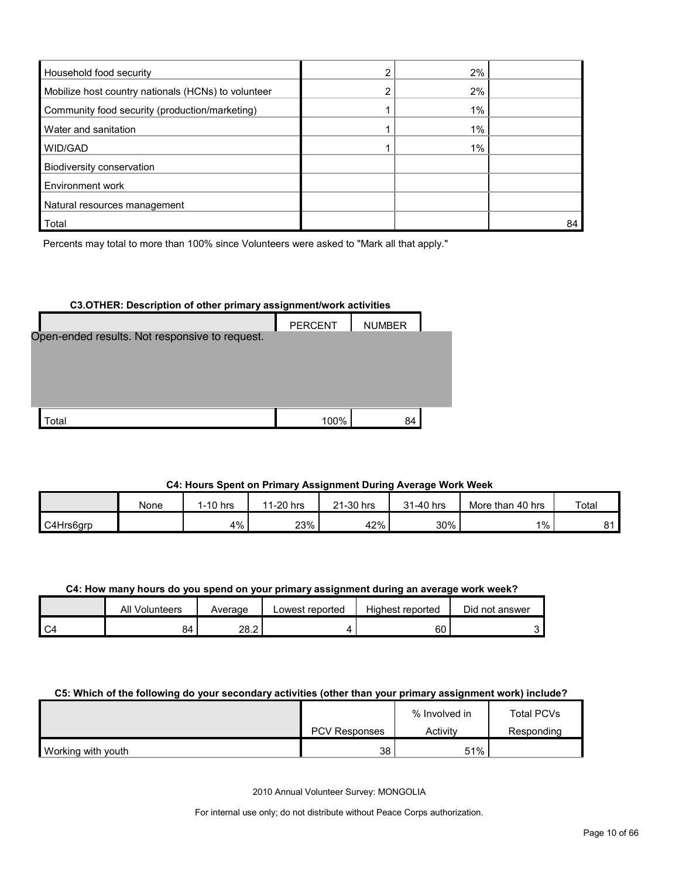| | | | |
|---|---|---|---|
| Household food security | 2 | 2% | |
| Mobilize host country nationals (HCNs) to volunteer | 2 | 2% | |
| Community food security (production/marketing) | 1 | 1% | |
| Water and sanitation | 1 | 1% | |
| WID/GAD | 1 | 1% | |
| Biodiversity conservation | | | |
| Environment work | | | |
| Natural resources management | | | |
| Total | | | 84 |

Percents may total to more than 100% since Volunteers were asked to "Mark all that apply."

**C3.OTHER: Description of other primary assignment/work activities**

| | PERCENT | NUMBER |
|---|---|---|
| Open-ended results. Not responsive to request. | | |
| Total | 100% | 84 |

**C4: Hours Spent on Primary Assignment During Average Work Week**

| | None | 1-10 hrs | 11-20 hrs | 21-30 hrs | 31-40 hrs | More than 40 hrs | Total |
|---|---|---|---|---|---|---|---|
| C4Hrs6grp | | 4% | 23% | 42% | 30% | 1% | 81 |

**C4: How many hours do you spend on your primary assignment during an average work week?**

| | All Volunteers | Average | Lowest reported | Highest reported | Did not answer |
|---|---|---|---|---|---|
| C4 | 84 | 28.2 | 4 | 60 | 3 |

**C5: Which of the following do your secondary activities (other than your primary assignment work) include?**

| | PCV Responses | % Involved in Activity | Total PCVs Responding |
|---|---|---|---|
| Working with youth | 38 | 51% | |

2010 Annual Volunteer Survey: MONGOLIA

For internal use only; do not distribute without Peace Corps authorization.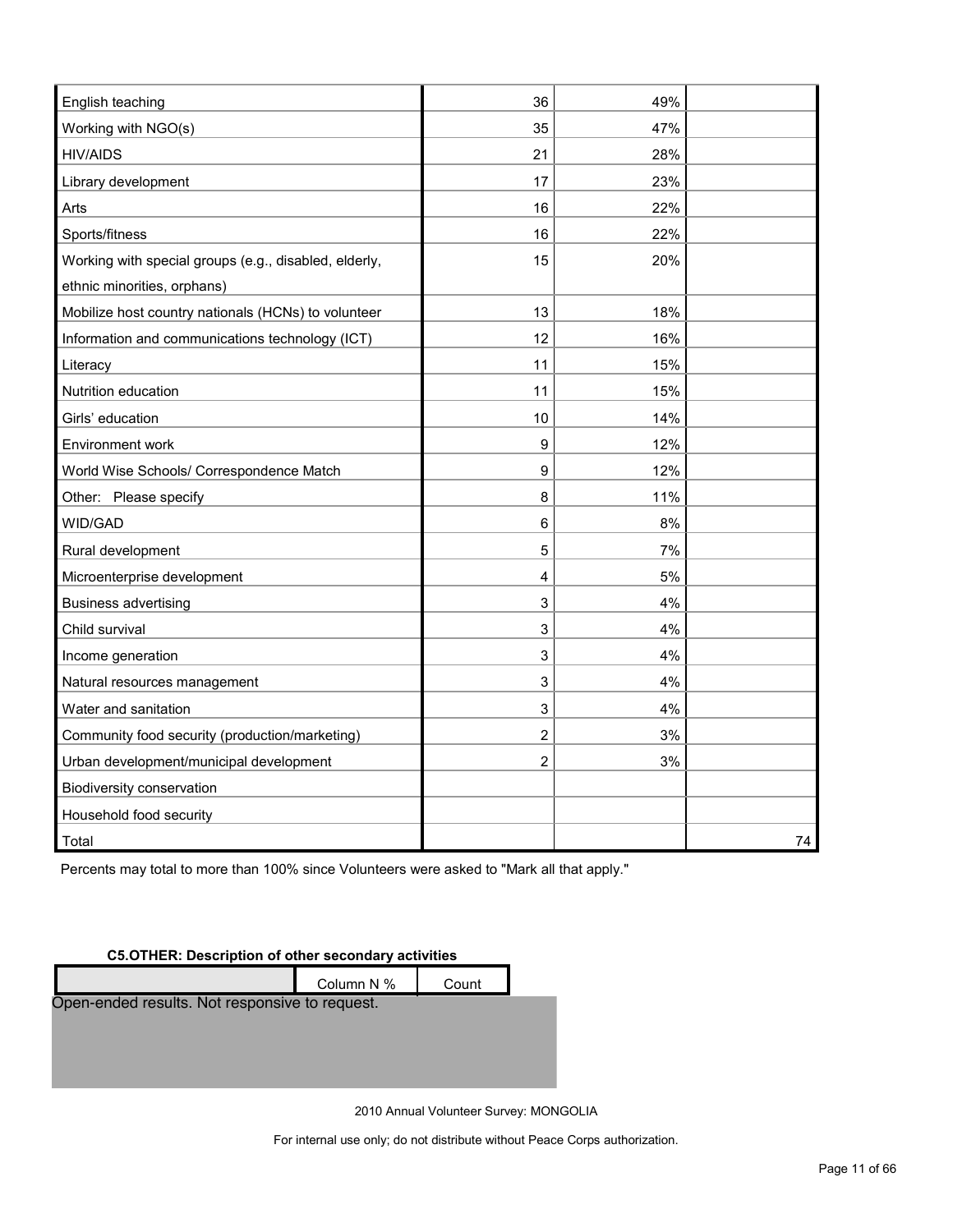| | | | |
|---|---|---|---|
| English teaching | 36 | 49% | |
| Working with NGO(s) | 35 | 47% | |
| HIV/AIDS | 21 | 28% | |
| Library development | 17 | 23% | |
| Arts | 16 | 22% | |
| Sports/fitness | 16 | 22% | |
| Working with special groups (e.g., disabled, elderly, ethnic minorities, orphans) | 15 | 20% | |
| Mobilize host country nationals (HCNs) to volunteer | 13 | 18% | |
| Information and communications technology (ICT) | 12 | 16% | |
| Literacy | 11 | 15% | |
| Nutrition education | 11 | 15% | |
| Girls' education | 10 | 14% | |
| Environment work | 9 | 12% | |
| World Wise Schools/ Correspondence Match | 9 | 12% | |
| Other: Please specify | 8 | 11% | |
| WID/GAD | 6 | 8% | |
| Rural development | 5 | 7% | |
| Microenterprise development | 4 | 5% | |
| Business advertising | 3 | 4% | |
| Child survival | 3 | 4% | |
| Income generation | 3 | 4% | |
| Natural resources management | 3 | 4% | |
| Water and sanitation | 3 | 4% | |
| Community food security (production/marketing) | 2 | 3% | |
| Urban development/municipal development | 2 | 3% | |
| Biodiversity conservation | | | |
| Household food security | | | |
| Total | | | 74 |

Percents may total to more than 100% since Volunteers were asked to "Mark all that apply."

**C5.OTHER: Description of other secondary activities**

| | Column N % | Count |
|---|---|---|

Open-ended results. Not responsive to request.

2010 Annual Volunteer Survey: MONGOLIA

For internal use only; do not distribute without Peace Corps authorization.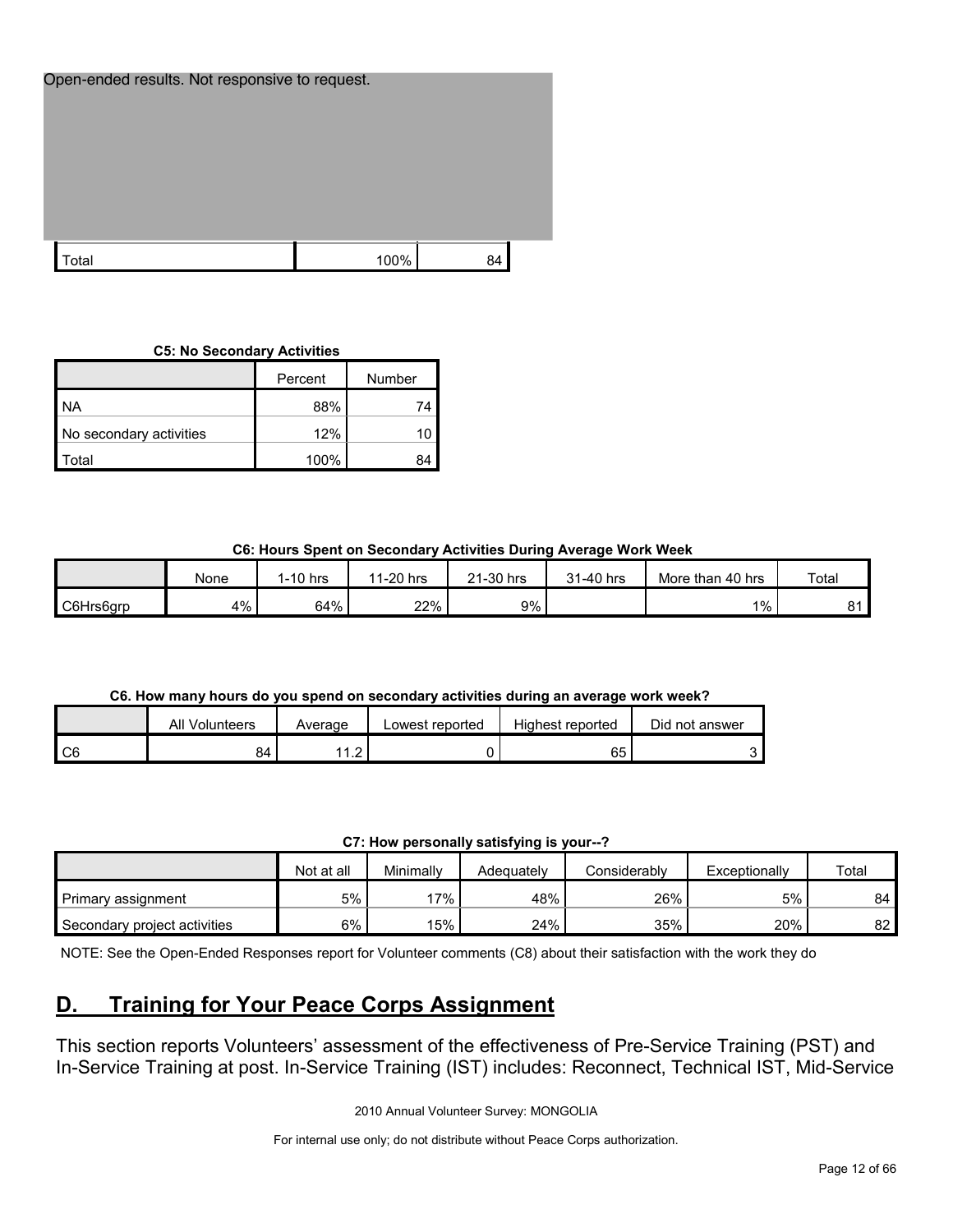Open-ended results. Not responsive to request.

| | | |
|---|---|---|
| Total | 100% | 84 |

**C5: No Secondary Activities**

| | Percent | Number |
|---|---|---|
| NA | 88% | 74 |
| No secondary activities | 12% | 10 |
| Total | 100% | 84 |

**C6: Hours Spent on Secondary Activities During Average Work Week**

| | None | 1-10 hrs | 11-20 hrs | 21-30 hrs | 31-40 hrs | More than 40 hrs | Total |
|---|---|---|---|---|---|---|---|
| C6Hrs6grp | 4% | 64% | 22% | 9% | | 1% | 81 |

**C6. How many hours do you spend on secondary activities during an average work week?**

| | All Volunteers | Average | Lowest reported | Highest reported | Did not answer |
|---|---|---|---|---|---|
| C6 | 84 | 11.2 | 0 | 65 | 3 |

**C7: How personally satisfying is your--?**

| | Not at all | Minimally | Adequately | Considerably | Exceptionally | Total |
|---|---|---|---|---|---|---|
| Primary assignment | 5% | 17% | 48% | 26% | 5% | 84 |
| Secondary project activities | 6% | 15% | 24% | 35% | 20% | 82 |

NOTE: See the Open-Ended Responses report for Volunteer comments (C8) about their satisfaction with the work they do

## D. Training for Your Peace Corps Assignment

This section reports Volunteers' assessment of the effectiveness of Pre-Service Training (PST) and In-Service Training at post. In-Service Training (IST) includes: Reconnect, Technical IST, Mid-Service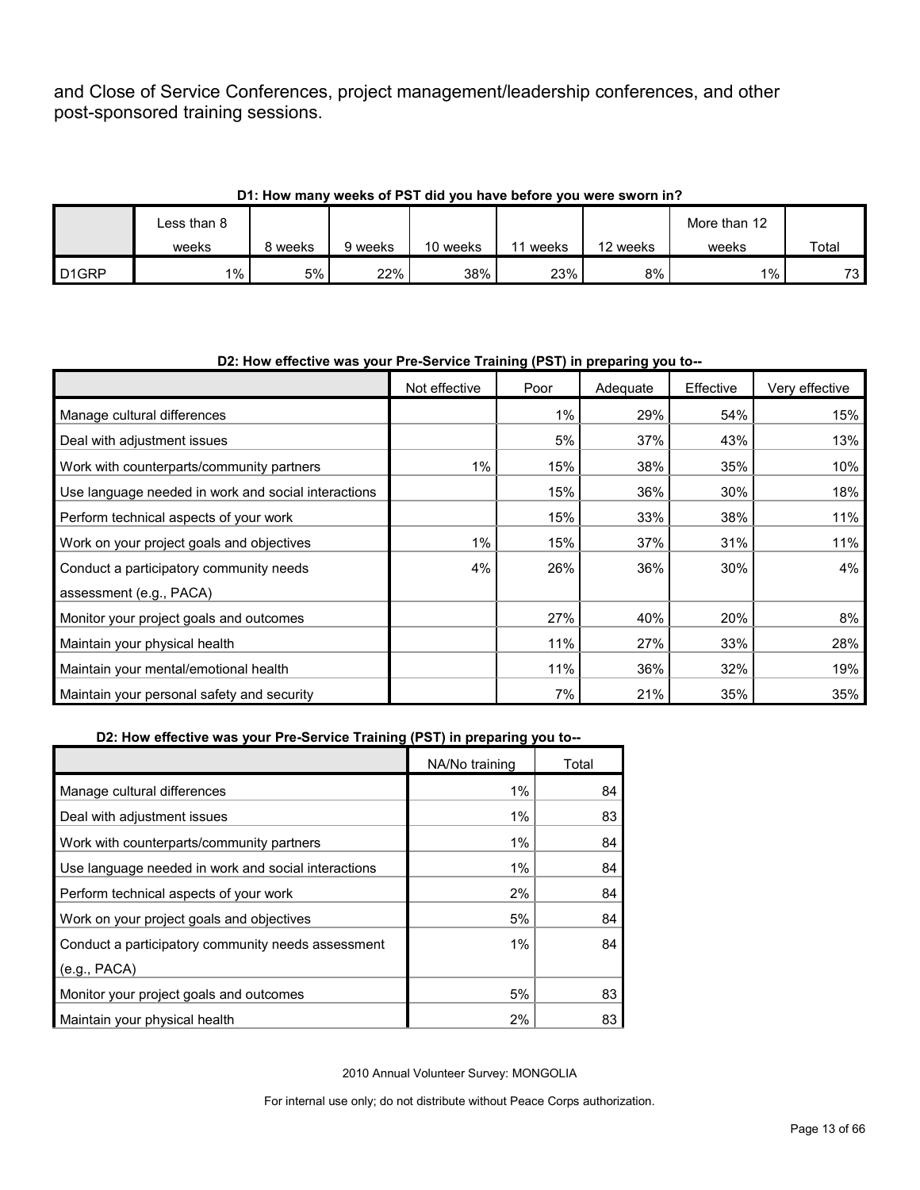and Close of Service Conferences, project management/leadership conferences, and other post-sponsored training sessions.

**D1: How many weeks of PST did you have before you were sworn in?**

| | Less than 8 weeks | 8 weeks | 9 weeks | 10 weeks | 11 weeks | 12 weeks | More than 12 weeks | Total |
|---|---|---|---|---|---|---|---|---|
| D1GRP | 1% | 5% | 22% | 38% | 23% | 8% | 1% | 73 |

**D2: How effective was your Pre-Service Training (PST) in preparing you to--**

| | Not effective | Poor | Adequate | Effective | Very effective |
|---|---|---|---|---|---|
| Manage cultural differences | | 1% | 29% | 54% | 15% |
| Deal with adjustment issues | | 5% | 37% | 43% | 13% |
| Work with counterparts/community partners | 1% | 15% | 38% | 35% | 10% |
| Use language needed in work and social interactions | | 15% | 36% | 30% | 18% |
| Perform technical aspects of your work | | 15% | 33% | 38% | 11% |
| Work on your project goals and objectives | 1% | 15% | 37% | 31% | 11% |
| Conduct a participatory community needs assessment (e.g., PACA) | 4% | 26% | 36% | 30% | 4% |
| Monitor your project goals and outcomes | | 27% | 40% | 20% | 8% |
| Maintain your physical health | | 11% | 27% | 33% | 28% |
| Maintain your mental/emotional health | | 11% | 36% | 32% | 19% |
| Maintain your personal safety and security | | 7% | 21% | 35% | 35% |

**D2: How effective was your Pre-Service Training (PST) in preparing you to--**

| | NA/No training | Total |
|---|---|---|
| Manage cultural differences | 1% | 84 |
| Deal with adjustment issues | 1% | 83 |
| Work with counterparts/community partners | 1% | 84 |
| Use language needed in work and social interactions | 1% | 84 |
| Perform technical aspects of your work | 2% | 84 |
| Work on your project goals and objectives | 5% | 84 |
| Conduct a participatory community needs assessment (e.g., PACA) | 1% | 84 |
| Monitor your project goals and outcomes | 5% | 83 |
| Maintain your physical health | 2% | 83 |

2010 Annual Volunteer Survey: MONGOLIA

For internal use only; do not distribute without Peace Corps authorization.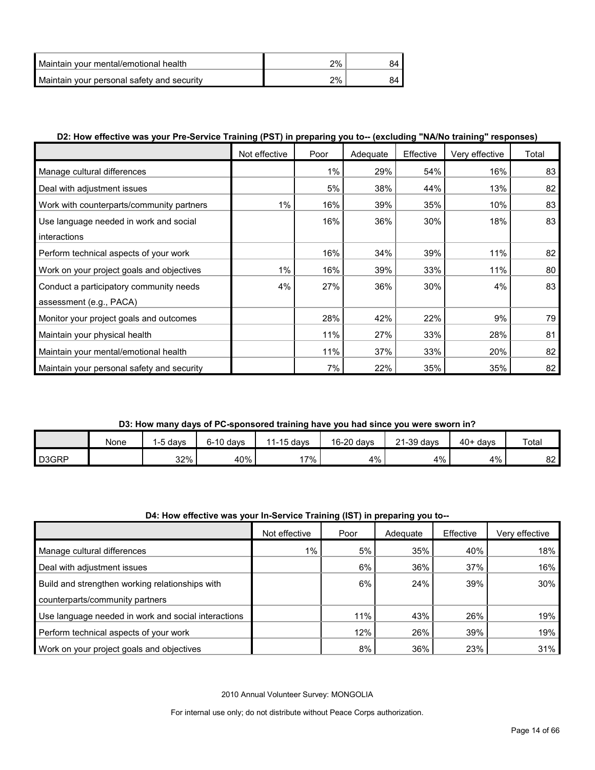| | | |
|---|---|---|
| Maintain your mental/emotional health | 2% | 84 |
| Maintain your personal safety and security | 2% | 84 |

**D2: How effective was your Pre-Service Training (PST) in preparing you to-- (excluding "NA/No training" responses)**

| | Not effective | Poor | Adequate | Effective | Very effective | Total |
|---|---|---|---|---|---|---|
| Manage cultural differences | | 1% | 29% | 54% | 16% | 83 |
| Deal with adjustment issues | | 5% | 38% | 44% | 13% | 82 |
| Work with counterparts/community partners | 1% | 16% | 39% | 35% | 10% | 83 |
| Use language needed in work and social interactions | | 16% | 36% | 30% | 18% | 83 |
| Perform technical aspects of your work | | 16% | 34% | 39% | 11% | 82 |
| Work on your project goals and objectives | 1% | 16% | 39% | 33% | 11% | 80 |
| Conduct a participatory community needs assessment (e.g., PACA) | 4% | 27% | 36% | 30% | 4% | 83 |
| Monitor your project goals and outcomes | | 28% | 42% | 22% | 9% | 79 |
| Maintain your physical health | | 11% | 27% | 33% | 28% | 81 |
| Maintain your mental/emotional health | | 11% | 37% | 33% | 20% | 82 |
| Maintain your personal safety and security | | 7% | 22% | 35% | 35% | 82 |

**D3: How many days of PC-sponsored training have you had since you were sworn in?**

| | None | 1-5 days | 6-10 days | 11-15 days | 16-20 days | 21-39 days | 40+ days | Total |
|---|---|---|---|---|---|---|---|---|
| D3GRP | | 32% | 40% | 17% | 4% | 4% | 4% | 82 |

**D4: How effective was your In-Service Training (IST) in preparing you to--**

| | Not effective | Poor | Adequate | Effective | Very effective |
|---|---|---|---|---|---|
| Manage cultural differences | 1% | 5% | 35% | 40% | 18% |
| Deal with adjustment issues | | 6% | 36% | 37% | 16% |
| Build and strengthen working relationships with counterparts/community partners | | 6% | 24% | 39% | 30% |
| Use language needed in work and social interactions | | 11% | 43% | 26% | 19% |
| Perform technical aspects of your work | | 12% | 26% | 39% | 19% |
| Work on your project goals and objectives | | 8% | 36% | 23% | 31% |

2010 Annual Volunteer Survey: MONGOLIA

For internal use only; do not distribute without Peace Corps authorization.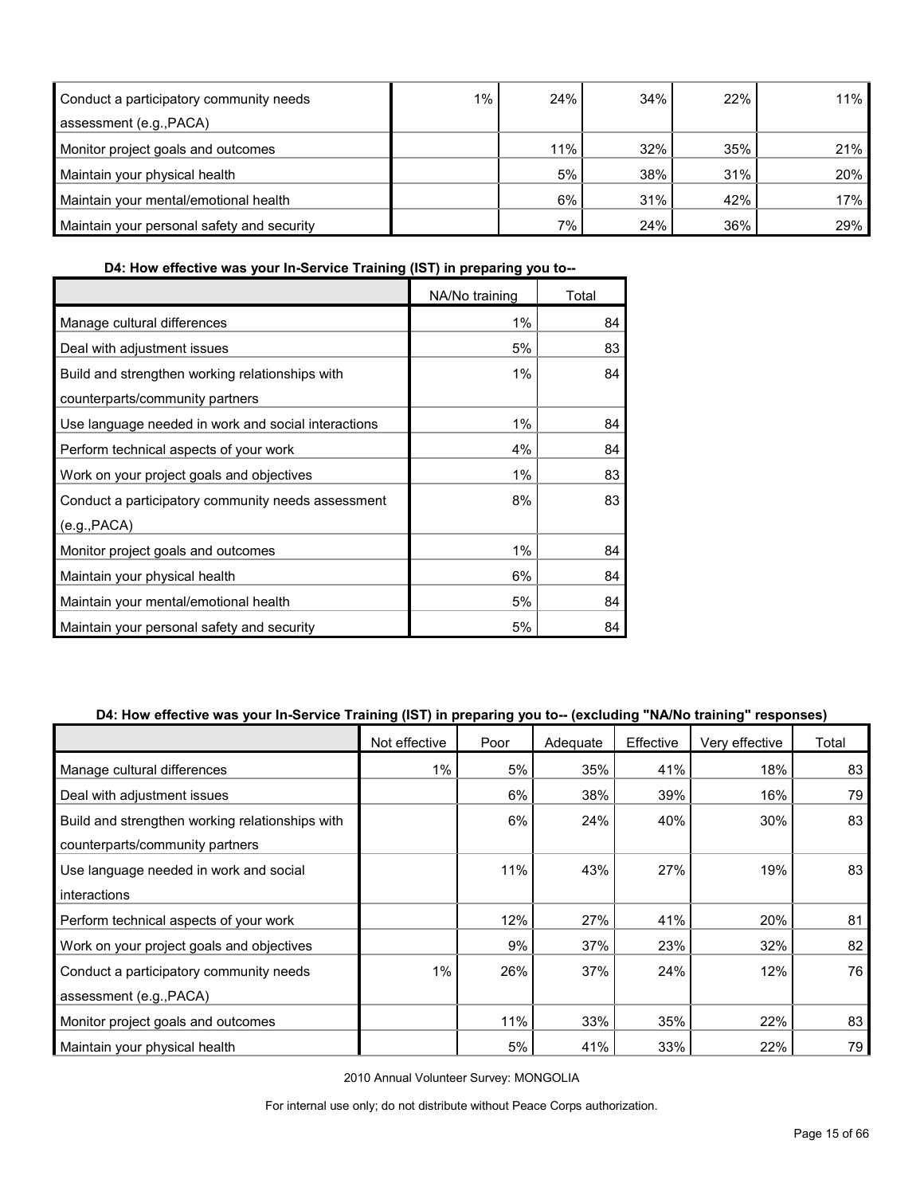| | | | | | |
|---|---|---|---|---|---|
| Conduct a participatory community needs assessment (e.g.,PACA) | 1% | 24% | 34% | 22% | 11% |
| Monitor project goals and outcomes | | 11% | 32% | 35% | 21% |
| Maintain your physical health | | 5% | 38% | 31% | 20% |
| Maintain your mental/emotional health | | 6% | 31% | 42% | 17% |
| Maintain your personal safety and security | | 7% | 24% | 36% | 29% |

**D4: How effective was your In-Service Training (IST) in preparing you to--**

| | NA/No training | Total |
|---|---|---|
| Manage cultural differences | 1% | 84 |
| Deal with adjustment issues | 5% | 83 |
| Build and strengthen working relationships with counterparts/community partners | 1% | 84 |
| Use language needed in work and social interactions | 1% | 84 |
| Perform technical aspects of your work | 4% | 84 |
| Work on your project goals and objectives | 1% | 83 |
| Conduct a participatory community needs assessment (e.g.,PACA) | 8% | 83 |
| Monitor project goals and outcomes | 1% | 84 |
| Maintain your physical health | 6% | 84 |
| Maintain your mental/emotional health | 5% | 84 |
| Maintain your personal safety and security | 5% | 84 |

**D4: How effective was your In-Service Training (IST) in preparing you to-- (excluding "NA/No training" responses)**

| | Not effective | Poor | Adequate | Effective | Very effective | Total |
|---|---|---|---|---|---|---|
| Manage cultural differences | 1% | 5% | 35% | 41% | 18% | 83 |
| Deal with adjustment issues | | 6% | 38% | 39% | 16% | 79 |
| Build and strengthen working relationships with counterparts/community partners | | 6% | 24% | 40% | 30% | 83 |
| Use language needed in work and social interactions | | 11% | 43% | 27% | 19% | 83 |
| Perform technical aspects of your work | | 12% | 27% | 41% | 20% | 81 |
| Work on your project goals and objectives | | 9% | 37% | 23% | 32% | 82 |
| Conduct a participatory community needs assessment (e.g.,PACA) | 1% | 26% | 37% | 24% | 12% | 76 |
| Monitor project goals and outcomes | | 11% | 33% | 35% | 22% | 83 |
| Maintain your physical health | | 5% | 41% | 33% | 22% | 79 |

2010 Annual Volunteer Survey: MONGOLIA

For internal use only; do not distribute without Peace Corps authorization.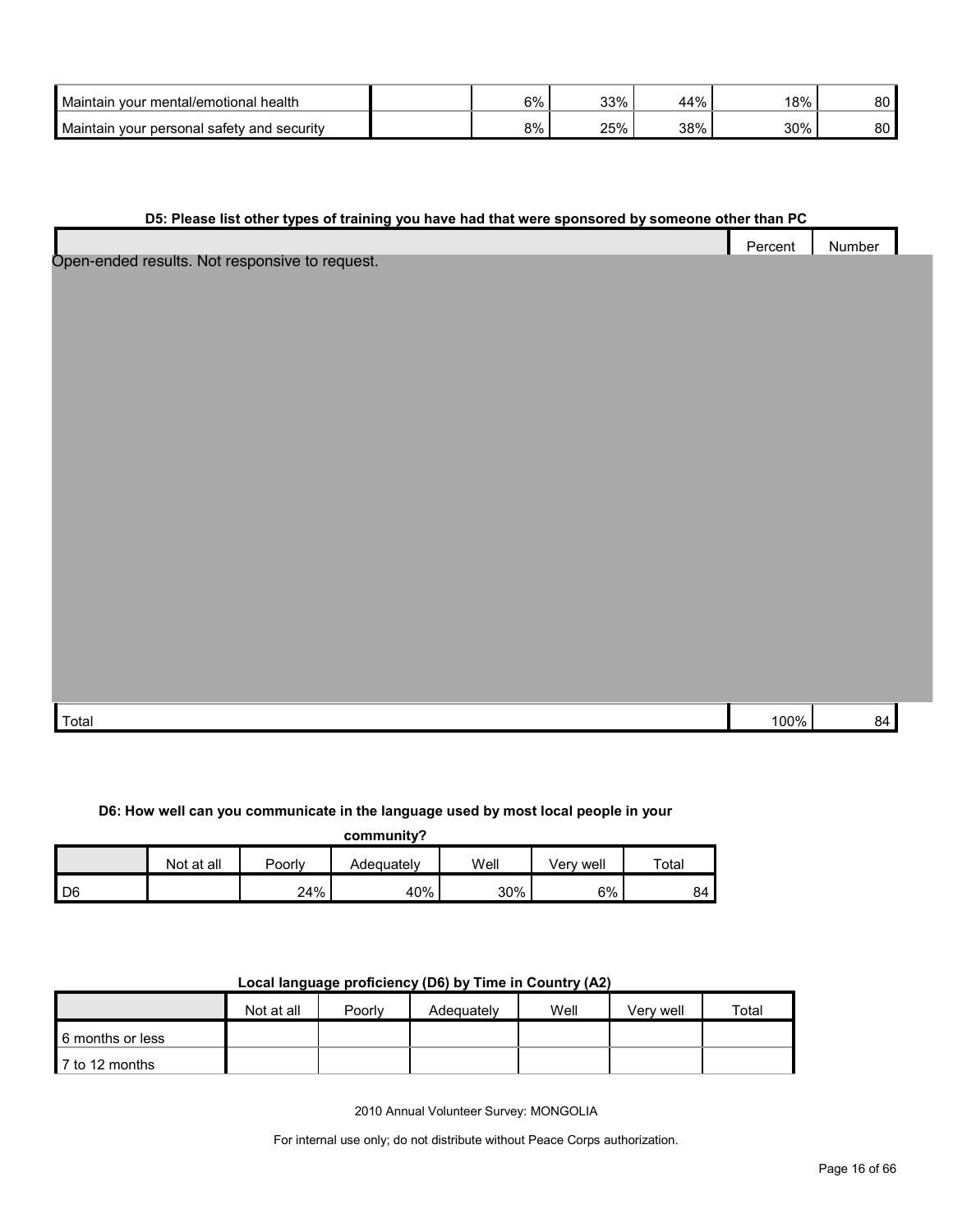| Maintain your mental/emotional health | | 6% | 33% | 44% | 18% | 80 |
|---|---|---|---|---|---|---|
| Maintain your personal safety and security | | 8% | 25% | 38% | 30% | 80 |

**D5: Please list other types of training you have had that were sponsored by someone other than PC**

| | Percent | Number |
|---|---|---|
| Open-ended results. Not responsive to request. | | |
| Total | 100% | 84 |

**D6: How well can you communicate in the language used by most local people in your community?**

| | Not at all | Poorly | Adequately | Well | Very well | Total |
|---|---|---|---|---|---|---|
| D6 | | 24% | 40% | 30% | 6% | 84 |

**Local language proficiency (D6) by Time in Country (A2)**

| | Not at all | Poorly | Adequately | Well | Very well | Total |
|---|---|---|---|---|---|---|
| 6 months or less | | | | | | |
| 7 to 12 months | | | | | | |

2010 Annual Volunteer Survey: MONGOLIA

For internal use only; do not distribute without Peace Corps authorization.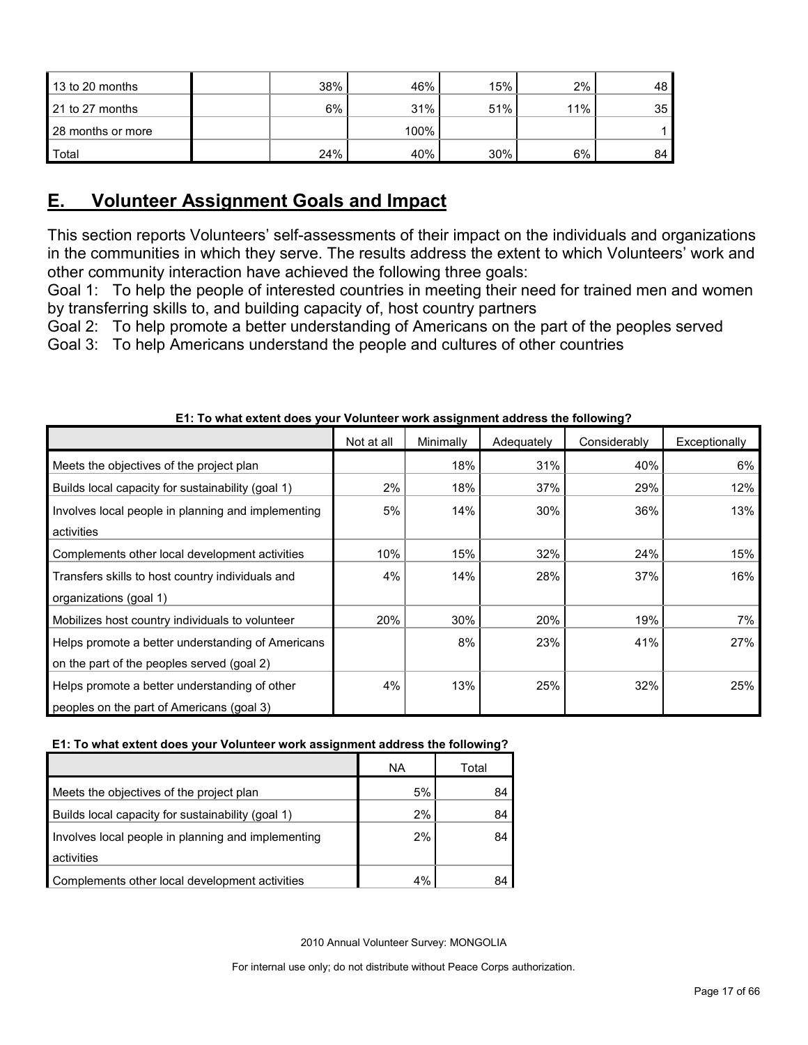| 13 to 20 months | | 38% | 46% | 15% | 2% | 48 |
|---|---|---|---|---|---|---|
| 21 to 27 months | | 6% | 31% | 51% | 11% | 35 |
| 28 months or more | | | 100% | | | 1 |
| Total | | 24% | 40% | 30% | 6% | 84 |

## E. Volunteer Assignment Goals and Impact

This section reports Volunteers' self-assessments of their impact on the individuals and organizations in the communities in which they serve. The results address the extent to which Volunteers' work and other community interaction have achieved the following three goals:

Goal 1: To help the people of interested countries in meeting their need for trained men and women by transferring skills to, and building capacity of, host country partners

Goal 2: To help promote a better understanding of Americans on the part of the peoples served

Goal 3: To help Americans understand the people and cultures of other countries

**E1: To what extent does your Volunteer work assignment address the following?**

| | Not at all | Minimally | Adequately | Considerably | Exceptionally |
|---|---|---|---|---|---|
| Meets the objectives of the project plan | | 18% | 31% | 40% | 6% |
| Builds local capacity for sustainability (goal 1) | 2% | 18% | 37% | 29% | 12% |
| Involves local people in planning and implementing activities | 5% | 14% | 30% | 36% | 13% |
| Complements other local development activities | 10% | 15% | 32% | 24% | 15% |
| Transfers skills to host country individuals and organizations (goal 1) | 4% | 14% | 28% | 37% | 16% |
| Mobilizes host country individuals to volunteer | 20% | 30% | 20% | 19% | 7% |
| Helps promote a better understanding of Americans on the part of the peoples served (goal 2) | | 8% | 23% | 41% | 27% |
| Helps promote a better understanding of other peoples on the part of Americans (goal 3) | 4% | 13% | 25% | 32% | 25% |

**E1: To what extent does your Volunteer work assignment address the following?**

| | NA | Total |
|---|---|---|
| Meets the objectives of the project plan | 5% | 84 |
| Builds local capacity for sustainability (goal 1) | 2% | 84 |
| Involves local people in planning and implementing activities | 2% | 84 |
| Complements other local development activities | 4% | 84 |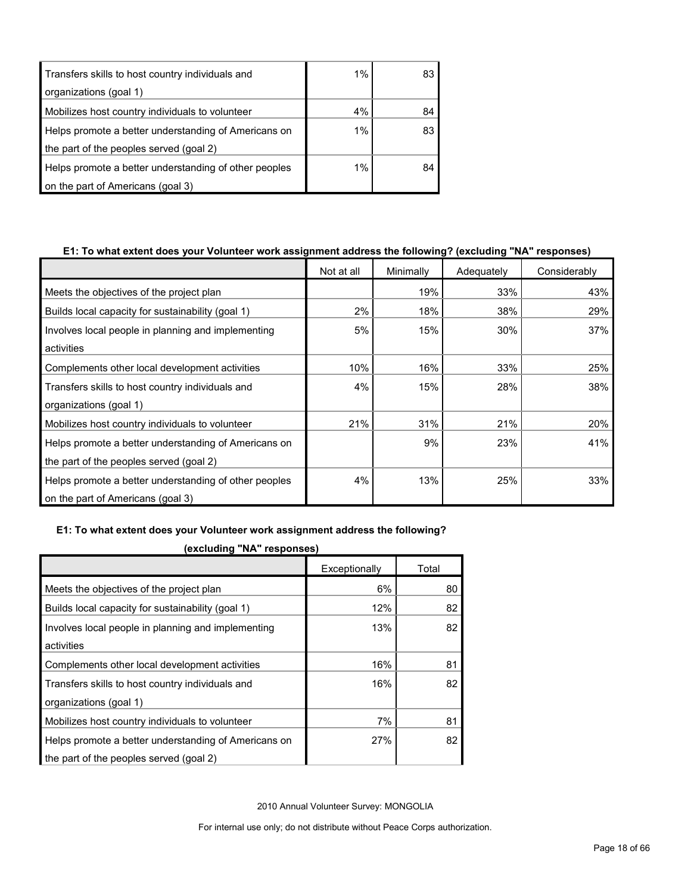| | | |
|---|---|---|
| Transfers skills to host country individuals and organizations (goal 1) | 1% | 83 |
| Mobilizes host country individuals to volunteer | 4% | 84 |
| Helps promote a better understanding of Americans on the part of the peoples served (goal 2) | 1% | 83 |
| Helps promote a better understanding of other peoples on the part of Americans (goal 3) | 1% | 84 |

**E1: To what extent does your Volunteer work assignment address the following? (excluding "NA" responses)**

| | Not at all | Minimally | Adequately | Considerably |
|---|---|---|---|---|
| Meets the objectives of the project plan | | 19% | 33% | 43% |
| Builds local capacity for sustainability (goal 1) | 2% | 18% | 38% | 29% |
| Involves local people in planning and implementing activities | 5% | 15% | 30% | 37% |
| Complements other local development activities | 10% | 16% | 33% | 25% |
| Transfers skills to host country individuals and organizations (goal 1) | 4% | 15% | 28% | 38% |
| Mobilizes host country individuals to volunteer | 21% | 31% | 21% | 20% |
| Helps promote a better understanding of Americans on the part of the peoples served (goal 2) | | 9% | 23% | 41% |
| Helps promote a better understanding of other peoples on the part of Americans (goal 3) | 4% | 13% | 25% | 33% |

**E1: To what extent does your Volunteer work assignment address the following? (excluding "NA" responses)**

| | Exceptionally | Total |
|---|---|---|
| Meets the objectives of the project plan | 6% | 80 |
| Builds local capacity for sustainability (goal 1) | 12% | 82 |
| Involves local people in planning and implementing activities | 13% | 82 |
| Complements other local development activities | 16% | 81 |
| Transfers skills to host country individuals and organizations (goal 1) | 16% | 82 |
| Mobilizes host country individuals to volunteer | 7% | 81 |
| Helps promote a better understanding of Americans on the part of the peoples served (goal 2) | 27% | 82 |

2010 Annual Volunteer Survey: MONGOLIA

For internal use only; do not distribute without Peace Corps authorization.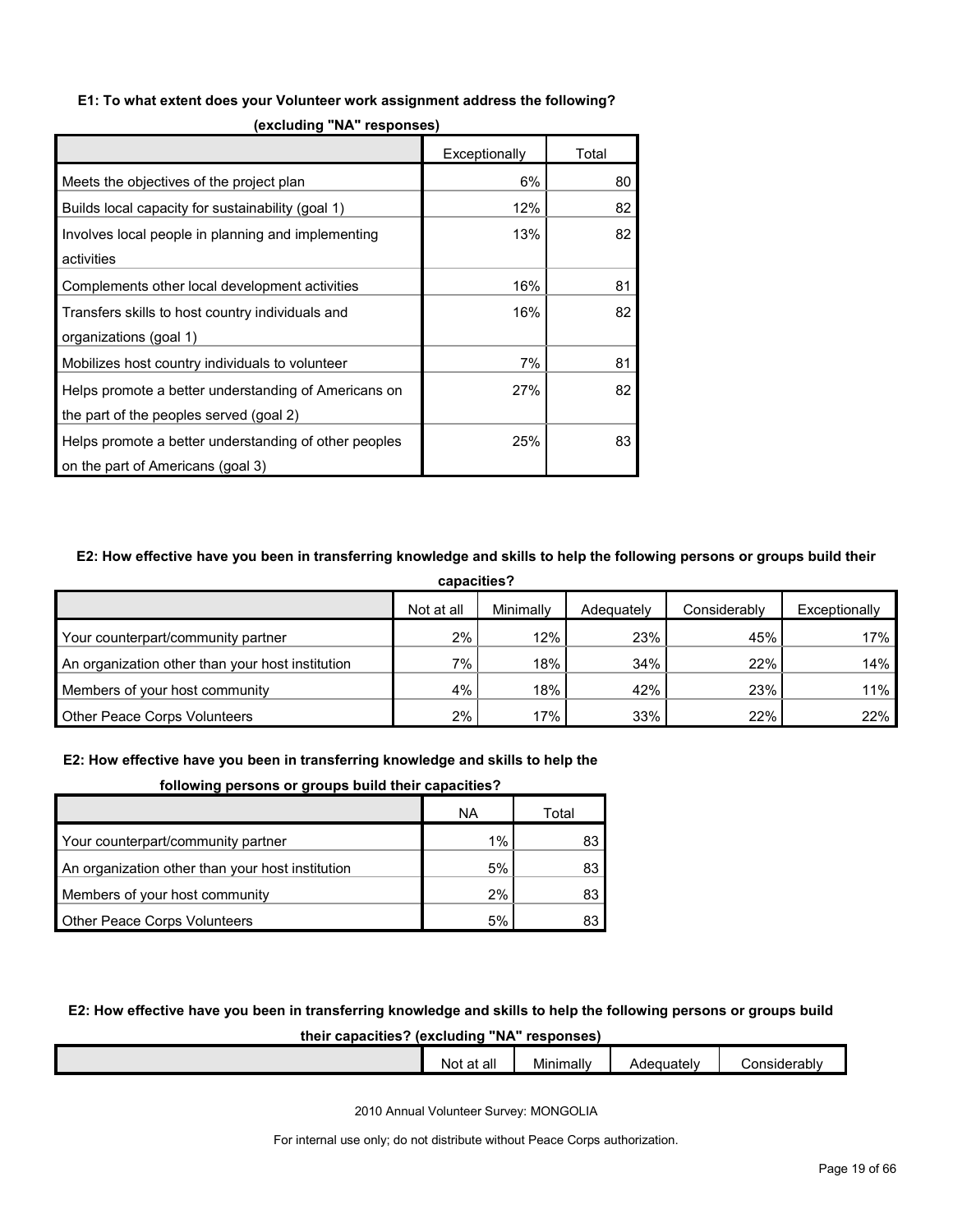**E1: To what extent does your Volunteer work assignment address the following? (excluding "NA" responses)**

| | Exceptionally | Total |
|---|---|---|
| Meets the objectives of the project plan | 6% | 80 |
| Builds local capacity for sustainability (goal 1) | 12% | 82 |
| Involves local people in planning and implementing activities | 13% | 82 |
| Complements other local development activities | 16% | 81 |
| Transfers skills to host country individuals and organizations (goal 1) | 16% | 82 |
| Mobilizes host country individuals to volunteer | 7% | 81 |
| Helps promote a better understanding of Americans on the part of the peoples served (goal 2) | 27% | 82 |
| Helps promote a better understanding of other peoples on the part of Americans (goal 3) | 25% | 83 |

**E2: How effective have you been in transferring knowledge and skills to help the following persons or groups build their capacities?**

| | Not at all | Minimally | Adequately | Considerably | Exceptionally |
|---|---|---|---|---|---|
| Your counterpart/community partner | 2% | 12% | 23% | 45% | 17% |
| An organization other than your host institution | 7% | 18% | 34% | 22% | 14% |
| Members of your host community | 4% | 18% | 42% | 23% | 11% |
| Other Peace Corps Volunteers | 2% | 17% | 33% | 22% | 22% |

**E2: How effective have you been in transferring knowledge and skills to help the following persons or groups build their capacities?**

| | NA | Total |
|---|---|---|
| Your counterpart/community partner | 1% | 83 |
| An organization other than your host institution | 5% | 83 |
| Members of your host community | 2% | 83 |
| Other Peace Corps Volunteers | 5% | 83 |

**E2: How effective have you been in transferring knowledge and skills to help the following persons or groups build their capacities? (excluding "NA" responses)**

| | Not at all | Minimally | Adequately | Considerably |
|---|---|---|---|---|

2010 Annual Volunteer Survey: MONGOLIA

For internal use only; do not distribute without Peace Corps authorization.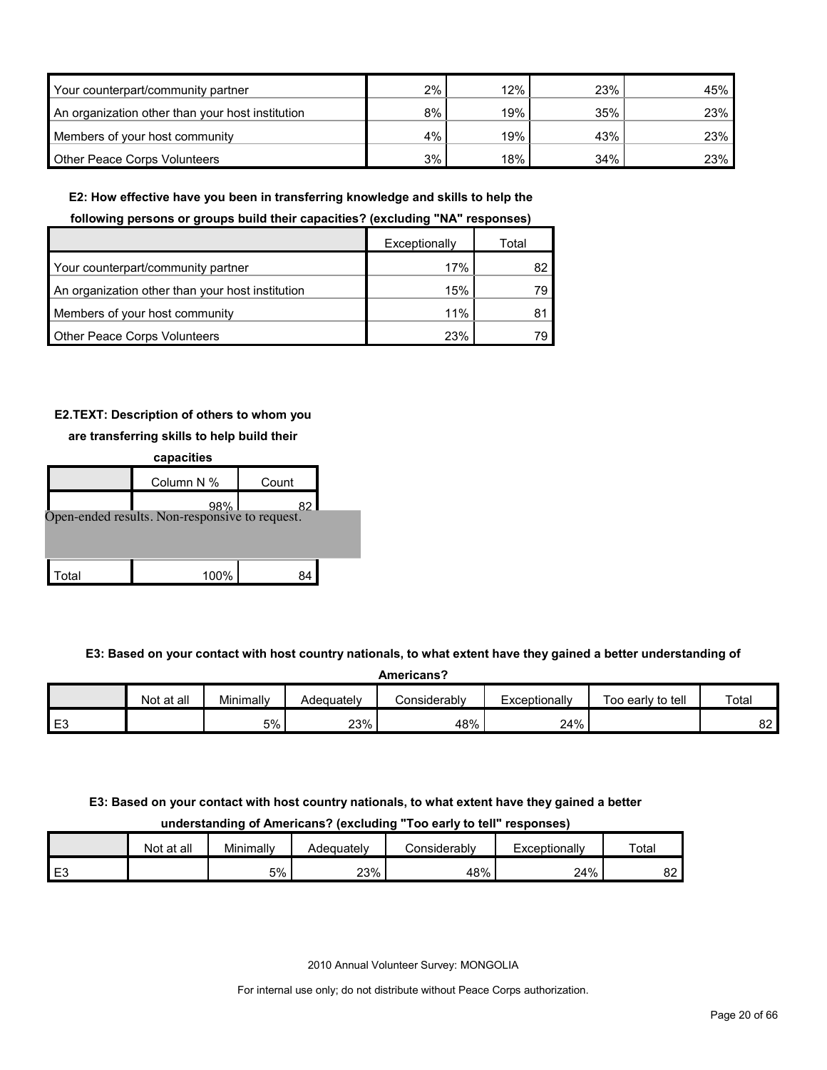| | | | | |
|---|---|---|---|---|
| Your counterpart/community partner | 2% | 12% | 23% | 45% |
| An organization other than your host institution | 8% | 19% | 35% | 23% |
| Members of your host community | 4% | 19% | 43% | 23% |
| Other Peace Corps Volunteers | 3% | 18% | 34% | 23% |

**E2: How effective have you been in transferring knowledge and skills to help the following persons or groups build their capacities? (excluding "NA" responses)**

| | Exceptionally | Total |
|---|---|---|
| Your counterpart/community partner | 17% | 82 |
| An organization other than your host institution | 15% | 79 |
| Members of your host community | 11% | 81 |
| Other Peace Corps Volunteers | 23% | 79 |

**E2.TEXT: Description of others to whom you are transferring skills to help build their capacities**

| | Column N % | Count |
|---|---|---|
| | 98% | 82 |
| Total | 100% | 84 |

Open-ended results. Non-responsive to request.

**E3: Based on your contact with host country nationals, to what extent have they gained a better understanding of Americans?**

| | Not at all | Minimally | Adequately | Considerably | Exceptionally | Too early to tell | Total |
|---|---|---|---|---|---|---|---|
| E3 | | 5% | 23% | 48% | 24% | | 82 |

**E3: Based on your contact with host country nationals, to what extent have they gained a better understanding of Americans? (excluding "Too early to tell" responses)**

| | Not at all | Minimally | Adequately | Considerably | Exceptionally | Total |
|---|---|---|---|---|---|---|
| E3 | | 5% | 23% | 48% | 24% | 82 |

2010 Annual Volunteer Survey: MONGOLIA

For internal use only; do not distribute without Peace Corps authorization.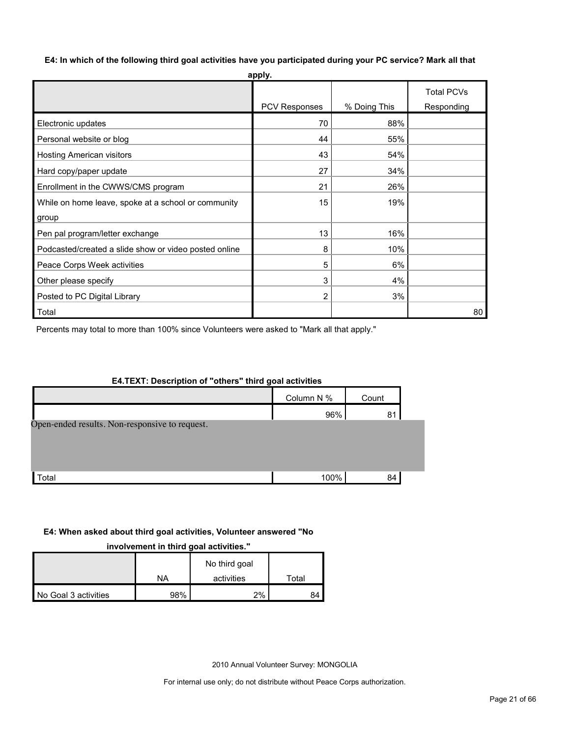**E4: In which of the following third goal activities have you participated during your PC service? Mark all that apply.**

| | PCV Responses | % Doing This | Total PCVs Responding |
|---|---|---|---|
| Electronic updates | 70 | 88% | |
| Personal website or blog | 44 | 55% | |
| Hosting American visitors | 43 | 54% | |
| Hard copy/paper update | 27 | 34% | |
| Enrollment in the CWWS/CMS program | 21 | 26% | |
| While on home leave, spoke at a school or community group | 15 | 19% | |
| Pen pal program/letter exchange | 13 | 16% | |
| Podcasted/created a slide show or video posted online | 8 | 10% | |
| Peace Corps Week activities | 5 | 6% | |
| Other please specify | 3 | 4% | |
| Posted to PC Digital Library | 2 | 3% | |
| Total | | | 80 |

Percents may total to more than 100% since Volunteers were asked to "Mark all that apply."

**E4.TEXT: Description of "others" third goal activities**

| | Column N % | Count |
|---|---|---|
| | 96% | 81 |
| Open-ended results. Non-responsive to request. | | |
| Total | 100% | 84 |

**E4: When asked about third goal activities, Volunteer answered "No involvement in third goal activities."**

| | NA | No third goal activities | Total |
|---|---|---|---|
| No Goal 3 activities | 98% | 2% | 84 |

2010 Annual Volunteer Survey: MONGOLIA

For internal use only; do not distribute without Peace Corps authorization.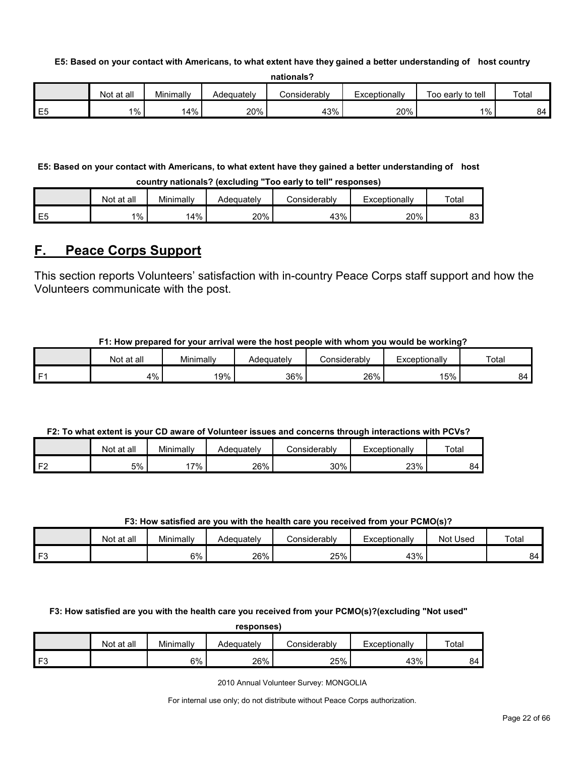**E5: Based on your contact with Americans, to what extent have they gained a better understanding of host country nationals?**

| | Not at all | Minimally | Adequately | Considerably | Exceptionally | Too early to tell | Total |
|---|---|---|---|---|---|---|---|
| E5 | 1% | 14% | 20% | 43% | 20% | 1% | 84 |

**E5: Based on your contact with Americans, to what extent have they gained a better understanding of host country nationals? (excluding "Too early to tell" responses)**

| | Not at all | Minimally | Adequately | Considerably | Exceptionally | Total |
|---|---|---|---|---|---|---|
| E5 | 1% | 14% | 20% | 43% | 20% | 83 |

## F. Peace Corps Support

This section reports Volunteers' satisfaction with in-country Peace Corps staff support and how the Volunteers communicate with the post.

**F1: How prepared for your arrival were the host people with whom you would be working?**

| | Not at all | Minimally | Adequately | Considerably | Exceptionally | Total |
|---|---|---|---|---|---|---|
| F1 | 4% | 19% | 36% | 26% | 15% | 84 |

**F2: To what extent is your CD aware of Volunteer issues and concerns through interactions with PCVs?**

| | Not at all | Minimally | Adequately | Considerably | Exceptionally | Total |
|---|---|---|---|---|---|---|
| F2 | 5% | 17% | 26% | 30% | 23% | 84 |

**F3: How satisfied are you with the health care you received from your PCMO(s)?**

| | Not at all | Minimally | Adequately | Considerably | Exceptionally | Not Used | Total |
|---|---|---|---|---|---|---|---|
| F3 | | 6% | 26% | 25% | 43% | | 84 |

**F3: How satisfied are you with the health care you received from your PCMO(s)?(excluding "Not used" responses)**

| | Not at all | Minimally | Adequately | Considerably | Exceptionally | Total |
|---|---|---|---|---|---|---|
| F3 | | 6% | 26% | 25% | 43% | 84 |

2010 Annual Volunteer Survey: MONGOLIA

For internal use only; do not distribute without Peace Corps authorization.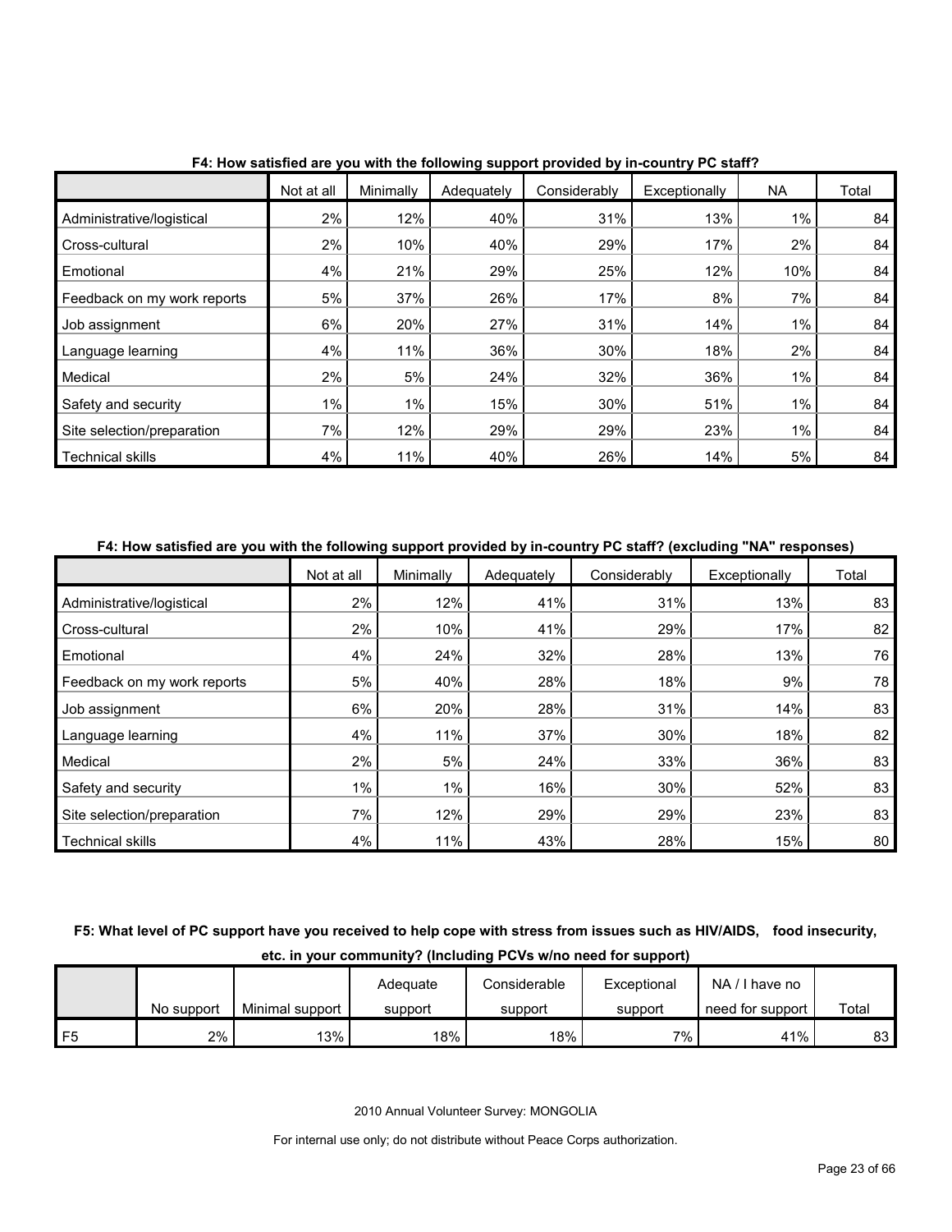**F4: How satisfied are you with the following support provided by in-country PC staff?**

| | Not at all | Minimally | Adequately | Considerably | Exceptionally | NA | Total |
|---|---|---|---|---|---|---|---|
| Administrative/logistical | 2% | 12% | 40% | 31% | 13% | 1% | 84 |
| Cross-cultural | 2% | 10% | 40% | 29% | 17% | 2% | 84 |
| Emotional | 4% | 21% | 29% | 25% | 12% | 10% | 84 |
| Feedback on my work reports | 5% | 37% | 26% | 17% | 8% | 7% | 84 |
| Job assignment | 6% | 20% | 27% | 31% | 14% | 1% | 84 |
| Language learning | 4% | 11% | 36% | 30% | 18% | 2% | 84 |
| Medical | 2% | 5% | 24% | 32% | 36% | 1% | 84 |
| Safety and security | 1% | 1% | 15% | 30% | 51% | 1% | 84 |
| Site selection/preparation | 7% | 12% | 29% | 29% | 23% | 1% | 84 |
| Technical skills | 4% | 11% | 40% | 26% | 14% | 5% | 84 |

**F4: How satisfied are you with the following support provided by in-country PC staff? (excluding "NA" responses)**

| | Not at all | Minimally | Adequately | Considerably | Exceptionally | Total |
|---|---|---|---|---|---|---|
| Administrative/logistical | 2% | 12% | 41% | 31% | 13% | 83 |
| Cross-cultural | 2% | 10% | 41% | 29% | 17% | 82 |
| Emotional | 4% | 24% | 32% | 28% | 13% | 76 |
| Feedback on my work reports | 5% | 40% | 28% | 18% | 9% | 78 |
| Job assignment | 6% | 20% | 28% | 31% | 14% | 83 |
| Language learning | 4% | 11% | 37% | 30% | 18% | 82 |
| Medical | 2% | 5% | 24% | 33% | 36% | 83 |
| Safety and security | 1% | 1% | 16% | 30% | 52% | 83 |
| Site selection/preparation | 7% | 12% | 29% | 29% | 23% | 83 |
| Technical skills | 4% | 11% | 43% | 28% | 15% | 80 |

**F5: What level of PC support have you received to help cope with stress from issues such as HIV/AIDS, food insecurity, etc. in your community? (Including PCVs w/no need for support)**

| | No support | Minimal support | Adequate support | Considerable support | Exceptional support | NA / I have no need for support | Total |
|---|---|---|---|---|---|---|---|
| F5 | 2% | 13% | 18% | 18% | 7% | 41% | 83 |

2010 Annual Volunteer Survey: MONGOLIA

For internal use only; do not distribute without Peace Corps authorization.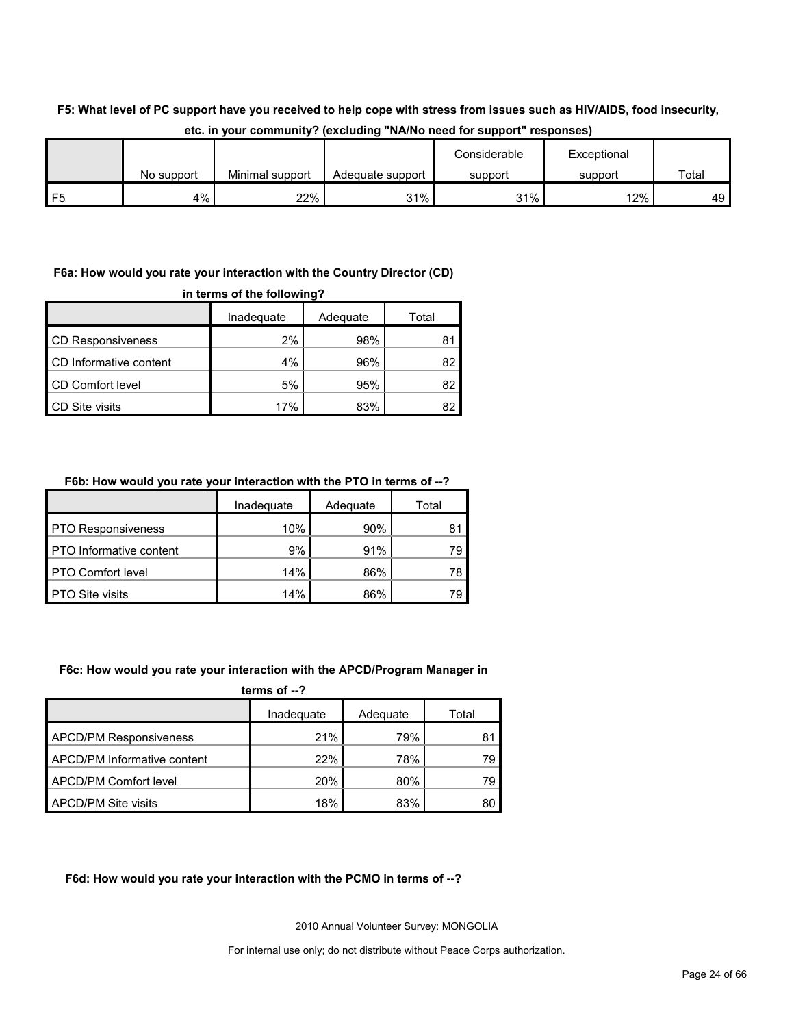**F5: What level of PC support have you received to help cope with stress from issues such as HIV/AIDS, food insecurity, etc. in your community? (excluding "NA/No need for support" responses)**

| | No support | Minimal support | Adequate support | Considerable support | Exceptional support | Total |
|---|---|---|---|---|---|---|
| F5 | 4% | 22% | 31% | 31% | 12% | 49 |

**F6a: How would you rate your interaction with the Country Director (CD) in terms of the following?**

| | Inadequate | Adequate | Total |
|---|---|---|---|
| CD Responsiveness | 2% | 98% | 81 |
| CD Informative content | 4% | 96% | 82 |
| CD Comfort level | 5% | 95% | 82 |
| CD Site visits | 17% | 83% | 82 |

**F6b: How would you rate your interaction with the PTO in terms of --?**

| | Inadequate | Adequate | Total |
|---|---|---|---|
| PTO Responsiveness | 10% | 90% | 81 |
| PTO Informative content | 9% | 91% | 79 |
| PTO Comfort level | 14% | 86% | 78 |
| PTO Site visits | 14% | 86% | 79 |

**F6c: How would you rate your interaction with the APCD/Program Manager in terms of --?**

| | Inadequate | Adequate | Total |
|---|---|---|---|
| APCD/PM Responsiveness | 21% | 79% | 81 |
| APCD/PM Informative content | 22% | 78% | 79 |
| APCD/PM Comfort level | 20% | 80% | 79 |
| APCD/PM Site visits | 18% | 83% | 80 |

**F6d: How would you rate your interaction with the PCMO in terms of --?**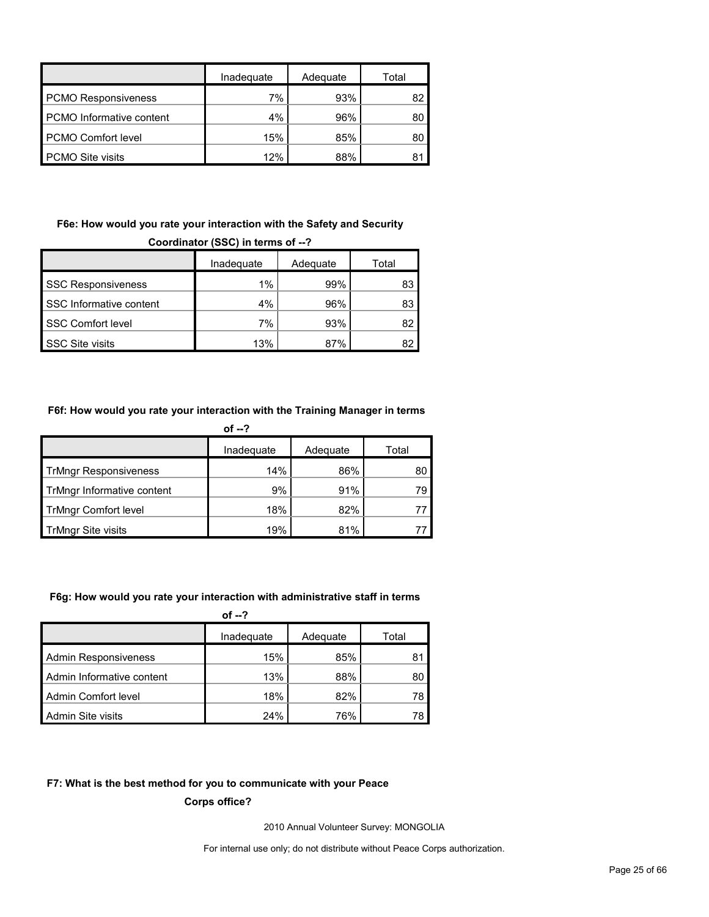| | Inadequate | Adequate | Total |
|---|---|---|---|
| PCMO Responsiveness | 7% | 93% | 82 |
| PCMO Informative content | 4% | 96% | 80 |
| PCMO Comfort level | 15% | 85% | 80 |
| PCMO Site visits | 12% | 88% | 81 |

**F6e: How would you rate your interaction with the Safety and Security Coordinator (SSC) in terms of --?**

| | Inadequate | Adequate | Total |
|---|---|---|---|
| SSC Responsiveness | 1% | 99% | 83 |
| SSC Informative content | 4% | 96% | 83 |
| SSC Comfort level | 7% | 93% | 82 |
| SSC Site visits | 13% | 87% | 82 |

**F6f: How would you rate your interaction with the Training Manager in terms of --?**

| | Inadequate | Adequate | Total |
|---|---|---|---|
| TrMngr Responsiveness | 14% | 86% | 80 |
| TrMngr Informative content | 9% | 91% | 79 |
| TrMngr Comfort level | 18% | 82% | 77 |
| TrMngr Site visits | 19% | 81% | 77 |

**F6g: How would you rate your interaction with administrative staff in terms of --?**

| | Inadequate | Adequate | Total |
|---|---|---|---|
| Admin Responsiveness | 15% | 85% | 81 |
| Admin Informative content | 13% | 88% | 80 |
| Admin Comfort level | 18% | 82% | 78 |
| Admin Site visits | 24% | 76% | 78 |

**F7: What is the best method for you to communicate with your Peace Corps office?**

2010 Annual Volunteer Survey: MONGOLIA

For internal use only; do not distribute without Peace Corps authorization.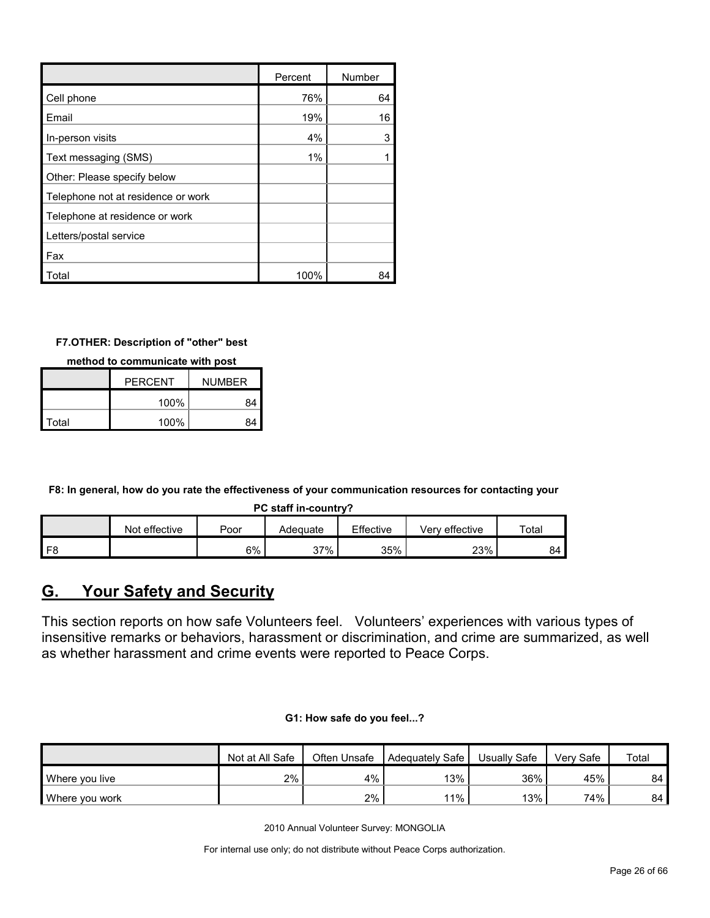| | Percent | Number |
|---|---|---|
| Cell phone | 76% | 64 |
| Email | 19% | 16 |
| In-person visits | 4% | 3 |
| Text messaging (SMS) | 1% | 1 |
| Other: Please specify below | | |
| Telephone not at residence or work | | |
| Telephone at residence or work | | |
| Letters/postal service | | |
| Fax | | |
| Total | 100% | 84 |

**F7.OTHER: Description of "other" best method to communicate with post**

| | PERCENT | NUMBER |
|---|---|---|
| | 100% | 84 |
| Total | 100% | 84 |

**F8: In general, how do you rate the effectiveness of your communication resources for contacting your PC staff in-country?**

| | Not effective | Poor | Adequate | Effective | Very effective | Total |
|---|---|---|---|---|---|---|
| F8 | | 6% | 37% | 35% | 23% | 84 |

## G. Your Safety and Security

This section reports on how safe Volunteers feel. Volunteers' experiences with various types of insensitive remarks or behaviors, harassment or discrimination, and crime are summarized, as well as whether harassment and crime events were reported to Peace Corps.

**G1: How safe do you feel...?**

| | Not at All Safe | Often Unsafe | Adequately Safe | Usually Safe | Very Safe | Total |
|---|---|---|---|---|---|---|
| Where you live | 2% | 4% | 13% | 36% | 45% | 84 |
| Where you work | | 2% | 11% | 13% | 74% | 84 |

2010 Annual Volunteer Survey: MONGOLIA

For internal use only; do not distribute without Peace Corps authorization.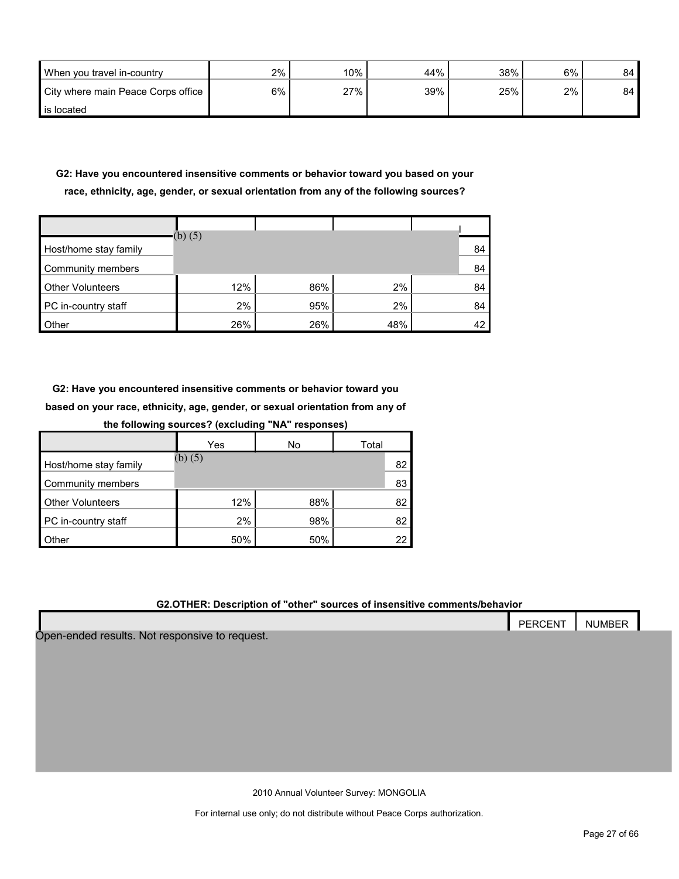| | | | | | | |
|---|---|---|---|---|---|---|
| When you travel in-country | 2% | 10% | 44% | 38% | 6% | 84 |
| City where main Peace Corps office is located | 6% | 27% | 39% | 25% | 2% | 84 |

**G2: Have you encountered insensitive comments or behavior toward you based on your race, ethnicity, age, gender, or sexual orientation from any of the following sources?**

| | | | | |
|---|---|---|---|---|
| Host/home stay family | (b) (5) | | | 84 |
| Community members | | | | 84 |
| Other Volunteers | 12% | 86% | 2% | 84 |
| PC in-country staff | 2% | 95% | 2% | 84 |
| Other | 26% | 26% | 48% | 42 |

**G2: Have you encountered insensitive comments or behavior toward you based on your race, ethnicity, age, gender, or sexual orientation from any of the following sources? (excluding "NA" responses)**

| | Yes | No | Total |
|---|---|---|---|
| Host/home stay family | (b) (5) | | 82 |
| Community members | | | 83 |
| Other Volunteers | 12% | 88% | 82 |
| PC in-country staff | 2% | 98% | 82 |
| Other | 50% | 50% | 22 |

**G2.OTHER: Description of "other" sources of insensitive comments/behavior**

| | PERCENT | NUMBER |
|---|---|---|
| Open-ended results. Not responsive to request. | | |

2010 Annual Volunteer Survey: MONGOLIA

For internal use only; do not distribute without Peace Corps authorization.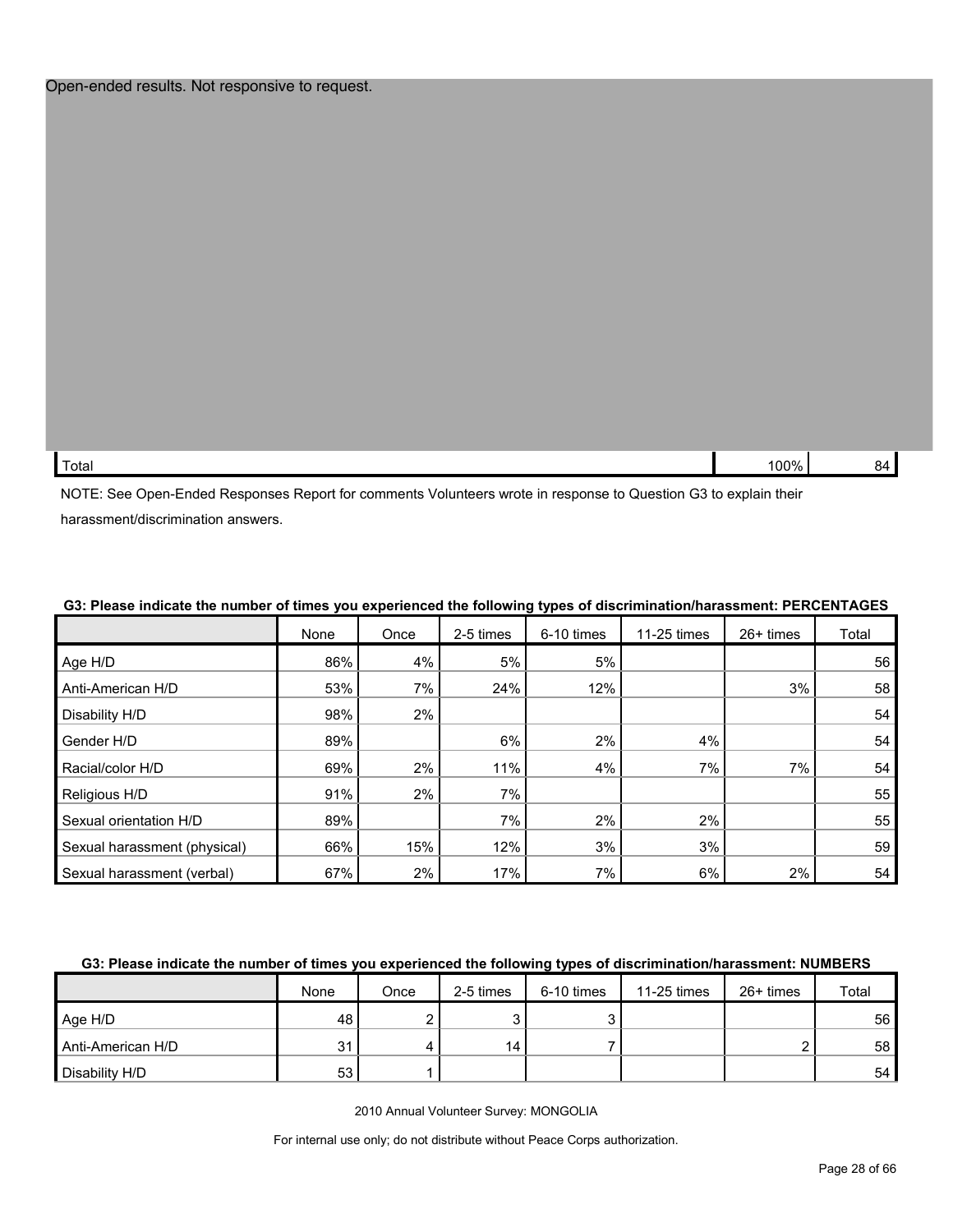Open-ended results. Not responsive to request.

| | | |
|---|---|---|
| Total | 100% | 84 |

NOTE: See Open-Ended Responses Report for comments Volunteers wrote in response to Question G3 to explain their harassment/discrimination answers.

**G3: Please indicate the number of times you experienced the following types of discrimination/harassment: PERCENTAGES**

| | None | Once | 2-5 times | 6-10 times | 11-25 times | 26+ times | Total |
|---|---|---|---|---|---|---|---|
| Age H/D | 86% | 4% | 5% | 5% | | | 56 |
| Anti-American H/D | 53% | 7% | 24% | 12% | | 3% | 58 |
| Disability H/D | 98% | 2% | | | | | 54 |
| Gender H/D | 89% | | 6% | 2% | 4% | | 54 |
| Racial/color H/D | 69% | 2% | 11% | 4% | 7% | 7% | 54 |
| Religious H/D | 91% | 2% | 7% | | | | 55 |
| Sexual orientation H/D | 89% | | 7% | 2% | 2% | | 55 |
| Sexual harassment (physical) | 66% | 15% | 12% | 3% | 3% | | 59 |
| Sexual harassment (verbal) | 67% | 2% | 17% | 7% | 6% | 2% | 54 |

**G3: Please indicate the number of times you experienced the following types of discrimination/harassment: NUMBERS**

| | None | Once | 2-5 times | 6-10 times | 11-25 times | 26+ times | Total |
|---|---|---|---|---|---|---|---|
| Age H/D | 48 | 2 | 3 | 3 | | | 56 |
| Anti-American H/D | 31 | 4 | 14 | 7 | | 2 | 58 |
| Disability H/D | 53 | 1 | | | | | 54 |

2010 Annual Volunteer Survey: MONGOLIA

For internal use only; do not distribute without Peace Corps authorization.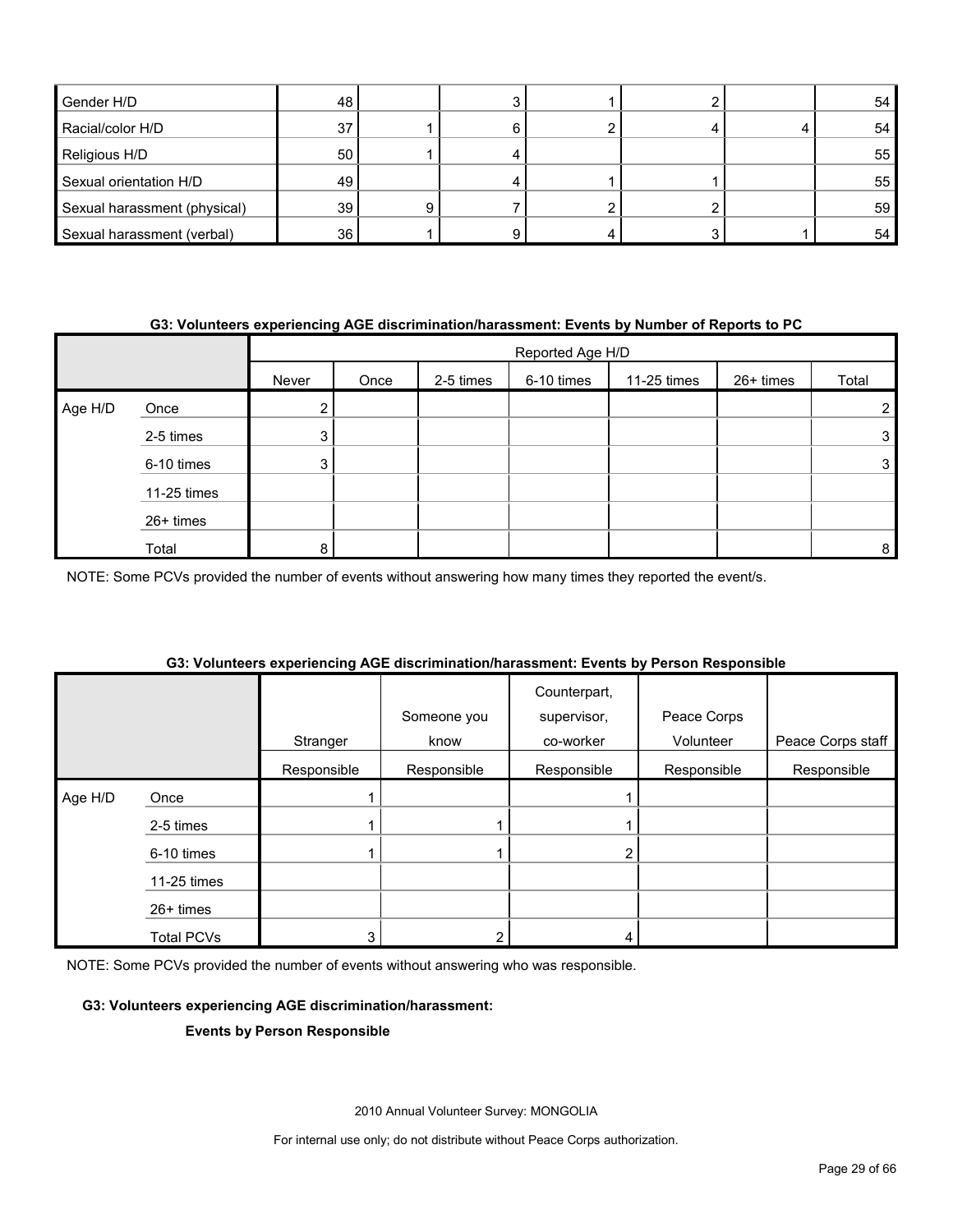| | | | | | | | |
|---|---|---|---|---|---|---|---|
| Gender H/D | 48 | | 3 | 1 | 2 | | 54 |
| Racial/color H/D | 37 | 1 | 6 | 2 | 4 | 4 | 54 |
| Religious H/D | 50 | 1 | 4 | | | | 55 |
| Sexual orientation H/D | 49 | | 4 | 1 | 1 | | 55 |
| Sexual harassment (physical) | 39 | 9 | 7 | 2 | 2 | | 59 |
| Sexual harassment (verbal) | 36 | 1 | 9 | 4 | 3 | 1 | 54 |

**G3: Volunteers experiencing AGE discrimination/harassment: Events by Number of Reports to PC**

| | | Reported Age H/D | | | | | | |
|---|---|---|---|---|---|---|---|---|
| | | Never | Once | 2-5 times | 6-10 times | 11-25 times | 26+ times | Total |
| Age H/D | Once | 2 | | | | | | 2 |
| | 2-5 times | 3 | | | | | | 3 |
| | 6-10 times | 3 | | | | | | 3 |
| | 11-25 times | | | | | | | |
| | 26+ times | | | | | | | |
| | Total | 8 | | | | | | 8 |

NOTE: Some PCVs provided the number of events without answering how many times they reported the event/s.

**G3: Volunteers experiencing AGE discrimination/harassment: Events by Person Responsible**

| | | Stranger | Someone you know | Counterpart, supervisor, co-worker | Peace Corps Volunteer | Peace Corps staff |
|---|---|---|---|---|---|---|
| | | Responsible | Responsible | Responsible | Responsible | Responsible |
| Age H/D | Once | 1 | | 1 | | |
| | 2-5 times | 1 | 1 | 1 | | |
| | 6-10 times | 1 | 1 | 2 | | |
| | 11-25 times | | | | | |
| | 26+ times | | | | | |
| | Total PCVs | 3 | 2 | 4 | | |

NOTE: Some PCVs provided the number of events without answering who was responsible.

**G3: Volunteers experiencing AGE discrimination/harassment:**

**Events by Person Responsible**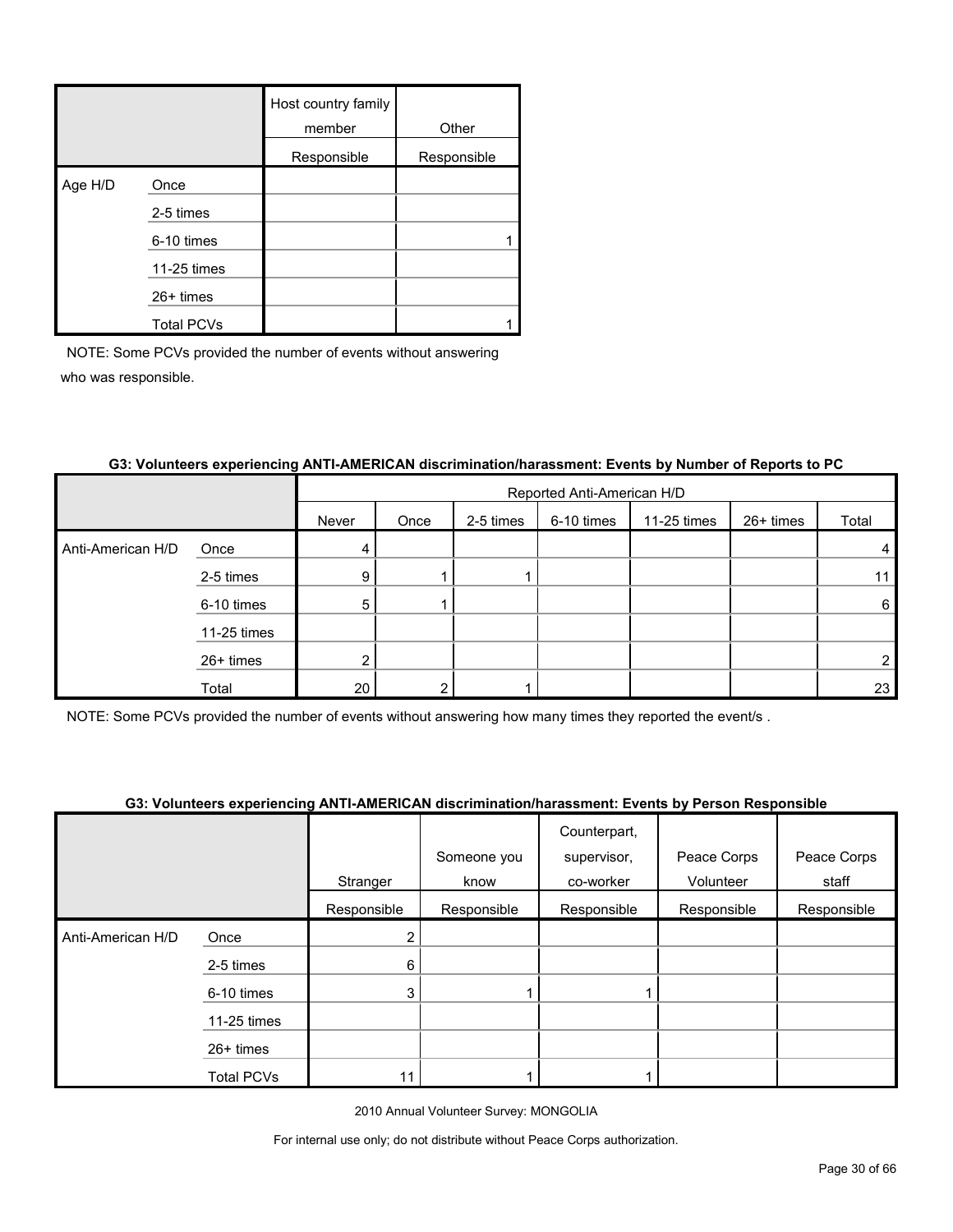| | | Host country family member | Other |
|---|---|---|---|
| | | Responsible | Responsible |
| Age H/D | Once | | |
| | 2-5 times | | |
| | 6-10 times | | 1 |
| | 11-25 times | | |
| | 26+ times | | |
| | Total PCVs | | 1 |

NOTE: Some PCVs provided the number of events without answering who was responsible.

**G3: Volunteers experiencing ANTI-AMERICAN discrimination/harassment: Events by Number of Reports to PC**

| | | Reported Anti-American H/D | | | | | | |
|---|---|---|---|---|---|---|---|---|
| | | Never | Once | 2-5 times | 6-10 times | 11-25 times | 26+ times | Total |
| Anti-American H/D | Once | 4 | | | | | | 4 |
| | 2-5 times | 9 | 1 | 1 | | | | 11 |
| | 6-10 times | 5 | 1 | | | | | 6 |
| | 11-25 times | | | | | | | |
| | 26+ times | 2 | | | | | | 2 |
| | Total | 20 | 2 | 1 | | | | 23 |

NOTE: Some PCVs provided the number of events without answering how many times they reported the event/s .

**G3: Volunteers experiencing ANTI-AMERICAN discrimination/harassment: Events by Person Responsible**

| | | Stranger | Someone you know | Counterpart, supervisor, co-worker | Peace Corps Volunteer | Peace Corps staff |
|---|---|---|---|---|---|---|
| | | Responsible | Responsible | Responsible | Responsible | Responsible |
| Anti-American H/D | Once | 2 | | | | |
| | 2-5 times | 6 | | | | |
| | 6-10 times | 3 | 1 | 1 | | |
| | 11-25 times | | | | | |
| | 26+ times | | | | | |
| | Total PCVs | 11 | 1 | 1 | | |

2010 Annual Volunteer Survey: MONGOLIA

For internal use only; do not distribute without Peace Corps authorization.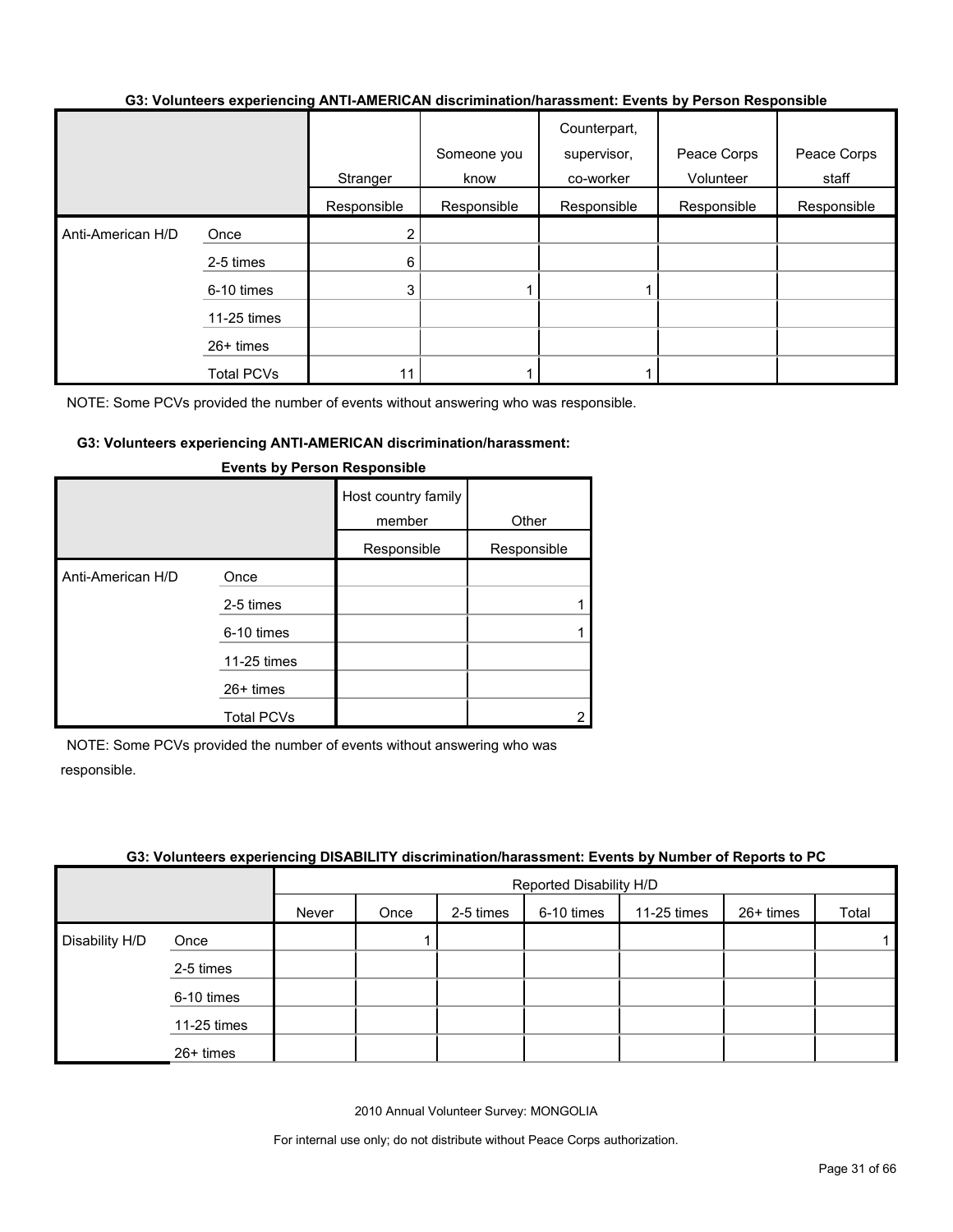**G3: Volunteers experiencing ANTI-AMERICAN discrimination/harassment: Events by Person Responsible**

| | | Stranger | Someone you know | Counterpart, supervisor, co-worker | Peace Corps Volunteer | Peace Corps staff |
|---|---|---|---|---|---|---|
| | | Responsible | Responsible | Responsible | Responsible | Responsible |
| Anti-American H/D | Once | 2 | | | | |
| | 2-5 times | 6 | | | | |
| | 6-10 times | 3 | 1 | 1 | | |
| | 11-25 times | | | | | |
| | 26+ times | | | | | |
| | Total PCVs | 11 | 1 | 1 | | |

NOTE: Some PCVs provided the number of events without answering who was responsible.

**G3: Volunteers experiencing ANTI-AMERICAN discrimination/harassment: Events by Person Responsible**

| | | Host country family member | Other |
|---|---|---|---|
| | | Responsible | Responsible |
| Anti-American H/D | Once | | |
| | 2-5 times | | 1 |
| | 6-10 times | | 1 |
| | 11-25 times | | |
| | 26+ times | | |
| | Total PCVs | | 2 |

NOTE: Some PCVs provided the number of events without answering who was responsible.

**G3: Volunteers experiencing DISABILITY discrimination/harassment: Events by Number of Reports to PC**

| | | Reported Disability H/D | | | | | | |
|---|---|---|---|---|---|---|---|---|
| | | Never | Once | 2-5 times | 6-10 times | 11-25 times | 26+ times | Total |
| Disability H/D | Once | | 1 | | | | | 1 |
| | 2-5 times | | | | | | | |
| | 6-10 times | | | | | | | |
| | 11-25 times | | | | | | | |
| | 26+ times | | | | | | | |

2010 Annual Volunteer Survey: MONGOLIA

For internal use only; do not distribute without Peace Corps authorization.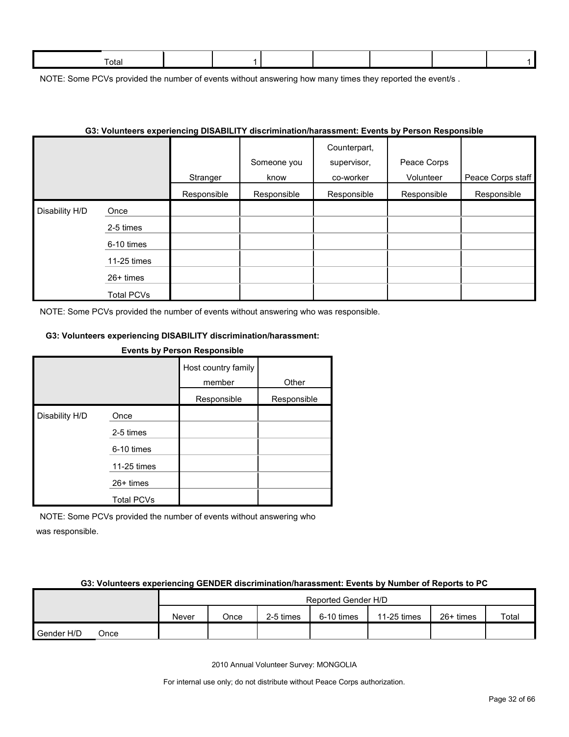| Total | | 1 | | | | | 1 |
|---|---|---|---|---|---|---|---|

NOTE: Some PCVs provided the number of events without answering how many times they reported the event/s .

**G3: Volunteers experiencing DISABILITY discrimination/harassment: Events by Person Responsible**

| | | Stranger | Someone you know | Counterpart, supervisor, co-worker | Peace Corps Volunteer | Peace Corps staff |
|---|---|---|---|---|---|---|
| | | Responsible | Responsible | Responsible | Responsible | Responsible |
| Disability H/D | Once | | | | | |
| | 2-5 times | | | | | |
| | 6-10 times | | | | | |
| | 11-25 times | | | | | |
| | 26+ times | | | | | |
| | Total PCVs | | | | | |

NOTE: Some PCVs provided the number of events without answering who was responsible.

**G3: Volunteers experiencing DISABILITY discrimination/harassment: Events by Person Responsible**

| | | Host country family member | Other |
|---|---|---|---|
| | | Responsible | Responsible |
| Disability H/D | Once | | |
| | 2-5 times | | |
| | 6-10 times | | |
| | 11-25 times | | |
| | 26+ times | | |
| | Total PCVs | | |

NOTE: Some PCVs provided the number of events without answering who was responsible.

**G3: Volunteers experiencing GENDER discrimination/harassment: Events by Number of Reports to PC**

| | | Reported Gender H/D | | | | | | |
|---|---|---|---|---|---|---|---|---|
| | | Never | Once | 2-5 times | 6-10 times | 11-25 times | 26+ times | Total |
| Gender H/D | Once | | | | | | | |

2010 Annual Volunteer Survey: MONGOLIA

For internal use only; do not distribute without Peace Corps authorization.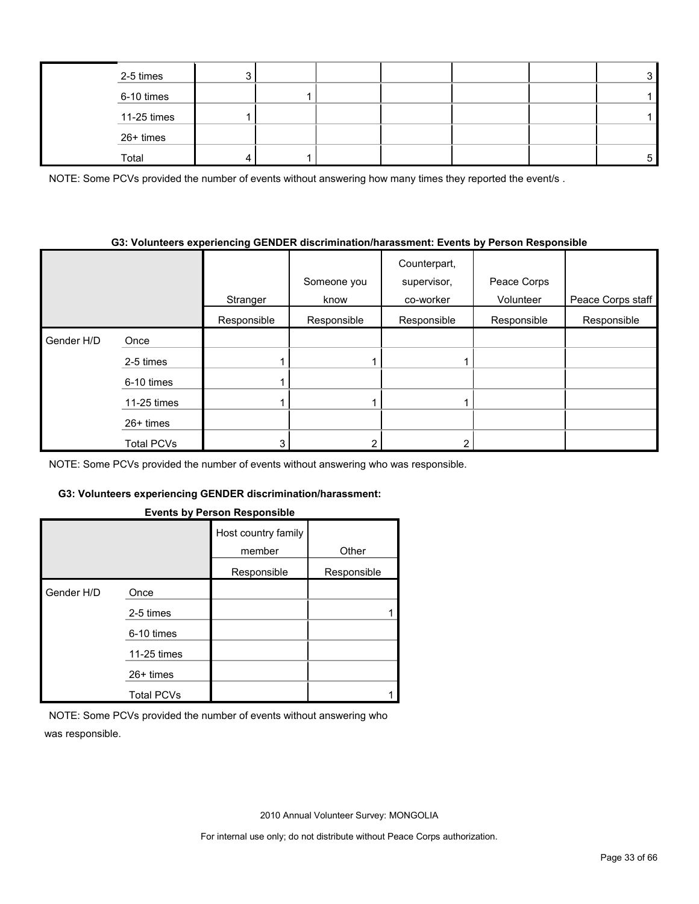| | | | | | | | | |
|---|---|---|---|---|---|---|---|---|
| | 2-5 times | 3 | | | | | | 3 |
| | 6-10 times | | 1 | | | | | 1 |
| | 11-25 times | 1 | | | | | | 1 |
| | 26+ times | | | | | | | |
| | Total | 4 | 1 | | | | | 5 |

NOTE: Some PCVs provided the number of events without answering how many times they reported the event/s .

**G3: Volunteers experiencing GENDER discrimination/harassment: Events by Person Responsible**

| | | Stranger | Someone you know | Counterpart, supervisor, co-worker | Peace Corps Volunteer | Peace Corps staff |
|---|---|---|---|---|---|---|
| | | Responsible | Responsible | Responsible | Responsible | Responsible |
| Gender H/D | Once | | | | | |
| | 2-5 times | 1 | 1 | 1 | | |
| | 6-10 times | 1 | | | | |
| | 11-25 times | 1 | 1 | 1 | | |
| | 26+ times | | | | | |
| | Total PCVs | 3 | 2 | 2 | | |

NOTE: Some PCVs provided the number of events without answering who was responsible.

**G3: Volunteers experiencing GENDER discrimination/harassment: Events by Person Responsible**

| | | Host country family member | Other |
|---|---|---|---|
| | | Responsible | Responsible |
| Gender H/D | Once | | |
| | 2-5 times | | 1 |
| | 6-10 times | | |
| | 11-25 times | | |
| | 26+ times | | |
| | Total PCVs | | 1 |

NOTE: Some PCVs provided the number of events without answering who was responsible.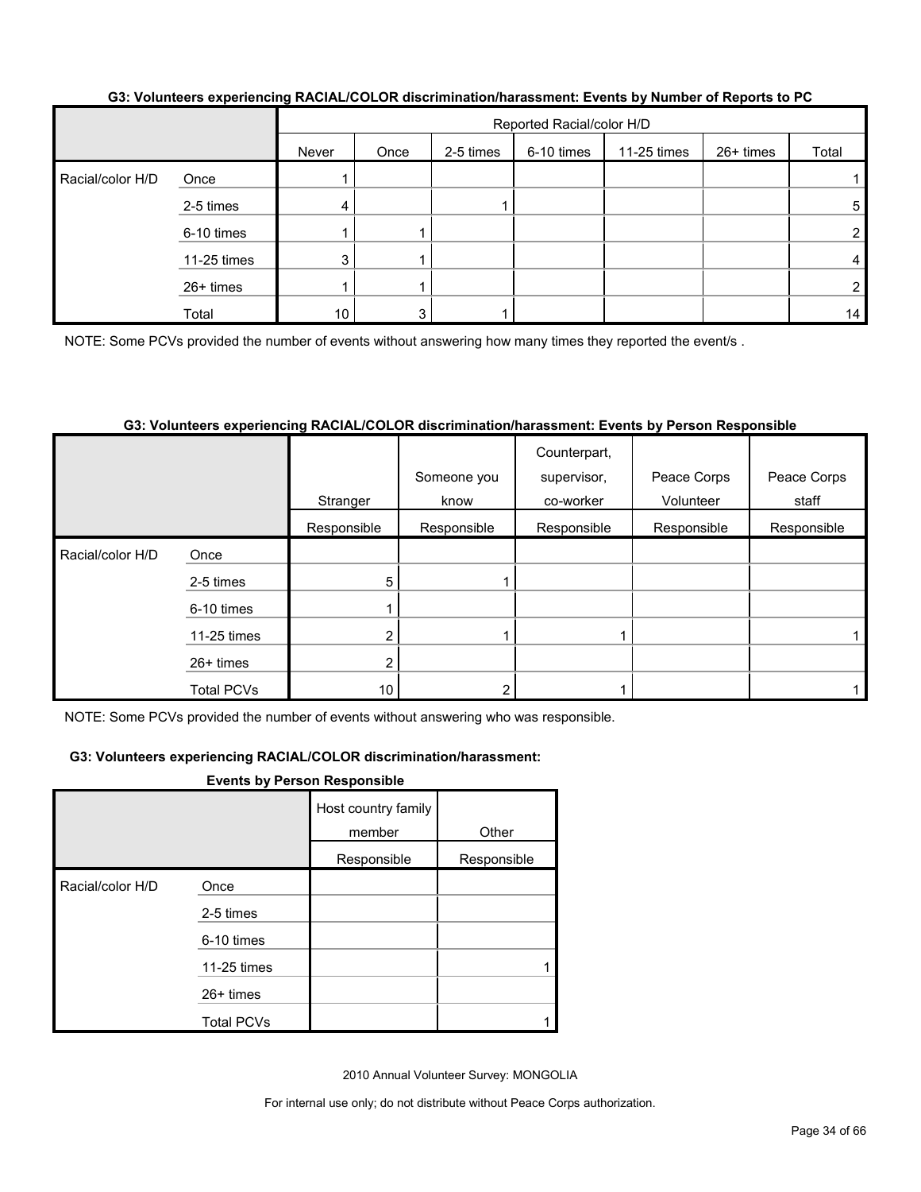**G3: Volunteers experiencing RACIAL/COLOR discrimination/harassment: Events by Number of Reports to PC**

| | | Reported Racial/color H/D | | | | | | |
|---|---|---|---|---|---|---|---|---|
| | | Never | Once | 2-5 times | 6-10 times | 11-25 times | 26+ times | Total |
| Racial/color H/D | Once | 1 | | | | | | 1 |
| | 2-5 times | 4 | | 1 | | | | 5 |
| | 6-10 times | 1 | 1 | | | | | 2 |
| | 11-25 times | 3 | 1 | | | | | 4 |
| | 26+ times | 1 | 1 | | | | | 2 |
| | Total | 10 | 3 | 1 | | | | 14 |

NOTE: Some PCVs provided the number of events without answering how many times they reported the event/s .

**G3: Volunteers experiencing RACIAL/COLOR discrimination/harassment: Events by Person Responsible**

| | | Stranger | Someone you know | Counterpart, supervisor, co-worker | Peace Corps Volunteer | Peace Corps staff | Host country family member | Other |
|---|---|---|---|---|---|---|---|---|
| | | Responsible | Responsible | Responsible | Responsible | Responsible | Responsible | Responsible |
| Racial/color H/D | Once | | | | | | | |
| | 2-5 times | 5 | 1 | | | | | |
| | 6-10 times | 1 | | | | | | |
| | 11-25 times | 2 | 1 | 1 | | 1 | | 1 |
| | 26+ times | 2 | | | | | | |
| | Total PCVs | 10 | 2 | 1 | | 1 | | 1 |

NOTE: Some PCVs provided the number of events without answering who was responsible.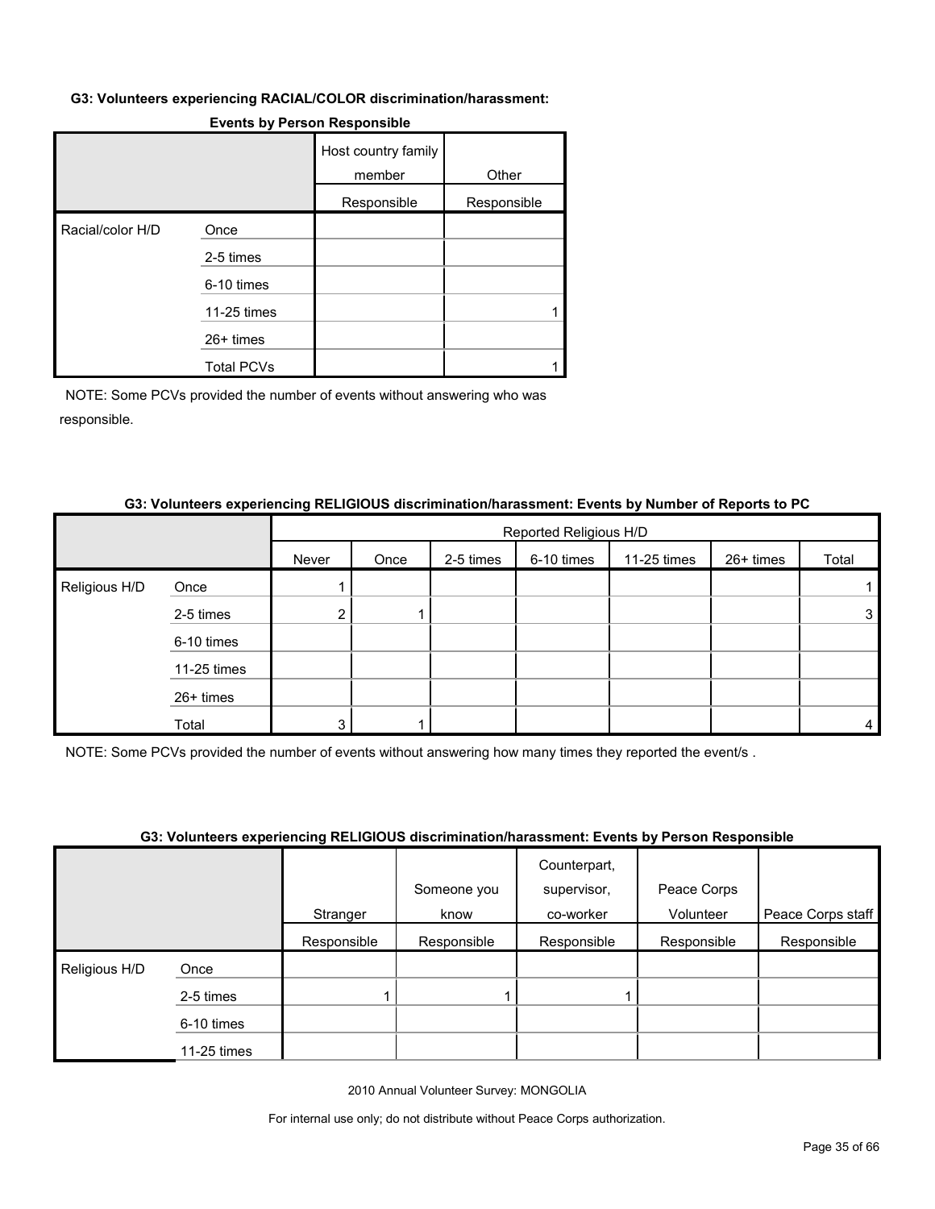#### G3: Volunteers experiencing RACIAL/COLOR discrimination/harassment:

**Events by Person Responsible**

| | | Host country family member | Other |
|---|---|---|---|
| | | Responsible | Responsible |
| Racial/color H/D | Once | | |
| | 2-5 times | | |
| | 6-10 times | | |
| | 11-25 times | | 1 |
| | 26+ times | | |
| | Total PCVs | | 1 |

NOTE: Some PCVs provided the number of events without answering who was responsible.

#### G3: Volunteers experiencing RELIGIOUS discrimination/harassment: Events by Number of Reports to PC

| | | Reported Religious H/D | | | | | | |
|---|---|---|---|---|---|---|---|---|
| | | Never | Once | 2-5 times | 6-10 times | 11-25 times | 26+ times | Total |
| Religious H/D | Once | 1 | | | | | | 1 |
| | 2-5 times | 2 | 1 | | | | | 3 |
| | 6-10 times | | | | | | | |
| | 11-25 times | | | | | | | |
| | 26+ times | | | | | | | |
| | Total | 3 | 1 | | | | | 4 |

NOTE: Some PCVs provided the number of events without answering how many times they reported the event/s .

#### G3: Volunteers experiencing RELIGIOUS discrimination/harassment: Events by Person Responsible

| | | Stranger | Someone you know | Counterpart, supervisor, co-worker | Peace Corps Volunteer | Peace Corps staff |
|---|---|---|---|---|---|---|
| | | Responsible | Responsible | Responsible | Responsible | Responsible |
| Religious H/D | Once | | | | | |
| | 2-5 times | 1 | 1 | 1 | | |
| | 6-10 times | | | | | |
| | 11-25 times | | | | | |

2010 Annual Volunteer Survey: MONGOLIA

For internal use only; do not distribute without Peace Corps authorization.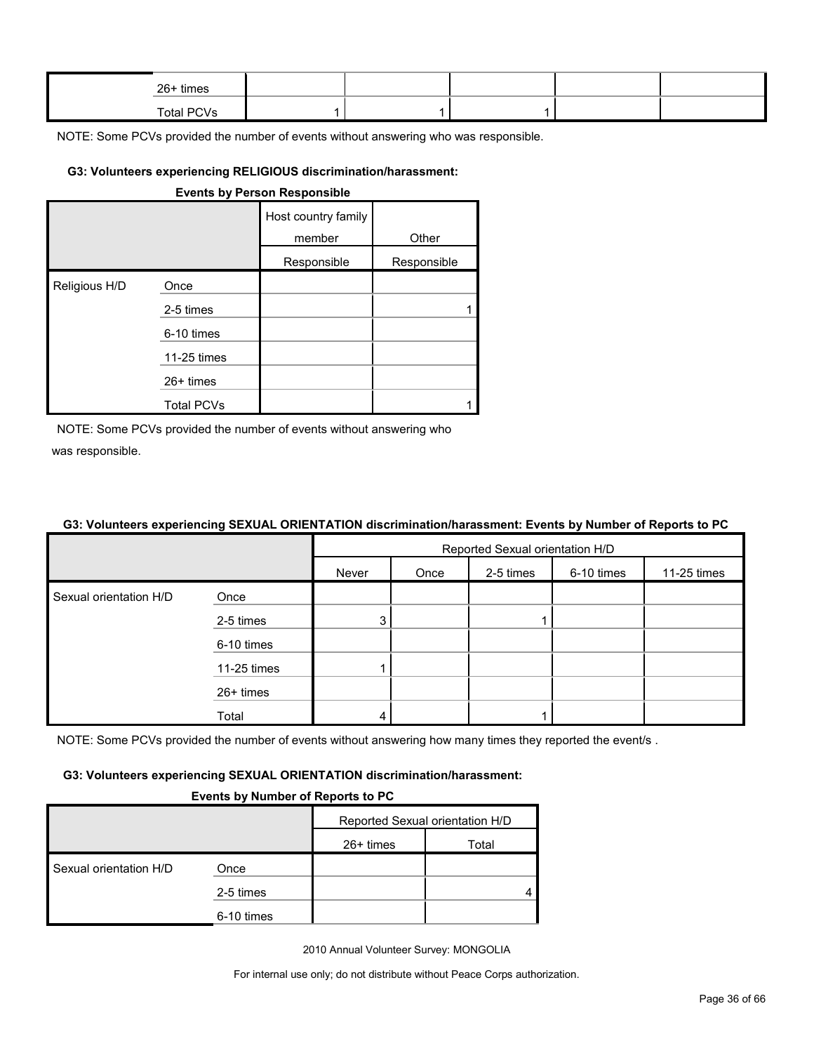| | | | | | | |
|---|---|---|---|---|---|---|
| | 26+ times | | | | | |
| | Total PCVs | 1 | 1 | 1 | | |

NOTE: Some PCVs provided the number of events without answering who was responsible.

#### G3: Volunteers experiencing RELIGIOUS discrimination/harassment:

**Events by Person Responsible**

| | | Host country family member | Other |
|---|---|---|---|
| | | Responsible | Responsible |
| Religious H/D | Once | | |
| | 2-5 times | | 1 |
| | 6-10 times | | |
| | 11-25 times | | |
| | 26+ times | | |
| | Total PCVs | | 1 |

NOTE: Some PCVs provided the number of events without answering who was responsible.

#### G3: Volunteers experiencing SEXUAL ORIENTATION discrimination/harassment: Events by Number of Reports to PC

| | | Reported Sexual orientation H/D | | | | |
|---|---|---|---|---|---|---|
| | | Never | Once | 2-5 times | 6-10 times | 11-25 times |
| Sexual orientation H/D | Once | | | | | |
| | 2-5 times | 3 | | 1 | | |
| | 6-10 times | | | | | |
| | 11-25 times | 1 | | | | |
| | 26+ times | | | | | |
| | Total | 4 | | 1 | | |

NOTE: Some PCVs provided the number of events without answering how many times they reported the event/s .

#### G3: Volunteers experiencing SEXUAL ORIENTATION discrimination/harassment:

**Events by Number of Reports to PC**

| | | Reported Sexual orientation H/D | |
|---|---|---|---|
| | | 26+ times | Total |
| Sexual orientation H/D | Once | | |
| | 2-5 times | | 4 |
| | 6-10 times | | |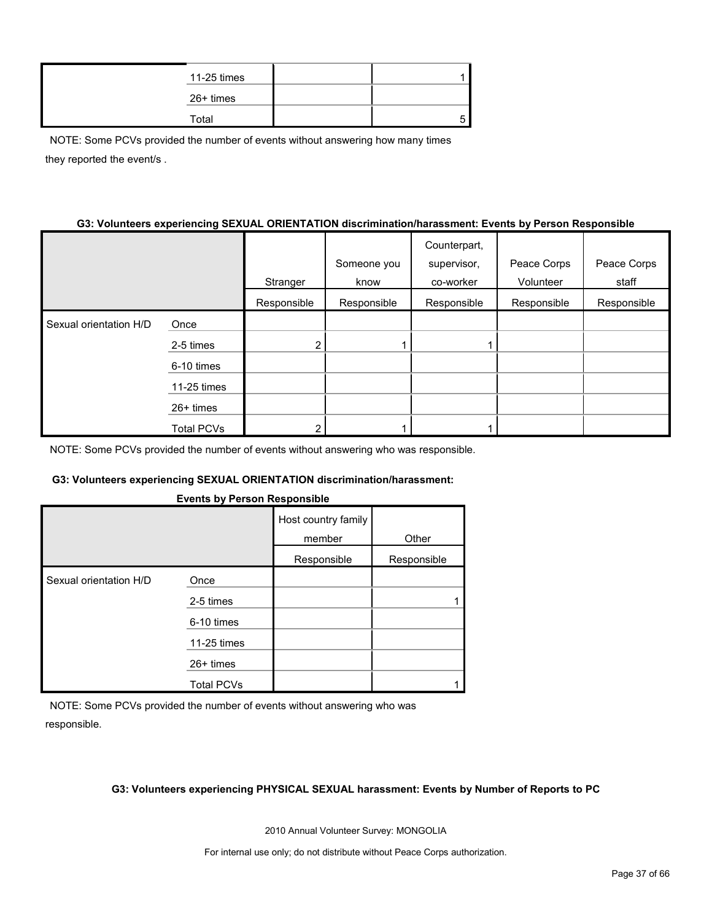| | | | |
|---|---|---|---|
| | 11-25 times | | 1 |
| | 26+ times | | |
| | Total | | 5 |

NOTE: Some PCVs provided the number of events without answering how many times they reported the event/s .

**G3: Volunteers experiencing SEXUAL ORIENTATION discrimination/harassment: Events by Person Responsible**

| | | Stranger | Someone you know | Counterpart, supervisor, co-worker | Peace Corps Volunteer | Peace Corps staff |
|---|---|---|---|---|---|---|
| | | Responsible | Responsible | Responsible | Responsible | Responsible |
| Sexual orientation H/D | Once | | | | | |
| | 2-5 times | 2 | 1 | 1 | | |
| | 6-10 times | | | | | |
| | 11-25 times | | | | | |
| | 26+ times | | | | | |
| | Total PCVs | 2 | 1 | 1 | | |

NOTE: Some PCVs provided the number of events without answering who was responsible.

**G3: Volunteers experiencing SEXUAL ORIENTATION discrimination/harassment: Events by Person Responsible**

| | | Host country family member | Other |
|---|---|---|---|
| | | Responsible | Responsible |
| Sexual orientation H/D | Once | | |
| | 2-5 times | | 1 |
| | 6-10 times | | |
| | 11-25 times | | |
| | 26+ times | | |
| | Total PCVs | | 1 |

NOTE: Some PCVs provided the number of events without answering who was responsible.

**G3: Volunteers experiencing PHYSICAL SEXUAL harassment: Events by Number of Reports to PC**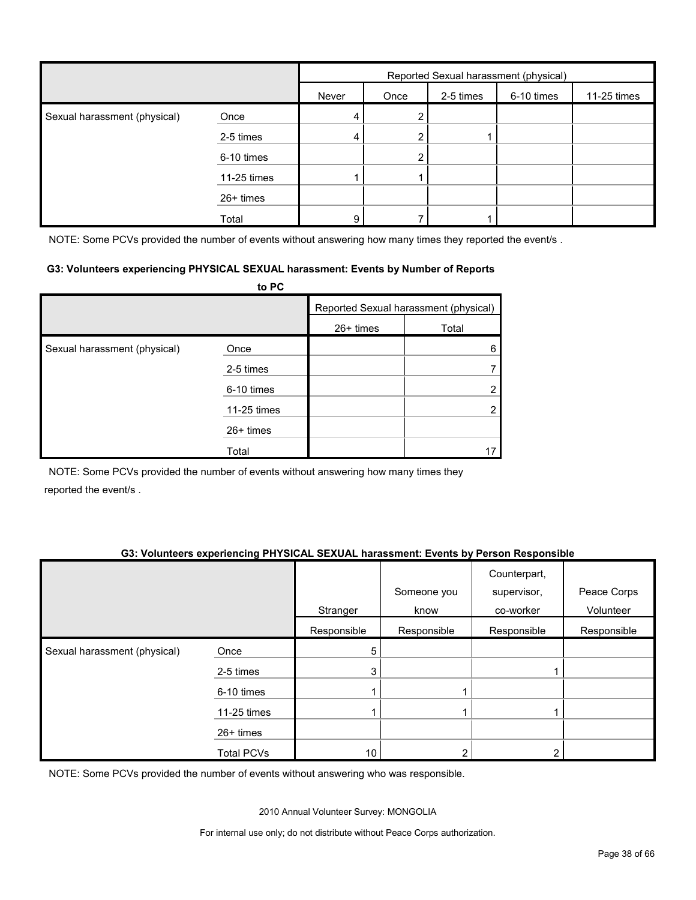| | | Reported Sexual harassment (physical) | | | | |
|---|---|---|---|---|---|---|
| | | Never | Once | 2-5 times | 6-10 times | 11-25 times |
| Sexual harassment (physical) | Once | 4 | 2 | | | |
| | 2-5 times | 4 | 2 | 1 | | |
| | 6-10 times | | 2 | | | |
| | 11-25 times | 1 | 1 | | | |
| | 26+ times | | | | | |
| | Total | 9 | 7 | 1 | | |

NOTE: Some PCVs provided the number of events without answering how many times they reported the event/s .

### G3: Volunteers experiencing PHYSICAL SEXUAL harassment: Events by Number of Reports to PC

| | | Reported Sexual harassment (physical) | |
|---|---|---|---|
| | | 26+ times | Total |
| Sexual harassment (physical) | Once | | 6 |
| | 2-5 times | | 7 |
| | 6-10 times | | 2 |
| | 11-25 times | | 2 |
| | 26+ times | | |
| | Total | | 17 |

NOTE: Some PCVs provided the number of events without answering how many times they reported the event/s .

### G3: Volunteers experiencing PHYSICAL SEXUAL harassment: Events by Person Responsible

| | | Stranger | Someone you know | Counterpart, supervisor, co-worker | Peace Corps Volunteer |
|---|---|---|---|---|---|
| | | Responsible | Responsible | Responsible | Responsible |
| Sexual harassment (physical) | Once | 5 | | | |
| | 2-5 times | 3 | | 1 | |
| | 6-10 times | 1 | 1 | | |
| | 11-25 times | 1 | 1 | 1 | |
| | 26+ times | | | | |
| | Total PCVs | 10 | 2 | 2 | |

NOTE: Some PCVs provided the number of events without answering who was responsible.

2010 Annual Volunteer Survey: MONGOLIA

For internal use only; do not distribute without Peace Corps authorization.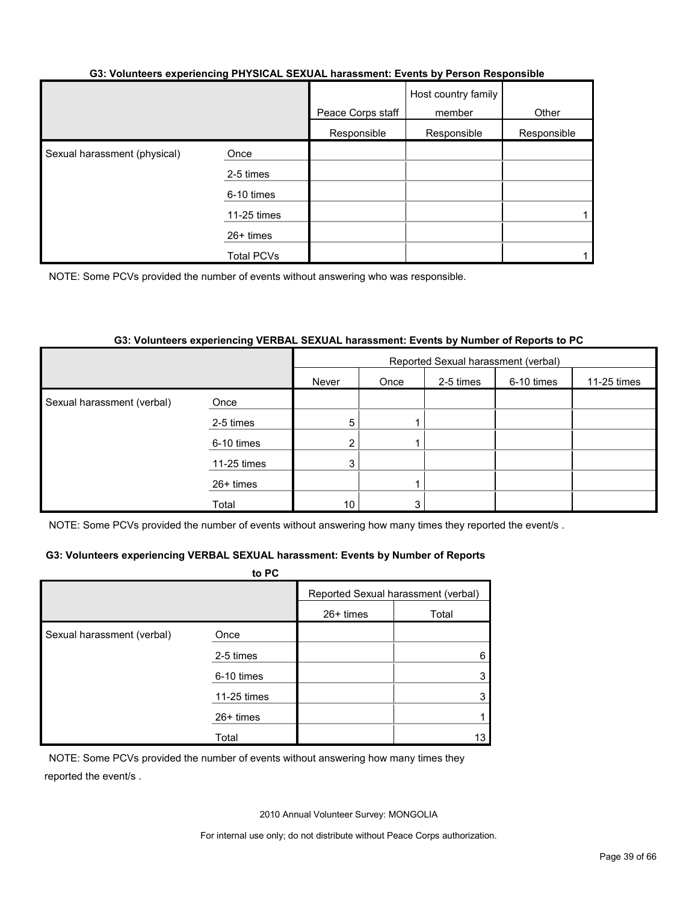#### G3: Volunteers experiencing PHYSICAL SEXUAL harassment: Events by Person Responsible

| | | Peace Corps staff | Host country family member | Other |
|---|---|---|---|---|
| | | Responsible | Responsible | Responsible |
| Sexual harassment (physical) | Once | | | |
| | 2-5 times | | | |
| | 6-10 times | | | |
| | 11-25 times | | | 1 |
| | 26+ times | | | |
| | Total PCVs | | | 1 |

NOTE: Some PCVs provided the number of events without answering who was responsible.

#### G3: Volunteers experiencing VERBAL SEXUAL harassment: Events by Number of Reports to PC

| | | Reported Sexual harassment (verbal) | | | | | | |
|---|---|---|---|---|---|---|---|---|
| | | Never | Once | 2-5 times | 6-10 times | 11-25 times | 26+ times | Total |
| Sexual harassment (verbal) | Once | | | | | | | |
| | 2-5 times | 5 | 1 | | | | | 6 |
| | 6-10 times | 2 | 1 | | | | | 3 |
| | 11-25 times | 3 | | | | | | 3 |
| | 26+ times | | 1 | | | | | 1 |
| | Total | 10 | 3 | | | | | 13 |

NOTE: Some PCVs provided the number of events without answering how many times they reported the event/s .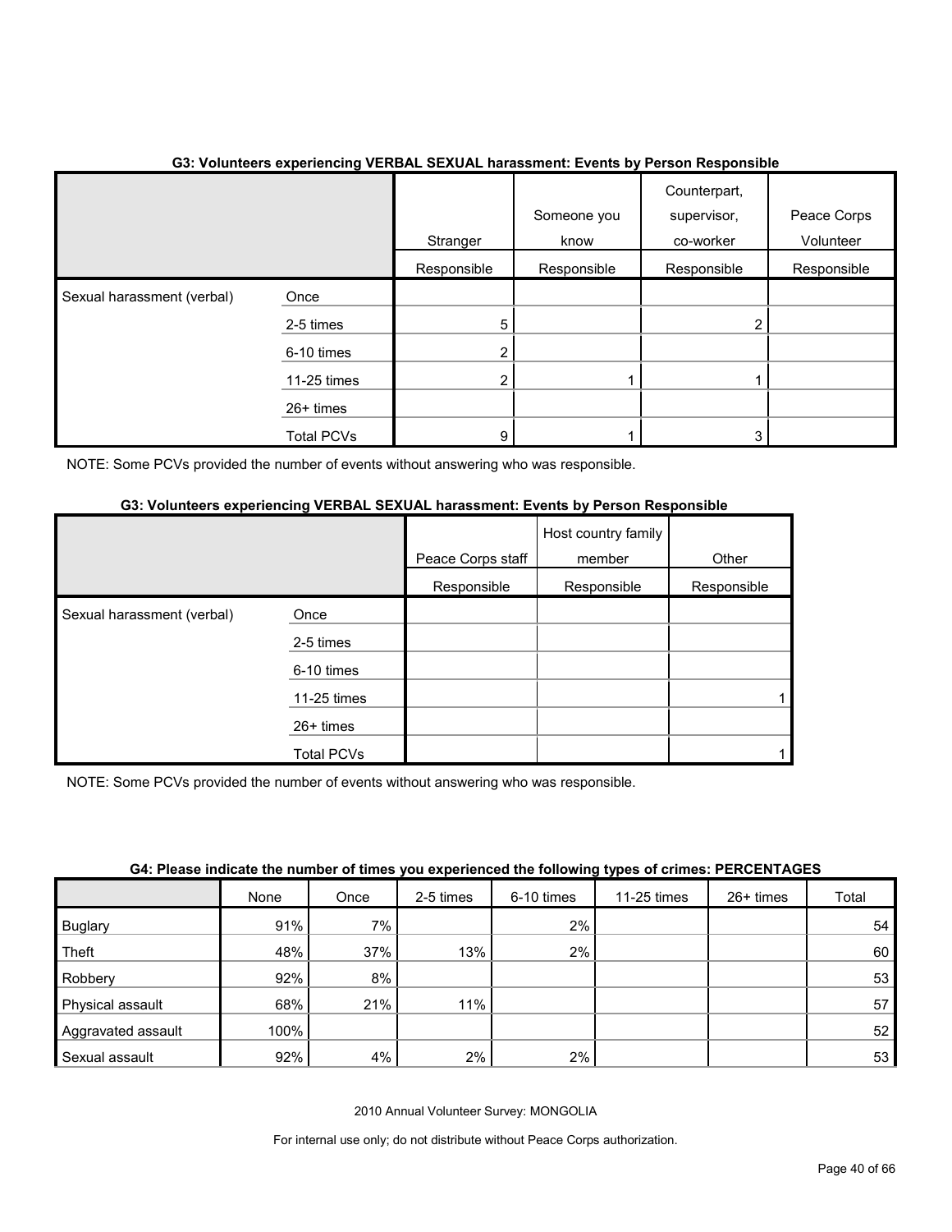### G3: Volunteers experiencing VERBAL SEXUAL harassment: Events by Person Responsible

| | | Stranger Responsible | Someone you know Responsible | Counterpart, supervisor, co-worker Responsible | Peace Corps Volunteer Responsible |
|---|---|---|---|---|---|
| Sexual harassment (verbal) | Once | | | | |
| | 2-5 times | 5 | | 2 | |
| | 6-10 times | 2 | | | |
| | 11-25 times | 2 | 1 | 1 | |
| | 26+ times | | | | |
| | Total PCVs | 9 | 1 | 3 | |

NOTE: Some PCVs provided the number of events without answering who was responsible.

### G3: Volunteers experiencing VERBAL SEXUAL harassment: Events by Person Responsible

| | | Peace Corps staff Responsible | Host country family member Responsible | Other Responsible |
|---|---|---|---|---|
| Sexual harassment (verbal) | Once | | | |
| | 2-5 times | | | |
| | 6-10 times | | | |
| | 11-25 times | | | 1 |
| | 26+ times | | | |
| | Total PCVs | | | 1 |

NOTE: Some PCVs provided the number of events without answering who was responsible.

### G4: Please indicate the number of times you experienced the following types of crimes: PERCENTAGES

| | None | Once | 2-5 times | 6-10 times | 11-25 times | 26+ times | Total |
|---|---|---|---|---|---|---|---|
| Buglary | 91% | 7% | | 2% | | | 54 |
| Theft | 48% | 37% | 13% | 2% | | | 60 |
| Robbery | 92% | 8% | | | | | 53 |
| Physical assault | 68% | 21% | 11% | | | | 57 |
| Aggravated assault | 100% | | | | | | 52 |
| Sexual assault | 92% | 4% | 2% | 2% | | | 53 |

2010 Annual Volunteer Survey: MONGOLIA

For internal use only; do not distribute without Peace Corps authorization.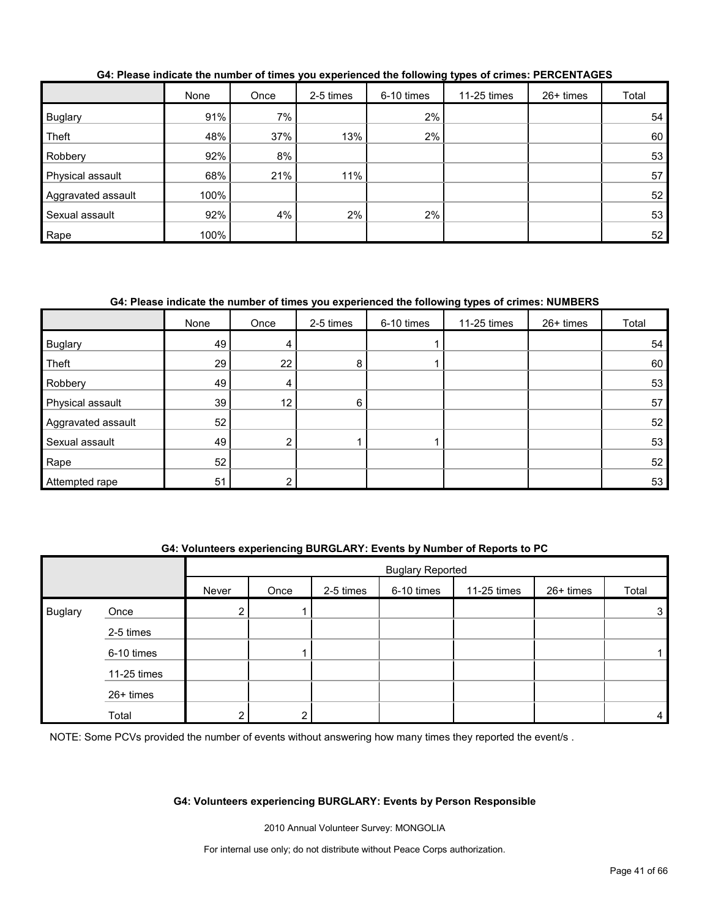**G4: Please indicate the number of times you experienced the following types of crimes: PERCENTAGES**

| | None | Once | 2-5 times | 6-10 times | 11-25 times | 26+ times | Total |
|---|---|---|---|---|---|---|---|
| Buglary | 91% | 7% | | 2% | | | 54 |
| Theft | 48% | 37% | 13% | 2% | | | 60 |
| Robbery | 92% | 8% | | | | | 53 |
| Physical assault | 68% | 21% | 11% | | | | 57 |
| Aggravated assault | 100% | | | | | | 52 |
| Sexual assault | 92% | 4% | 2% | 2% | | | 53 |
| Rape | 100% | | | | | | 52 |

**G4: Please indicate the number of times you experienced the following types of crimes: NUMBERS**

| | None | Once | 2-5 times | 6-10 times | 11-25 times | 26+ times | Total |
|---|---|---|---|---|---|---|---|
| Buglary | 49 | 4 | | 1 | | | 54 |
| Theft | 29 | 22 | 8 | 1 | | | 60 |
| Robbery | 49 | 4 | | | | | 53 |
| Physical assault | 39 | 12 | 6 | | | | 57 |
| Aggravated assault | 52 | | | | | | 52 |
| Sexual assault | 49 | 2 | 1 | 1 | | | 53 |
| Rape | 52 | | | | | | 52 |
| Attempted rape | 51 | 2 | | | | | 53 |

**G4: Volunteers experiencing BURGLARY: Events by Number of Reports to PC**

| | | Buglary Reported | | | | | | |
|---|---|---|---|---|---|---|---|---|
| | | Never | Once | 2-5 times | 6-10 times | 11-25 times | 26+ times | Total |
| Buglary | Once | 2 | 1 | | | | | 3 |
| | 2-5 times | | | | | | | |
| | 6-10 times | | 1 | | | | | 1 |
| | 11-25 times | | | | | | | |
| | 26+ times | | | | | | | |
| | Total | 2 | 2 | | | | | 4 |

NOTE: Some PCVs provided the number of events without answering how many times they reported the event/s .

**G4: Volunteers experiencing BURGLARY: Events by Person Responsible**

2010 Annual Volunteer Survey: MONGOLIA

For internal use only; do not distribute without Peace Corps authorization.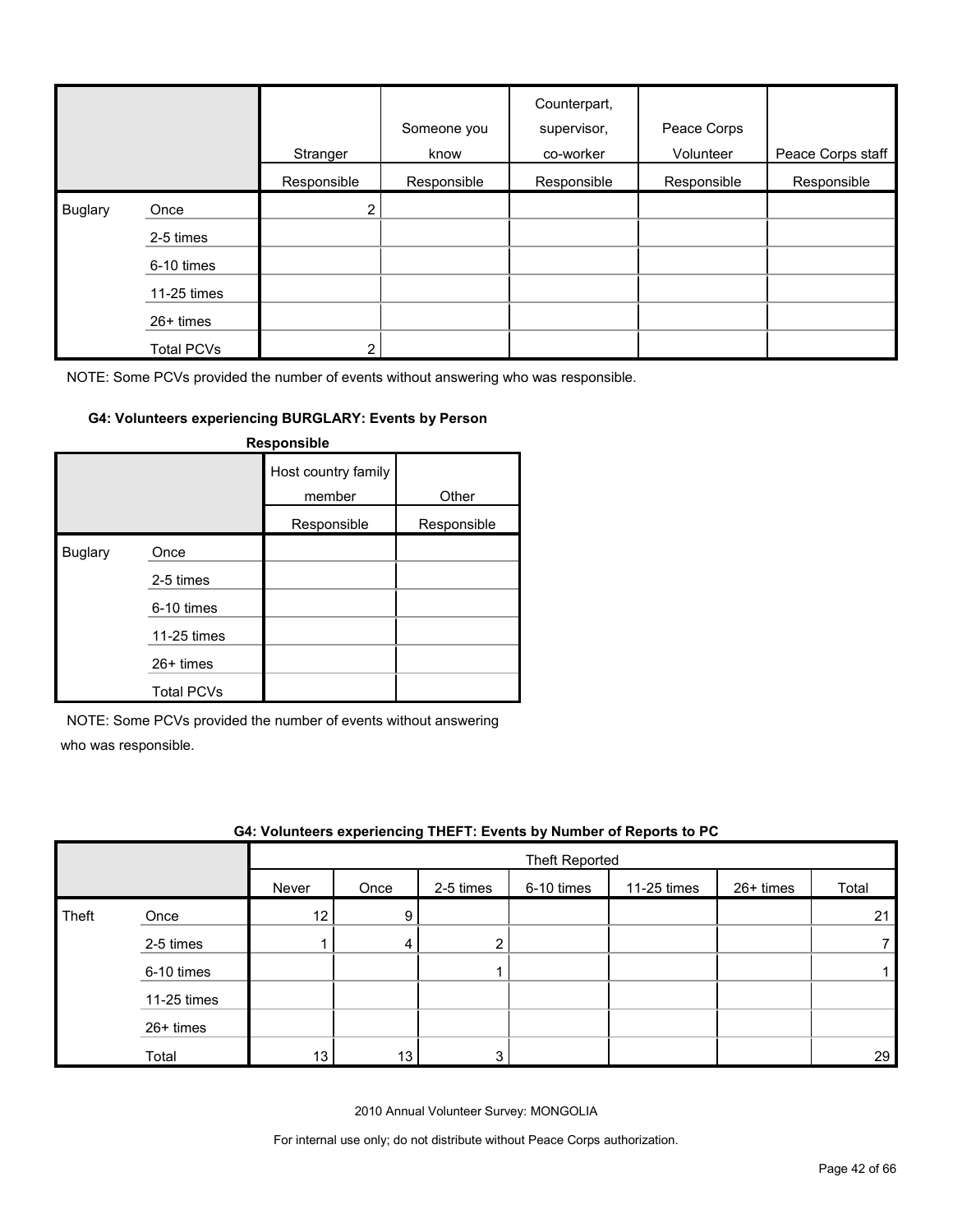| | | Stranger | Someone you know | Counterpart, supervisor, co-worker | Peace Corps Volunteer | Peace Corps staff |
|---|---|---|---|---|---|---|
| | | Responsible | Responsible | Responsible | Responsible | Responsible |
| Buglary | Once | 2 | | | | |
| | 2-5 times | | | | | |
| | 6-10 times | | | | | |
| | 11-25 times | | | | | |
| | 26+ times | | | | | |
| | Total PCVs | 2 | | | | |

NOTE: Some PCVs provided the number of events without answering who was responsible.

#### G4: Volunteers experiencing BURGLARY: Events by Person Responsible

| | | Host country family member | Other |
|---|---|---|---|
| | | Responsible | Responsible |
| Buglary | Once | | |
| | 2-5 times | | |
| | 6-10 times | | |
| | 11-25 times | | |
| | 26+ times | | |
| | Total PCVs | | |

NOTE: Some PCVs provided the number of events without answering who was responsible.

#### G4: Volunteers experiencing THEFT: Events by Number of Reports to PC

| | | Theft Reported | | | | | | |
|---|---|---|---|---|---|---|---|---|
| | | Never | Once | 2-5 times | 6-10 times | 11-25 times | 26+ times | Total |
| Theft | Once | 12 | 9 | | | | | 21 |
| | 2-5 times | 1 | 4 | 2 | | | | 7 |
| | 6-10 times | | | 1 | | | | 1 |
| | 11-25 times | | | | | | | |
| | 26+ times | | | | | | | |
| | Total | 13 | 13 | 3 | | | | 29 |

2010 Annual Volunteer Survey: MONGOLIA

For internal use only; do not distribute without Peace Corps authorization.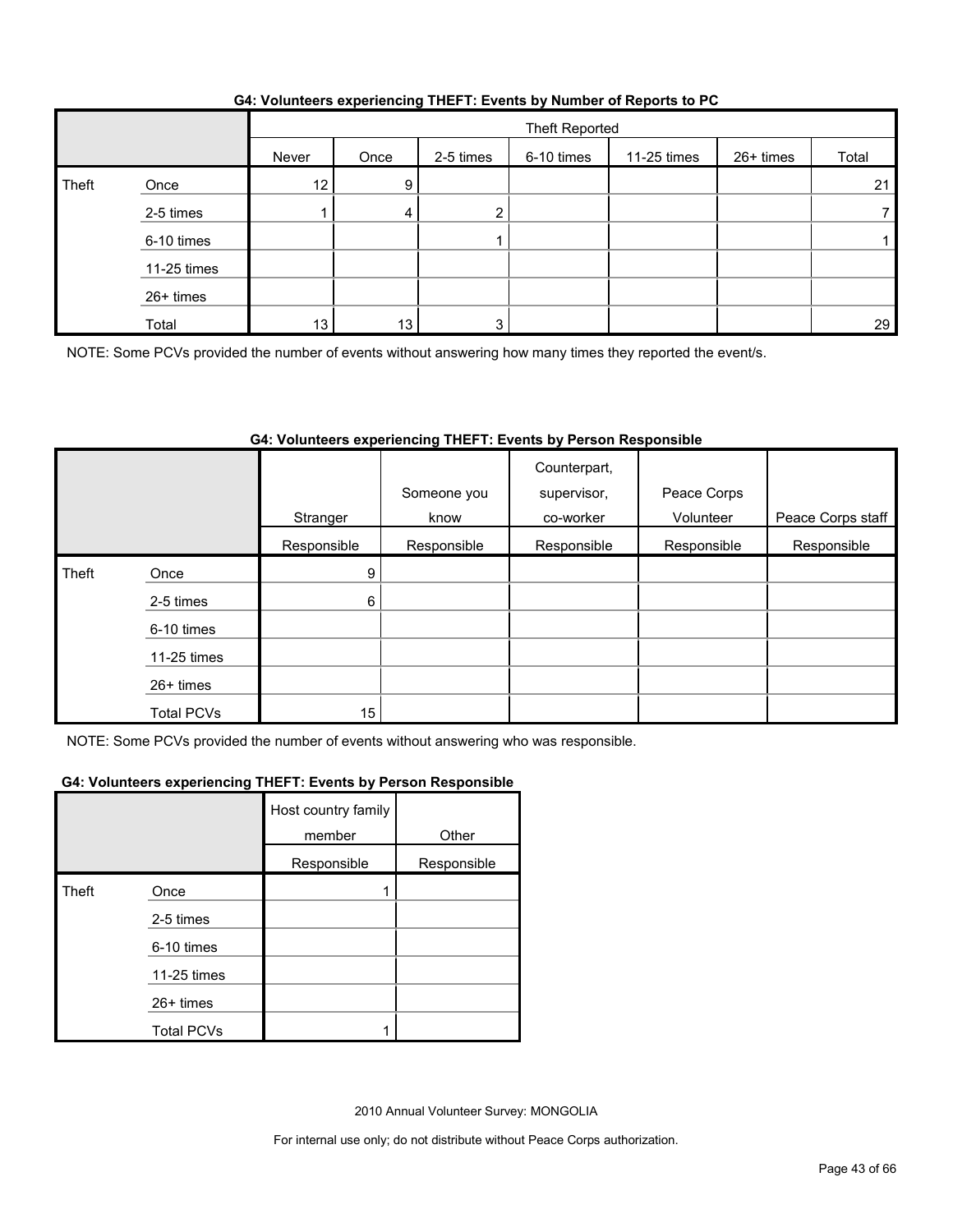**G4: Volunteers experiencing THEFT: Events by Number of Reports to PC**

| | | Theft Reported | | | | | | |
|---|---|---|---|---|---|---|---|---|
| | | Never | Once | 2-5 times | 6-10 times | 11-25 times | 26+ times | Total |
| Theft | Once | 12 | 9 | | | | | 21 |
| | 2-5 times | 1 | 4 | 2 | | | | 7 |
| | 6-10 times | | | 1 | | | | 1 |
| | 11-25 times | | | | | | | |
| | 26+ times | | | | | | | |
| | Total | 13 | 13 | 3 | | | | 29 |

NOTE: Some PCVs provided the number of events without answering how many times they reported the event/s.

**G4: Volunteers experiencing THEFT: Events by Person Responsible**

| | | Stranger | Someone you know | Counterpart, supervisor, co-worker | Peace Corps Volunteer | Peace Corps staff |
|---|---|---|---|---|---|---|
| | | Responsible | Responsible | Responsible | Responsible | Responsible |
| Theft | Once | 9 | | | | |
| | 2-5 times | 6 | | | | |
| | 6-10 times | | | | | |
| | 11-25 times | | | | | |
| | 26+ times | | | | | |
| | Total PCVs | 15 | | | | |

NOTE: Some PCVs provided the number of events without answering who was responsible.

**G4: Volunteers experiencing THEFT: Events by Person Responsible**

| | | Host country family member | Other |
|---|---|---|---|
| | | Responsible | Responsible |
| Theft | Once | 1 | |
| | 2-5 times | | |
| | 6-10 times | | |
| | 11-25 times | | |
| | 26+ times | | |
| | Total PCVs | 1 | |

2010 Annual Volunteer Survey: MONGOLIA

For internal use only; do not distribute without Peace Corps authorization.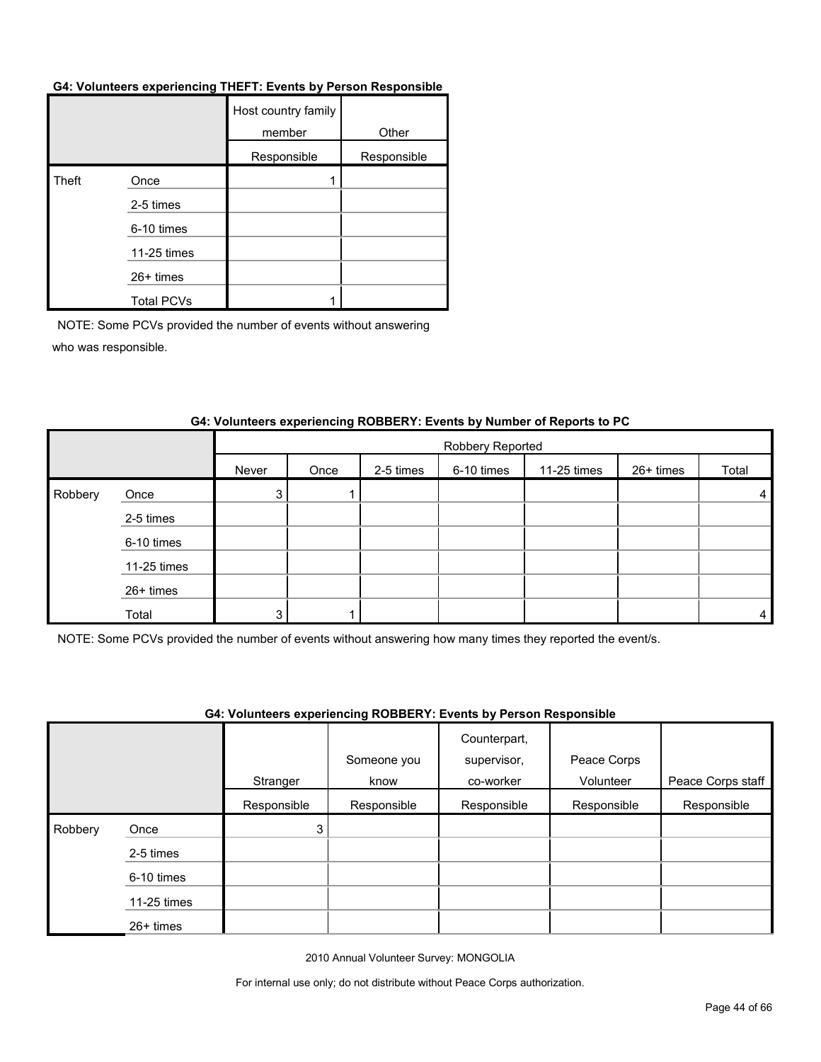**G4: Volunteers experiencing THEFT: Events by Person Responsible**

| | | Host country family member | Other |
|---|---|---|---|
| | | Responsible | Responsible |
| Theft | Once | 1 | |
| | 2-5 times | | |
| | 6-10 times | | |
| | 11-25 times | | |
| | 26+ times | | |
| | Total PCVs | 1 | |

NOTE: Some PCVs provided the number of events without answering who was responsible.

**G4: Volunteers experiencing ROBBERY: Events by Number of Reports to PC**

| | | Robbery Reported | | | | | | |
|---|---|---|---|---|---|---|---|---|
| | | Never | Once | 2-5 times | 6-10 times | 11-25 times | 26+ times | Total |
| Robbery | Once | 3 | 1 | | | | | 4 |
| | 2-5 times | | | | | | | |
| | 6-10 times | | | | | | | |
| | 11-25 times | | | | | | | |
| | 26+ times | | | | | | | |
| | Total | 3 | 1 | | | | | 4 |

NOTE: Some PCVs provided the number of events without answering how many times they reported the event/s.

**G4: Volunteers experiencing ROBBERY: Events by Person Responsible**

| | | Stranger | Someone you know | Counterpart, supervisor, co-worker | Peace Corps Volunteer | Peace Corps staff |
|---|---|---|---|---|---|---|
| | | Responsible | Responsible | Responsible | Responsible | Responsible |
| Robbery | Once | 3 | | | | |
| | 2-5 times | | | | | |
| | 6-10 times | | | | | |
| | 11-25 times | | | | | |
| | 26+ times | | | | | |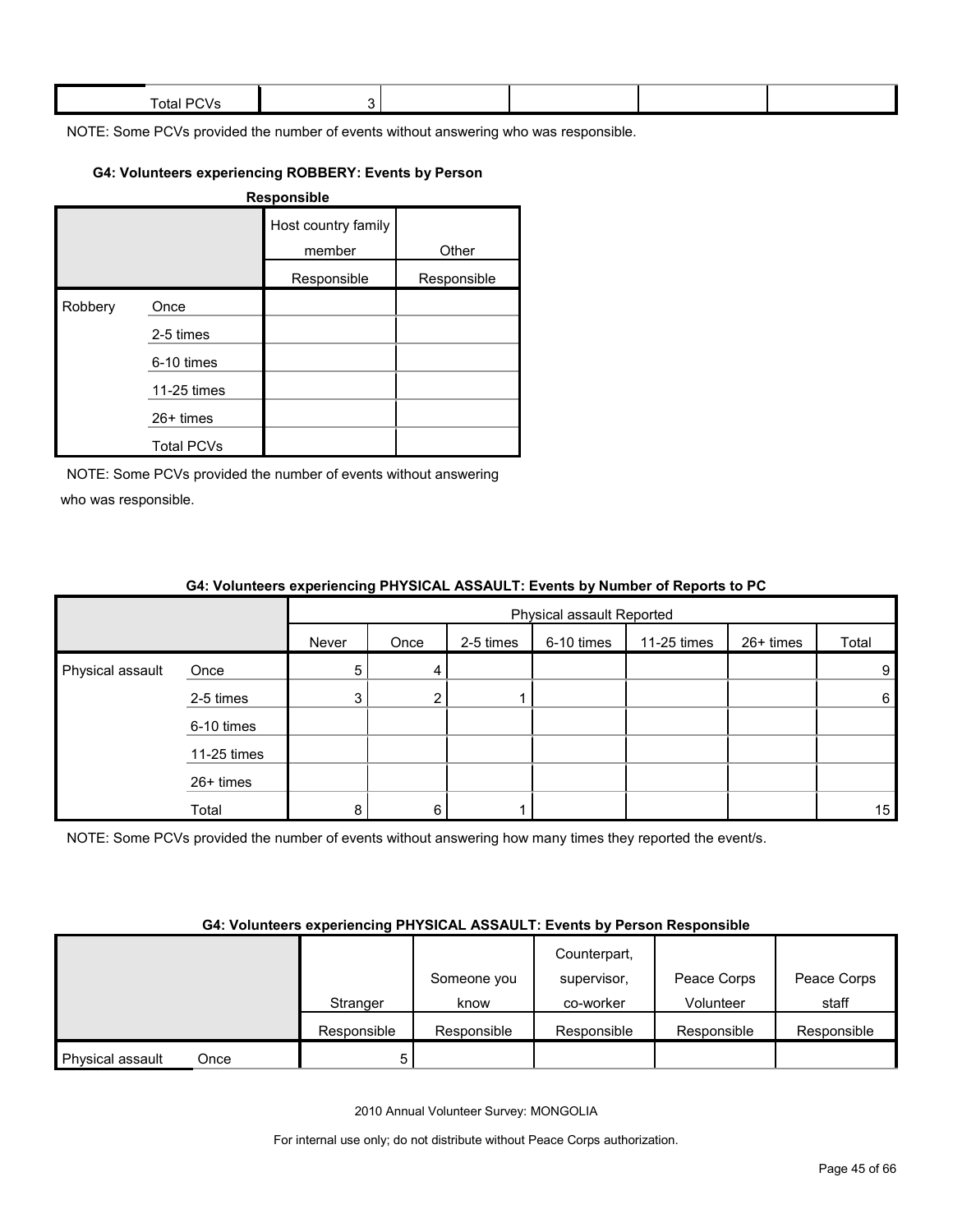| | Total PCVs | 3 | | | | |
|---|---|---|---|---|---|---|

NOTE: Some PCVs provided the number of events without answering who was responsible.

#### G4: Volunteers experiencing ROBBERY: Events by Person Responsible

| | | Host country family member | Other |
|---|---|---|---|
| | | Responsible | Responsible |
| Robbery | Once | | |
| | 2-5 times | | |
| | 6-10 times | | |
| | 11-25 times | | |
| | 26+ times | | |
| | Total PCVs | | |

NOTE: Some PCVs provided the number of events without answering who was responsible.

#### G4: Volunteers experiencing PHYSICAL ASSAULT: Events by Number of Reports to PC

| | | Physical assault Reported | | | | | | |
|---|---|---|---|---|---|---|---|---|
| | | Never | Once | 2-5 times | 6-10 times | 11-25 times | 26+ times | Total |
| Physical assault | Once | 5 | 4 | | | | | 9 |
| | 2-5 times | 3 | 2 | 1 | | | | 6 |
| | 6-10 times | | | | | | | |
| | 11-25 times | | | | | | | |
| | 26+ times | | | | | | | |
| | Total | 8 | 6 | 1 | | | | 15 |

NOTE: Some PCVs provided the number of events without answering how many times they reported the event/s.

#### G4: Volunteers experiencing PHYSICAL ASSAULT: Events by Person Responsible

| | | Stranger | Someone you know | Counterpart, supervisor, co-worker | Peace Corps Volunteer | Peace Corps staff |
|---|---|---|---|---|---|---|
| | | Responsible | Responsible | Responsible | Responsible | Responsible |
| Physical assault | Once | 5 | | | | |

2010 Annual Volunteer Survey: MONGOLIA

For internal use only; do not distribute without Peace Corps authorization.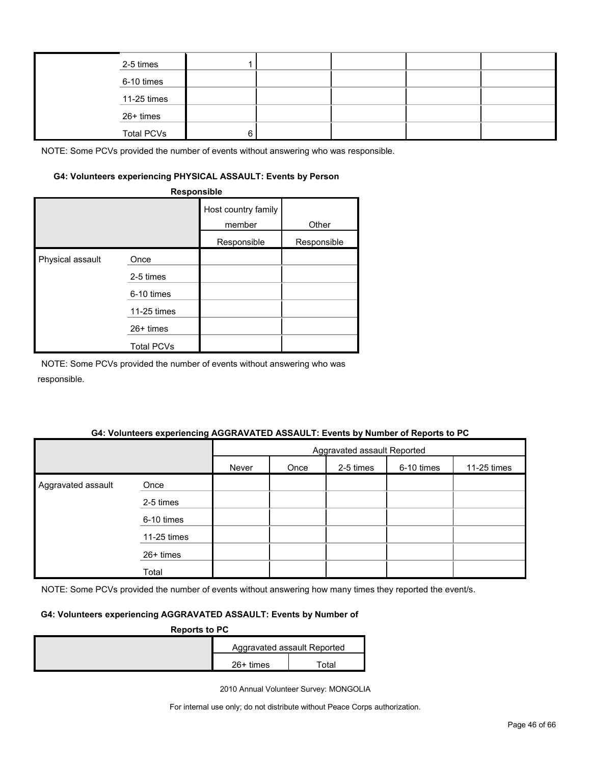| | | | | | | |
|---|---|---|---|---|---|---|
| | 2-5 times | 1 | | | | |
| | 6-10 times | | | | | |
| | 11-25 times | | | | | |
| | 26+ times | | | | | |
| | Total PCVs | 6 | | | | |

NOTE: Some PCVs provided the number of events without answering who was responsible.

#### G4: Volunteers experiencing PHYSICAL ASSAULT: Events by Person Responsible

| | | Host country family member | Other |
|---|---|---|---|
| | | Responsible | Responsible |
| Physical assault | Once | | |
| | 2-5 times | | |
| | 6-10 times | | |
| | 11-25 times | | |
| | 26+ times | | |
| | Total PCVs | | |

NOTE: Some PCVs provided the number of events without answering who was responsible.

#### G4: Volunteers experiencing AGGRAVATED ASSAULT: Events by Number of Reports to PC

| | | Aggravated assault Reported | | | | |
|---|---|---|---|---|---|---|
| | | Never | Once | 2-5 times | 6-10 times | 11-25 times |
| Aggravated assault | Once | | | | | |
| | 2-5 times | | | | | |
| | 6-10 times | | | | | |
| | 11-25 times | | | | | |
| | 26+ times | | | | | |
| | Total | | | | | |

NOTE: Some PCVs provided the number of events without answering how many times they reported the event/s.

#### G4: Volunteers experiencing AGGRAVATED ASSAULT: Events by Number of Reports to PC

| | Aggravated assault Reported | |
|---|---|---|
| | 26+ times | Total |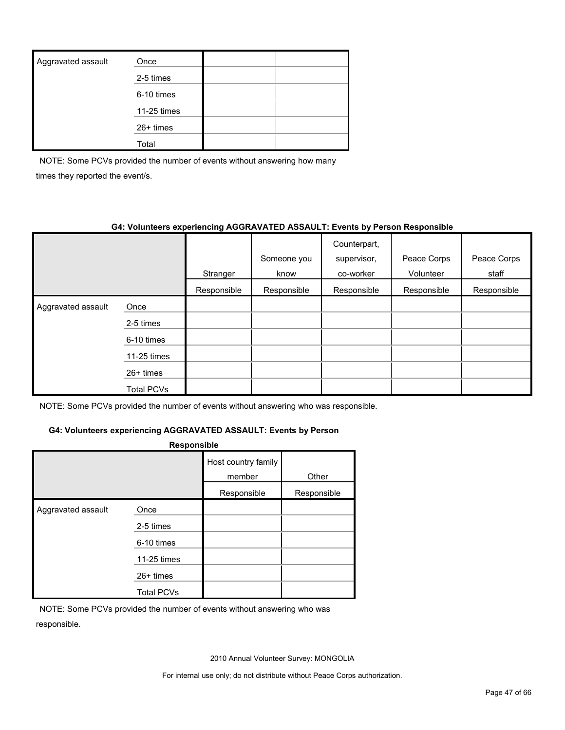| | | | |
|---|---|---|---|
| Aggravated assault | Once | | |
| | 2-5 times | | |
| | 6-10 times | | |
| | 11-25 times | | |
| | 26+ times | | |
| | Total | | |

NOTE: Some PCVs provided the number of events without answering how many times they reported the event/s.

**G4: Volunteers experiencing AGGRAVATED ASSAULT: Events by Person Responsible**

| | | Stranger | Someone you know | Counterpart, supervisor, co-worker | Peace Corps Volunteer | Peace Corps staff |
|---|---|---|---|---|---|---|
| | | Responsible | Responsible | Responsible | Responsible | Responsible |
| Aggravated assault | Once | | | | | |
| | 2-5 times | | | | | |
| | 6-10 times | | | | | |
| | 11-25 times | | | | | |
| | 26+ times | | | | | |
| | Total PCVs | | | | | |

NOTE: Some PCVs provided the number of events without answering who was responsible.

**G4: Volunteers experiencing AGGRAVATED ASSAULT: Events by Person Responsible**

| | | Host country family member | Other |
|---|---|---|---|
| | | Responsible | Responsible |
| Aggravated assault | Once | | |
| | 2-5 times | | |
| | 6-10 times | | |
| | 11-25 times | | |
| | 26+ times | | |
| | Total PCVs | | |

NOTE: Some PCVs provided the number of events without answering who was responsible.

2010 Annual Volunteer Survey: MONGOLIA

For internal use only; do not distribute without Peace Corps authorization.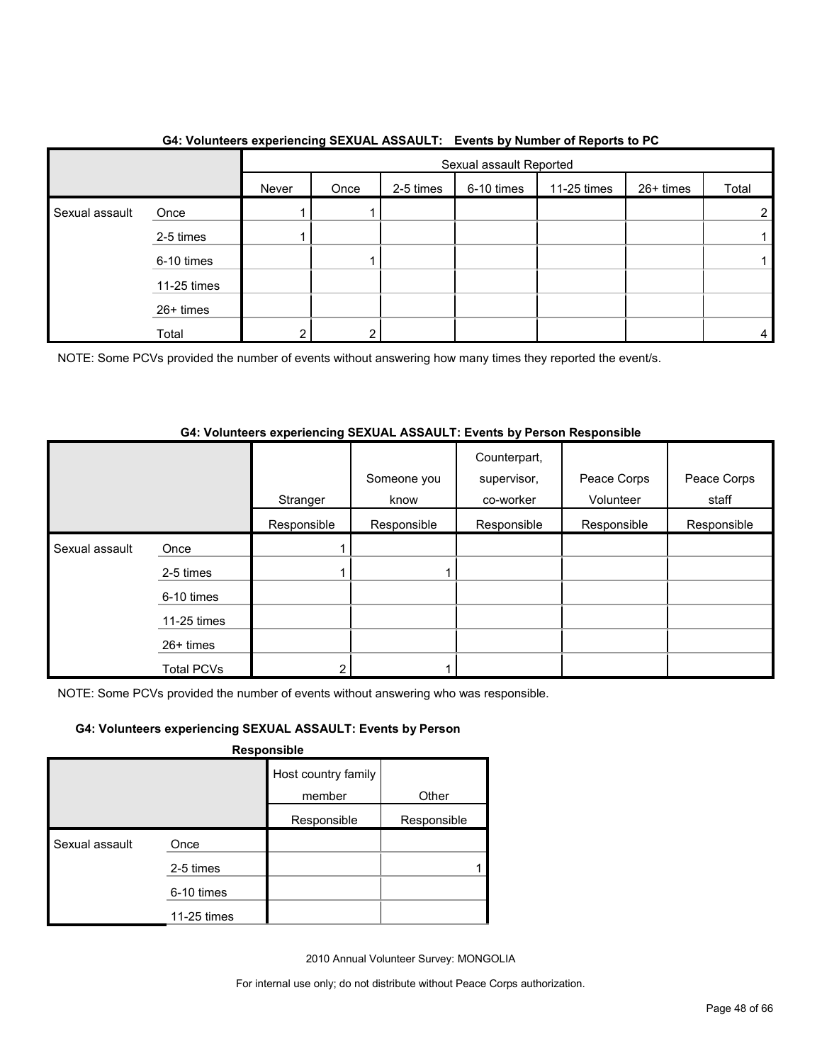### G4: Volunteers experiencing SEXUAL ASSAULT: Events by Number of Reports to PC

| | | Sexual assault Reported | | | | | | |
|---|---|---|---|---|---|---|---|---|
| | | Never | Once | 2-5 times | 6-10 times | 11-25 times | 26+ times | Total |
| Sexual assault | Once | 1 | 1 | | | | | 2 |
| | 2-5 times | 1 | | | | | | 1 |
| | 6-10 times | | 1 | | | | | 1 |
| | 11-25 times | | | | | | | |
| | 26+ times | | | | | | | |
| | Total | 2 | 2 | | | | | 4 |

NOTE: Some PCVs provided the number of events without answering how many times they reported the event/s.

### G4: Volunteers experiencing SEXUAL ASSAULT: Events by Person Responsible

| | | Stranger | Someone you know | Counterpart, supervisor, co-worker | Peace Corps Volunteer | Peace Corps staff |
|---|---|---|---|---|---|---|
| | | Responsible | Responsible | Responsible | Responsible | Responsible |
| Sexual assault | Once | 1 | | | | |
| | 2-5 times | 1 | 1 | | | |
| | 6-10 times | | | | | |
| | 11-25 times | | | | | |
| | 26+ times | | | | | |
| | Total PCVs | 2 | 1 | | | |

NOTE: Some PCVs provided the number of events without answering who was responsible.

### G4: Volunteers experiencing SEXUAL ASSAULT: Events by Person Responsible

| | | Host country family member | Other |
|---|---|---|---|
| | | Responsible | Responsible |
| Sexual assault | Once | | |
| | 2-5 times | | 1 |
| | 6-10 times | | |
| | 11-25 times | | |

2010 Annual Volunteer Survey: MONGOLIA

For internal use only; do not distribute without Peace Corps authorization.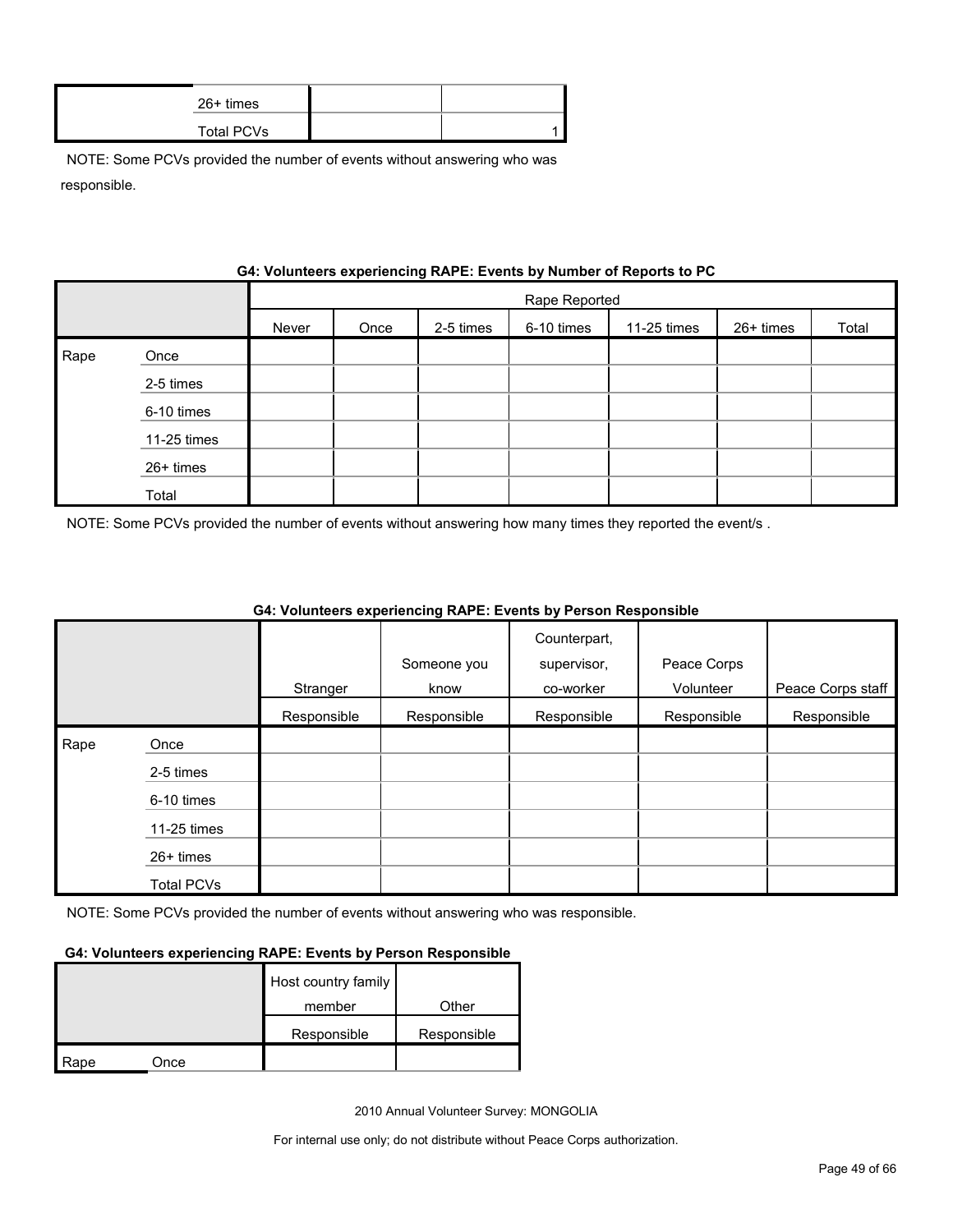| | | | |
|---|---|---|---|
| | 26+ times | | |
| | Total PCVs | | 1 |

NOTE: Some PCVs provided the number of events without answering who was responsible.

**G4: Volunteers experiencing RAPE: Events by Number of Reports to PC**

| | | Rape Reported | | | | | | |
|---|---|---|---|---|---|---|---|---|
| | | Never | Once | 2-5 times | 6-10 times | 11-25 times | 26+ times | Total |
| Rape | Once | | | | | | | |
| | 2-5 times | | | | | | | |
| | 6-10 times | | | | | | | |
| | 11-25 times | | | | | | | |
| | 26+ times | | | | | | | |
| | Total | | | | | | | |

NOTE: Some PCVs provided the number of events without answering how many times they reported the event/s .

**G4: Volunteers experiencing RAPE: Events by Person Responsible**

| | | Stranger | Someone you know | Counterpart, supervisor, co-worker | Peace Corps Volunteer | Peace Corps staff |
|---|---|---|---|---|---|---|
| | | Responsible | Responsible | Responsible | Responsible | Responsible |
| Rape | Once | | | | | |
| | 2-5 times | | | | | |
| | 6-10 times | | | | | |
| | 11-25 times | | | | | |
| | 26+ times | | | | | |
| | Total PCVs | | | | | |

NOTE: Some PCVs provided the number of events without answering who was responsible.

**G4: Volunteers experiencing RAPE: Events by Person Responsible**

| | | Host country family member | Other |
|---|---|---|---|
| | | Responsible | Responsible |
| Rape | Once | | |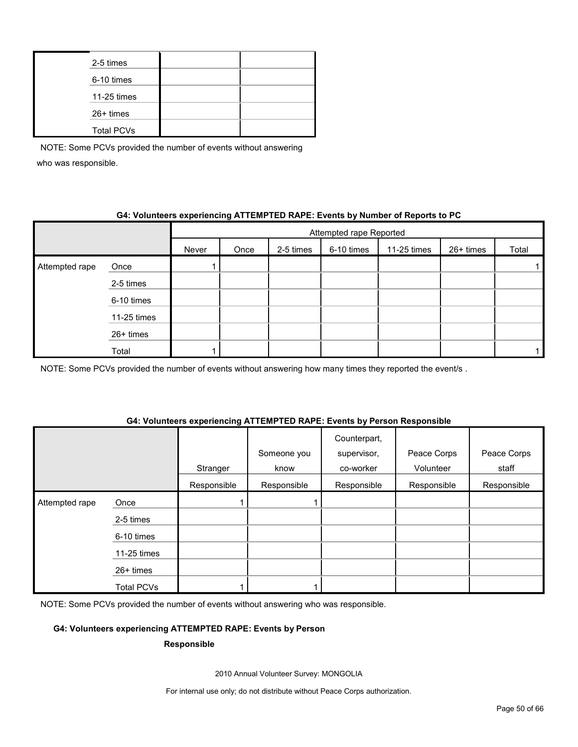| | | | |
|---|---|---|---|
| | 2-5 times | | |
| | 6-10 times | | |
| | 11-25 times | | |
| | 26+ times | | |
| | Total PCVs | | |

NOTE: Some PCVs provided the number of events without answering who was responsible.

**G4: Volunteers experiencing ATTEMPTED RAPE: Events by Number of Reports to PC**

| | | Attempted rape Reported | | | | | | |
|---|---|---|---|---|---|---|---|---|
| | | Never | Once | 2-5 times | 6-10 times | 11-25 times | 26+ times | Total |
| Attempted rape | Once | 1 | | | | | | 1 |
| | 2-5 times | | | | | | | |
| | 6-10 times | | | | | | | |
| | 11-25 times | | | | | | | |
| | 26+ times | | | | | | | |
| | Total | 1 | | | | | | 1 |

NOTE: Some PCVs provided the number of events without answering how many times they reported the event/s .

**G4: Volunteers experiencing ATTEMPTED RAPE: Events by Person Responsible**

| | | Stranger Responsible | Someone you know Responsible | Counterpart, supervisor, co-worker Responsible | Peace Corps Volunteer Responsible | Peace Corps staff Responsible |
|---|---|---|---|---|---|---|
| Attempted rape | Once | 1 | 1 | | | |
| | 2-5 times | | | | | |
| | 6-10 times | | | | | |
| | 11-25 times | | | | | |
| | 26+ times | | | | | |
| | Total PCVs | 1 | 1 | | | |

NOTE: Some PCVs provided the number of events without answering who was responsible.

**G4: Volunteers experiencing ATTEMPTED RAPE: Events by Person Responsible**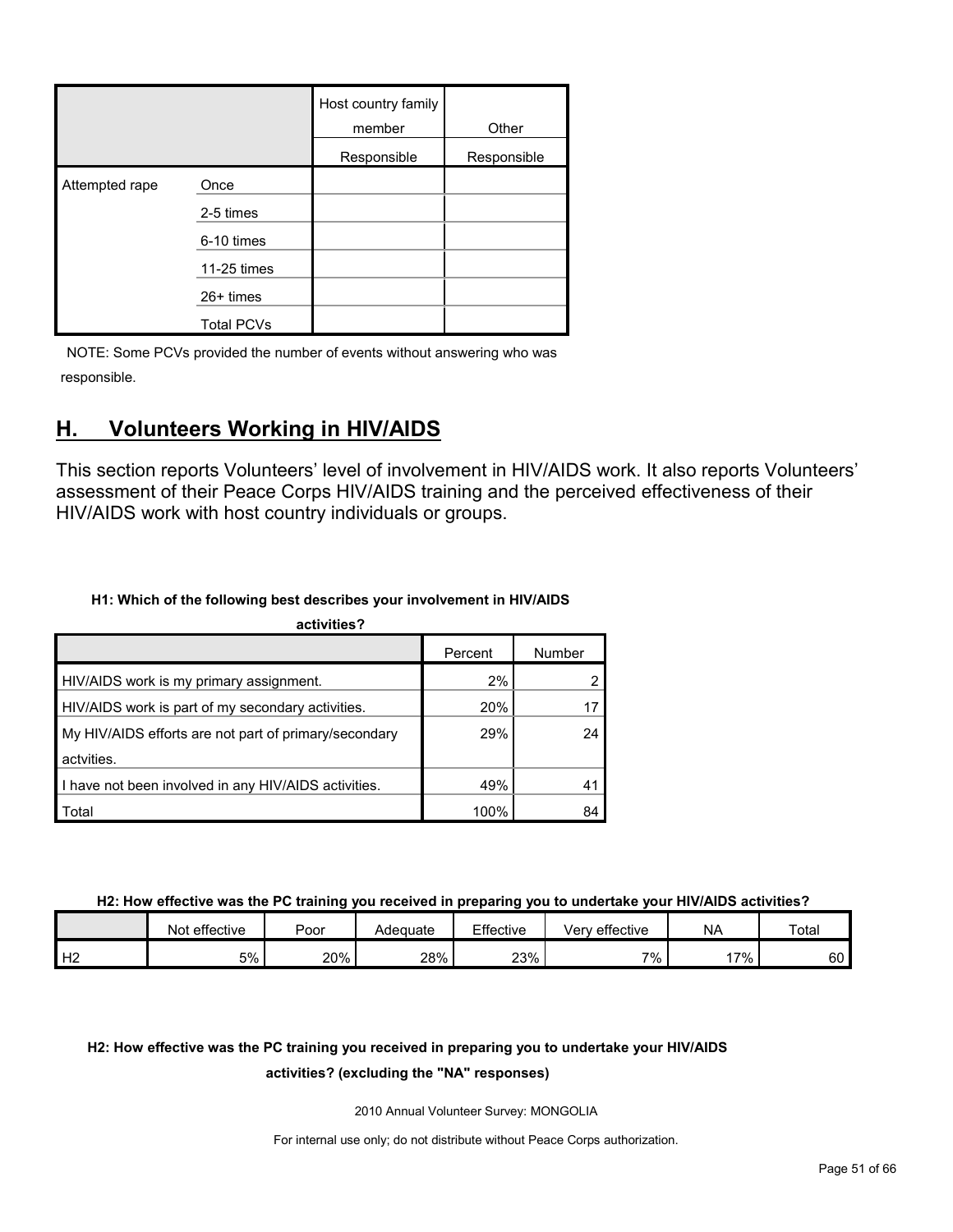| | | Host country family member | Other |
|---|---|---|---|
| | | Responsible | Responsible |
| Attempted rape | Once | | |
| | 2-5 times | | |
| | 6-10 times | | |
| | 11-25 times | | |
| | 26+ times | | |
| | Total PCVs | | |

NOTE: Some PCVs provided the number of events without answering who was responsible.

## H. Volunteers Working in HIV/AIDS

This section reports Volunteers' level of involvement in HIV/AIDS work. It also reports Volunteers' assessment of their Peace Corps HIV/AIDS training and the perceived effectiveness of their HIV/AIDS work with host country individuals or groups.

**H1: Which of the following best describes your involvement in HIV/AIDS activities?**

| | Percent | Number |
|---|---|---|
| HIV/AIDS work is my primary assignment. | 2% | 2 |
| HIV/AIDS work is part of my secondary activities. | 20% | 17 |
| My HIV/AIDS efforts are not part of primary/secondary actvities. | 29% | 24 |
| I have not been involved in any HIV/AIDS activities. | 49% | 41 |
| Total | 100% | 84 |

**H2: How effective was the PC training you received in preparing you to undertake your HIV/AIDS activities?**

| | Not effective | Poor | Adequate | Effective | Very effective | NA | Total |
|---|---|---|---|---|---|---|---|
| H2 | 5% | 20% | 28% | 23% | 7% | 17% | 60 |

**H2: How effective was the PC training you received in preparing you to undertake your HIV/AIDS activities? (excluding the "NA" responses)**

2010 Annual Volunteer Survey: MONGOLIA

For internal use only; do not distribute without Peace Corps authorization.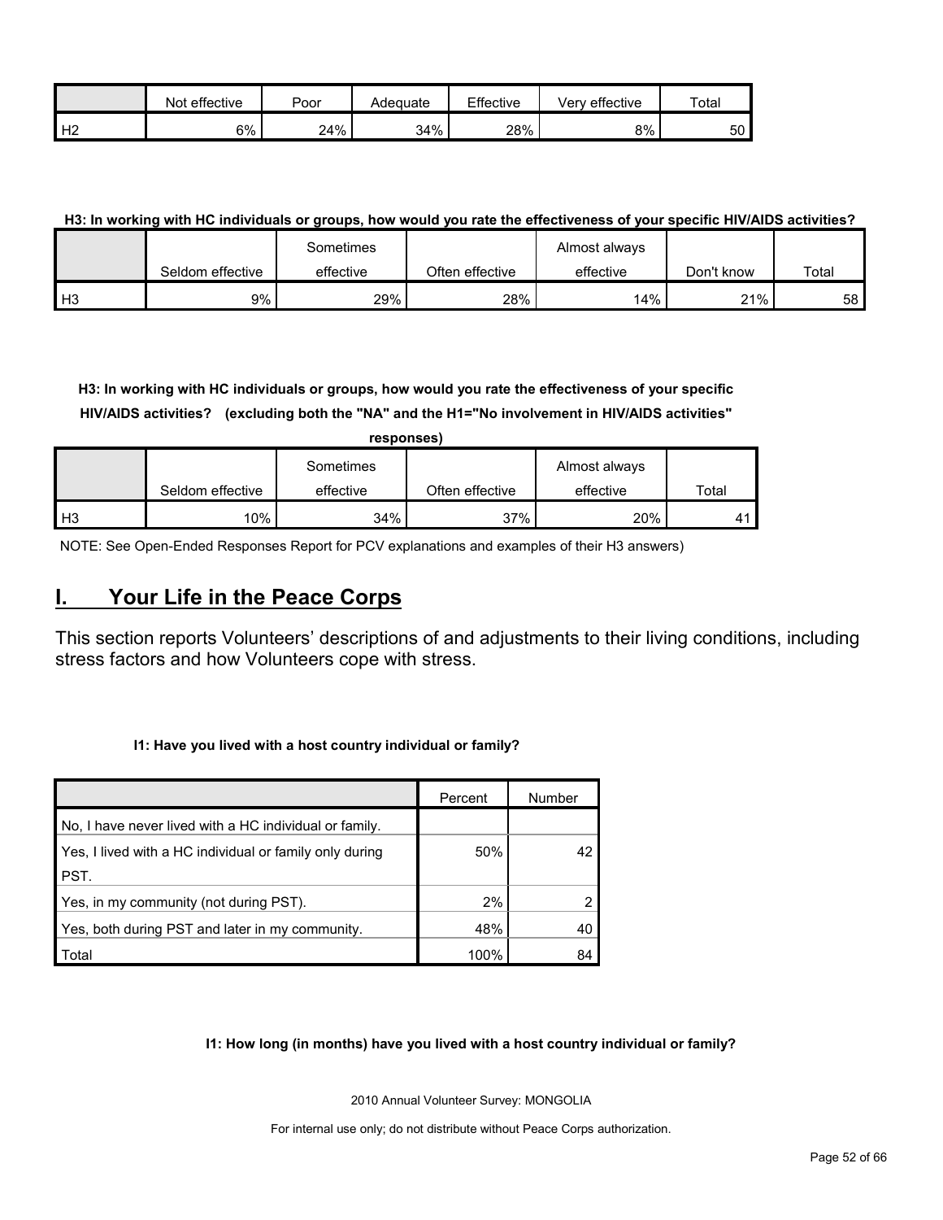|  | Not effective | Poor | Adequate | Effective | Very effective | Total |
|---|---|---|---|---|---|---|
| H2 | 6% | 24% | 34% | 28% | 8% | 50 |

**H3: In working with HC individuals or groups, how would you rate the effectiveness of your specific HIV/AIDS activities?**

|  | Seldom effective | Sometimes effective | Often effective | Almost always effective | Don't know | Total |
|---|---|---|---|---|---|---|
| H3 | 9% | 29% | 28% | 14% | 21% | 58 |

**H3: In working with HC individuals or groups, how would you rate the effectiveness of your specific HIV/AIDS activities? (excluding both the "NA" and the H1="No involvement in HIV/AIDS activities" responses)**

|  | Seldom effective | Sometimes effective | Often effective | Almost always effective | Total |
|---|---|---|---|---|---|
| H3 | 10% | 34% | 37% | 20% | 41 |

NOTE: See Open-Ended Responses Report for PCV explanations and examples of their H3 answers)

# I. Your Life in the Peace Corps

This section reports Volunteers' descriptions of and adjustments to their living conditions, including stress factors and how Volunteers cope with stress.

**I1: Have you lived with a host country individual or family?**

|  | Percent | Number |
|---|---|---|
| No, I have never lived with a HC individual or family. |  |  |
| Yes, I lived with a HC individual or family only during PST. | 50% | 42 |
| Yes, in my community (not during PST). | 2% | 2 |
| Yes, both during PST and later in my community. | 48% | 40 |
| Total | 100% | 84 |

**I1: How long (in months) have you lived with a host country individual or family?**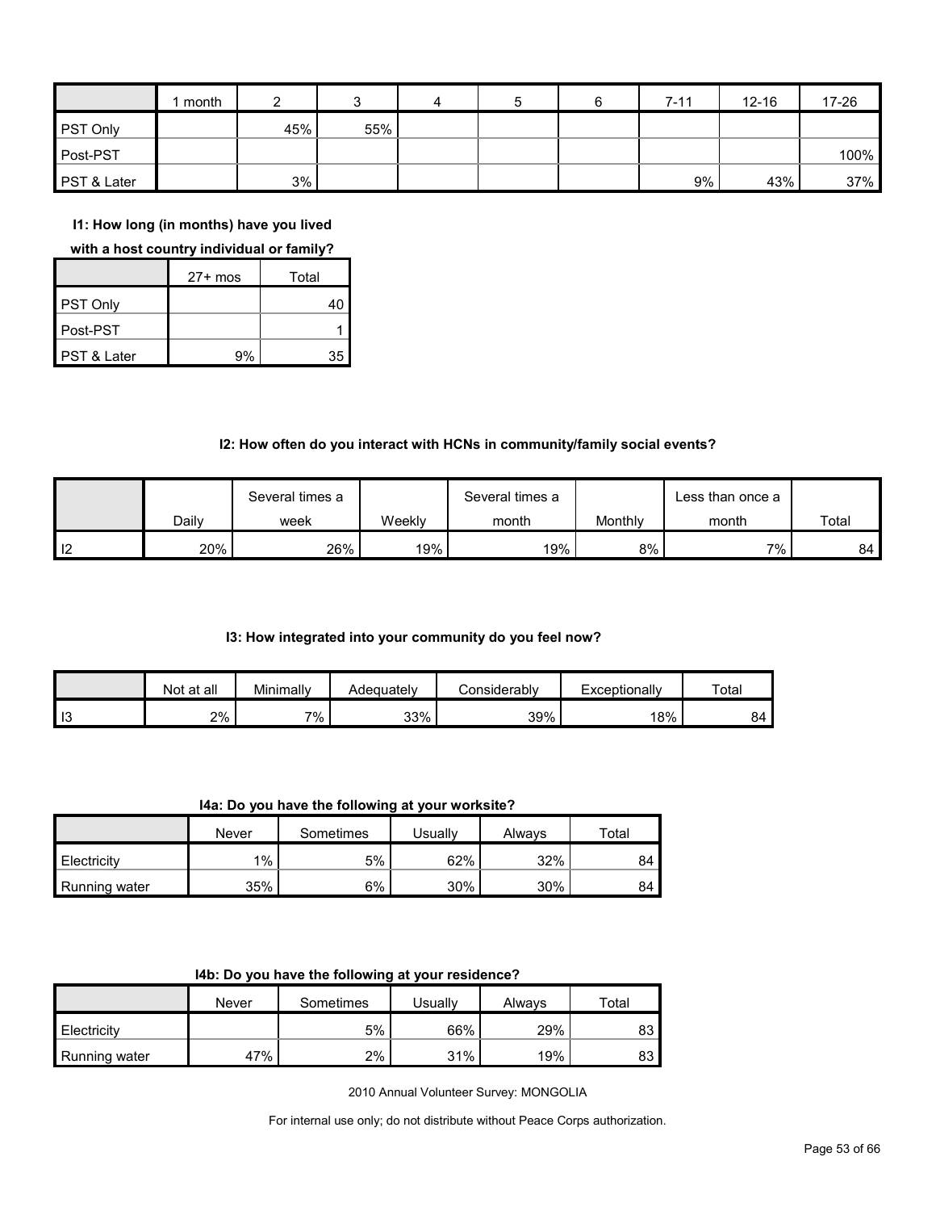|  | 1 month | 2 | 3 | 4 | 5 | 6 | 7-11 | 12-16 | 17-26 |
|---|---|---|---|---|---|---|---|---|---|
| PST Only |  | 45% | 55% |  |  |  |  |  |  |
| Post-PST |  |  |  |  |  |  |  |  | 100% |
| PST & Later |  | 3% |  |  |  |  | 9% | 43% | 37% |

**I1: How long (in months) have you lived with a host country individual or family?**

|  | 27+ mos | Total |
|---|---|---|
| PST Only |  | 40 |
| Post-PST |  | 1 |
| PST & Later | 9% | 35 |

**I2: How often do you interact with HCNs in community/family social events?**

|  | Daily | Several times a week | Weekly | Several times a month | Monthly | Less than once a month | Total |
|---|---|---|---|---|---|---|---|
| I2 | 20% | 26% | 19% | 19% | 8% | 7% | 84 |

**I3: How integrated into your community do you feel now?**

|  | Not at all | Minimally | Adequately | Considerably | Exceptionally | Total |
|---|---|---|---|---|---|---|
| I3 | 2% | 7% | 33% | 39% | 18% | 84 |

**I4a: Do you have the following at your worksite?**

|  | Never | Sometimes | Usually | Always | Total |
|---|---|---|---|---|---|
| Electricity | 1% | 5% | 62% | 32% | 84 |
| Running water | 35% | 6% | 30% | 30% | 84 |

**I4b: Do you have the following at your residence?**

|  | Never | Sometimes | Usually | Always | Total |
|---|---|---|---|---|---|
| Electricity |  | 5% | 66% | 29% | 83 |
| Running water | 47% | 2% | 31% | 19% | 83 |

2010 Annual Volunteer Survey: MONGOLIA

For internal use only; do not distribute without Peace Corps authorization.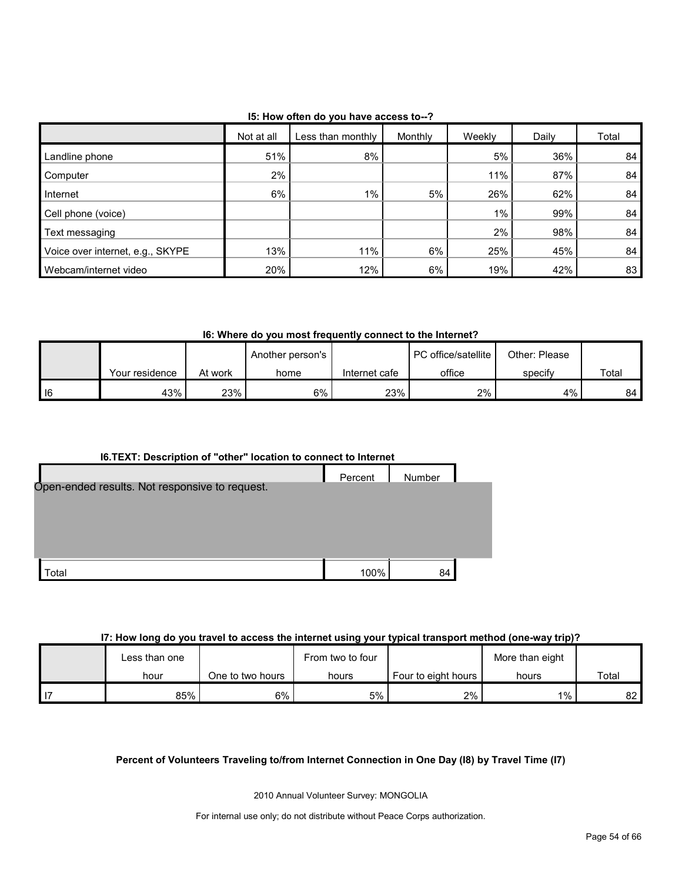**I5: How often do you have access to--?**

| | Not at all | Less than monthly | Monthly | Weekly | Daily | Total |
|---|---|---|---|---|---|---|
| Landline phone | 51% | 8% | | 5% | 36% | 84 |
| Computer | 2% | | | 11% | 87% | 84 |
| Internet | 6% | 1% | 5% | 26% | 62% | 84 |
| Cell phone (voice) | | | | 1% | 99% | 84 |
| Text messaging | | | | 2% | 98% | 84 |
| Voice over internet, e.g., SKYPE | 13% | 11% | 6% | 25% | 45% | 84 |
| Webcam/internet video | 20% | 12% | 6% | 19% | 42% | 83 |

**I6: Where do you most frequently connect to the Internet?**

| | Your residence | At work | Another person's home | Internet cafe | PC office/satellite office | Other: Please specify | Total |
|---|---|---|---|---|---|---|---|
| I6 | 43% | 23% | 6% | 23% | 2% | 4% | 84 |

**I6.TEXT: Description of "other" location to connect to Internet**

| | Percent | Number |
|---|---|---|
| Open-ended results. Not responsive to request. | | |
| Total | 100% | 84 |

**I7: How long do you travel to access the internet using your typical transport method (one-way trip)?**

| | Less than one hour | One to two hours | From two to four hours | Four to eight hours | More than eight hours | Total |
|---|---|---|---|---|---|---|
| I7 | 85% | 6% | 5% | 2% | 1% | 82 |

**Percent of Volunteers Traveling to/from Internet Connection in One Day (I8) by Travel Time (I7)**

2010 Annual Volunteer Survey: MONGOLIA

For internal use only; do not distribute without Peace Corps authorization.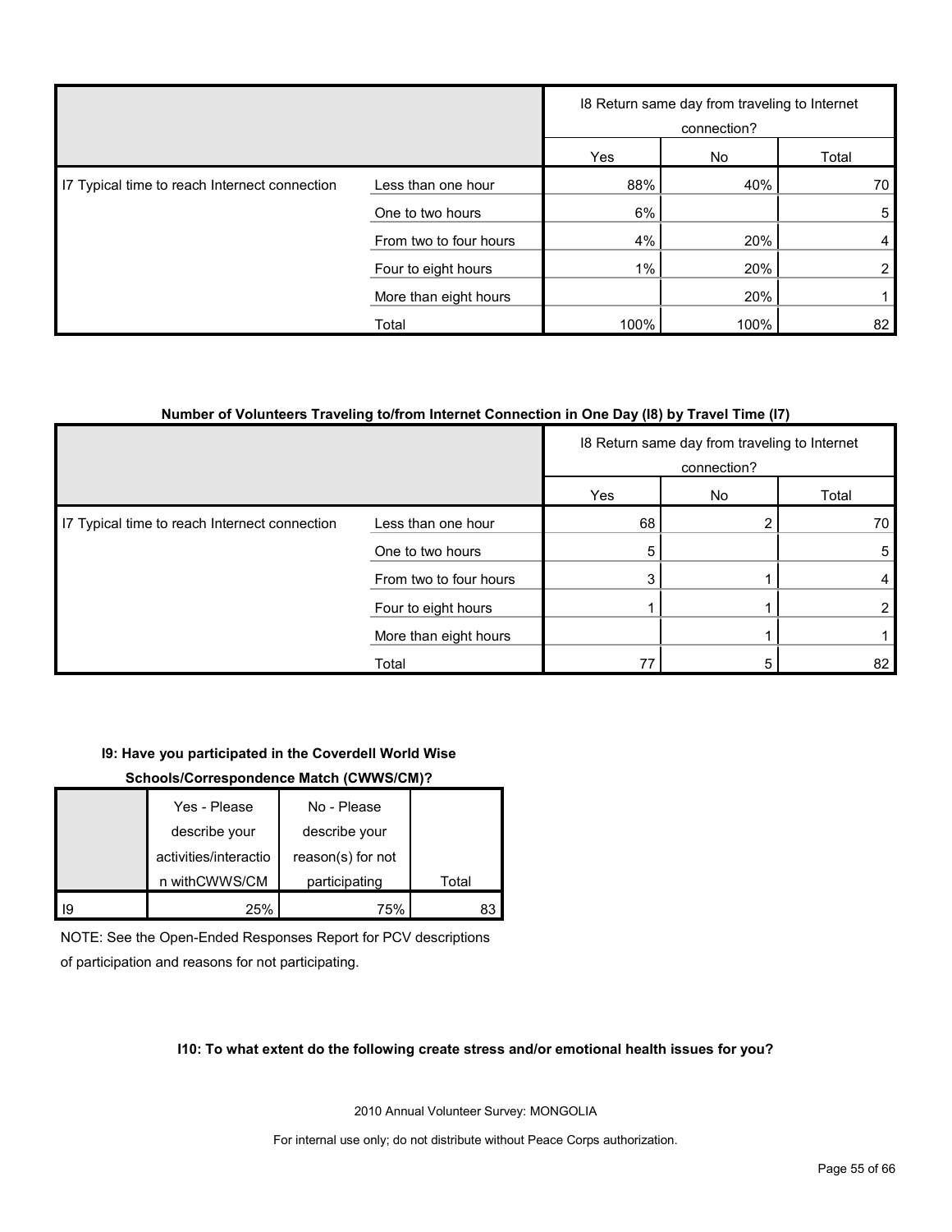| | | I8 Return same day from traveling to Internet connection? | | |
|---|---|---|---|---|
| | | Yes | No | Total |
| I7 Typical time to reach Internet connection | Less than one hour | 88% | 40% | 70 |
| | One to two hours | 6% | | 5 |
| | From two to four hours | 4% | 20% | 4 |
| | Four to eight hours | 1% | 20% | 2 |
| | More than eight hours | | 20% | 1 |
| | Total | 100% | 100% | 82 |

**Number of Volunteers Traveling to/from Internet Connection in One Day (I8) by Travel Time (I7)**

| | | I8 Return same day from traveling to Internet connection? | | |
|---|---|---|---|---|
| | | Yes | No | Total |
| I7 Typical time to reach Internet connection | Less than one hour | 68 | 2 | 70 |
| | One to two hours | 5 | | 5 |
| | From two to four hours | 3 | 1 | 4 |
| | Four to eight hours | 1 | 1 | 2 |
| | More than eight hours | | 1 | 1 |
| | Total | 77 | 5 | 82 |

**I9: Have you participated in the Coverdell World Wise Schools/Correspondence Match (CWWS/CM)?**

| | Yes - Please describe your activities/interaction withCWWS/CM | No - Please describe your reason(s) for not participating | Total |
|---|---|---|---|
| I9 | 25% | 75% | 83 |

NOTE: See the Open-Ended Responses Report for PCV descriptions of participation and reasons for not participating.

**I10: To what extent do the following create stress and/or emotional health issues for you?**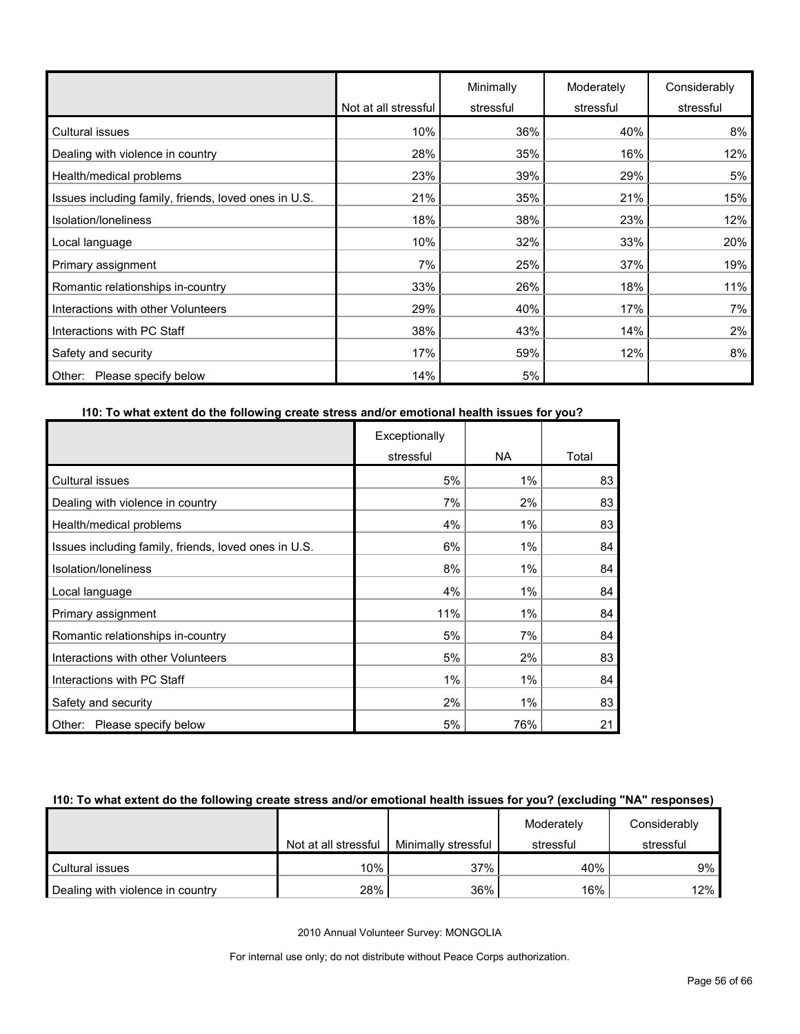| | Not at all stressful | Minimally stressful | Moderately stressful | Considerably stressful |
|---|---|---|---|---|
| Cultural issues | 10% | 36% | 40% | 8% |
| Dealing with violence in country | 28% | 35% | 16% | 12% |
| Health/medical problems | 23% | 39% | 29% | 5% |
| Issues including family, friends, loved ones in U.S. | 21% | 35% | 21% | 15% |
| Isolation/loneliness | 18% | 38% | 23% | 12% |
| Local language | 10% | 32% | 33% | 20% |
| Primary assignment | 7% | 25% | 37% | 19% |
| Romantic relationships in-country | 33% | 26% | 18% | 11% |
| Interactions with other Volunteers | 29% | 40% | 17% | 7% |
| Interactions with PC Staff | 38% | 43% | 14% | 2% |
| Safety and security | 17% | 59% | 12% | 8% |
| Other: Please specify below | 14% | 5% | | |

**I10: To what extent do the following create stress and/or emotional health issues for you?**

| | Exceptionally stressful | NA | Total |
|---|---|---|---|
| Cultural issues | 5% | 1% | 83 |
| Dealing with violence in country | 7% | 2% | 83 |
| Health/medical problems | 4% | 1% | 83 |
| Issues including family, friends, loved ones in U.S. | 6% | 1% | 84 |
| Isolation/loneliness | 8% | 1% | 84 |
| Local language | 4% | 1% | 84 |
| Primary assignment | 11% | 1% | 84 |
| Romantic relationships in-country | 5% | 7% | 84 |
| Interactions with other Volunteers | 5% | 2% | 83 |
| Interactions with PC Staff | 1% | 1% | 84 |
| Safety and security | 2% | 1% | 83 |
| Other: Please specify below | 5% | 76% | 21 |

**I10: To what extent do the following create stress and/or emotional health issues for you? (excluding "NA" responses)**

| | Not at all stressful | Minimally stressful | Moderately stressful | Considerably stressful |
|---|---|---|---|---|
| Cultural issues | 10% | 37% | 40% | 9% |
| Dealing with violence in country | 28% | 36% | 16% | 12% |

2010 Annual Volunteer Survey: MONGOLIA

For internal use only; do not distribute without Peace Corps authorization.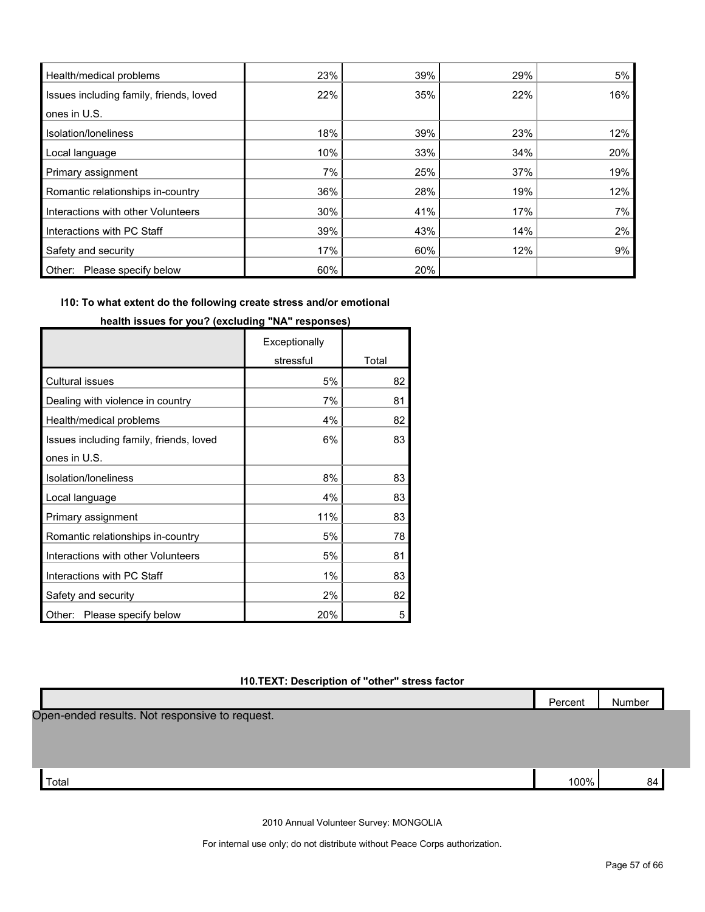| | | | | |
|---|---|---|---|---|
| Health/medical problems | 23% | 39% | 29% | 5% |
| Issues including family, friends, loved ones in U.S. | 22% | 35% | 22% | 16% |
| Isolation/loneliness | 18% | 39% | 23% | 12% |
| Local language | 10% | 33% | 34% | 20% |
| Primary assignment | 7% | 25% | 37% | 19% |
| Romantic relationships in-country | 36% | 28% | 19% | 12% |
| Interactions with other Volunteers | 30% | 41% | 17% | 7% |
| Interactions with PC Staff | 39% | 43% | 14% | 2% |
| Safety and security | 17% | 60% | 12% | 9% |
| Other: Please specify below | 60% | 20% | | |

**I10: To what extent do the following create stress and/or emotional health issues for you? (excluding "NA" responses)**

| | Exceptionally stressful | Total |
|---|---|---|
| Cultural issues | 5% | 82 |
| Dealing with violence in country | 7% | 81 |
| Health/medical problems | 4% | 82 |
| Issues including family, friends, loved ones in U.S. | 6% | 83 |
| Isolation/loneliness | 8% | 83 |
| Local language | 4% | 83 |
| Primary assignment | 11% | 83 |
| Romantic relationships in-country | 5% | 78 |
| Interactions with other Volunteers | 5% | 81 |
| Interactions with PC Staff | 1% | 83 |
| Safety and security | 2% | 82 |
| Other: Please specify below | 20% | 5 |

**I10.TEXT: Description of "other" stress factor**

| | Percent | Number |
|---|---|---|
| Open-ended results. Not responsive to request. | | |
| Total | 100% | 84 |

2010 Annual Volunteer Survey: MONGOLIA

For internal use only; do not distribute without Peace Corps authorization.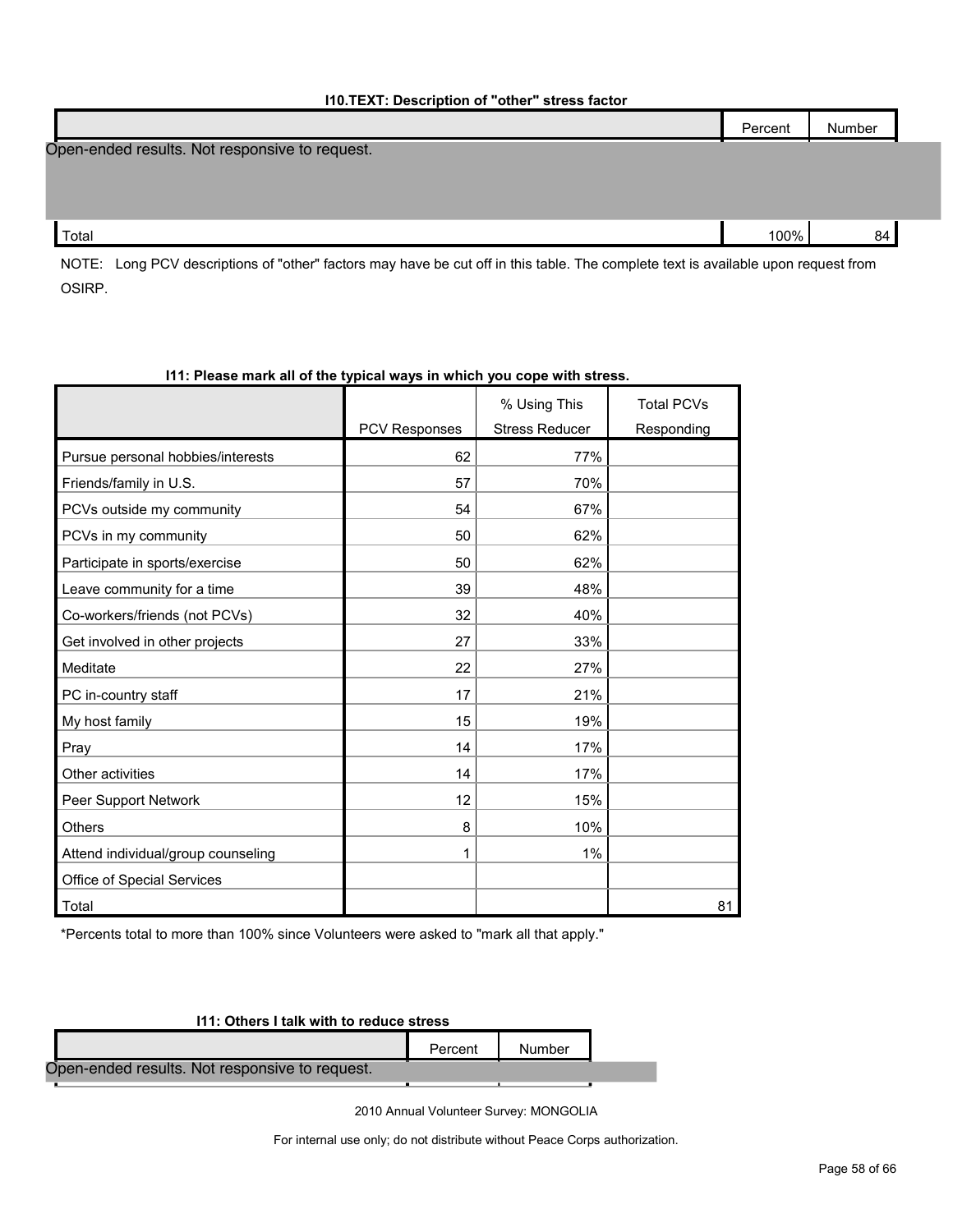**I10.TEXT: Description of "other" stress factor**

| | Percent | Number |
|---|---|---|
| Open-ended results. Not responsive to request. | | |
| Total | 100% | 84 |

NOTE: Long PCV descriptions of "other" factors may have be cut off in this table. The complete text is available upon request from OSIRP.

**I11: Please mark all of the typical ways in which you cope with stress.**

| | PCV Responses | % Using This Stress Reducer | Total PCVs Responding |
|---|---|---|---|
| Pursue personal hobbies/interests | 62 | 77% | |
| Friends/family in U.S. | 57 | 70% | |
| PCVs outside my community | 54 | 67% | |
| PCVs in my community | 50 | 62% | |
| Participate in sports/exercise | 50 | 62% | |
| Leave community for a time | 39 | 48% | |
| Co-workers/friends (not PCVs) | 32 | 40% | |
| Get involved in other projects | 27 | 33% | |
| Meditate | 22 | 27% | |
| PC in-country staff | 17 | 21% | |
| My host family | 15 | 19% | |
| Pray | 14 | 17% | |
| Other activities | 14 | 17% | |
| Peer Support Network | 12 | 15% | |
| Others | 8 | 10% | |
| Attend individual/group counseling | 1 | 1% | |
| Office of Special Services | | | |
| Total | | | 81 |

*Percents total to more than 100% since Volunteers were asked to "mark all that apply."

**I11: Others I talk with to reduce stress**

| | Percent | Number |
|---|---|---|
| Open-ended results. Not responsive to request. | | |

2010 Annual Volunteer Survey: MONGOLIA

For internal use only; do not distribute without Peace Corps authorization.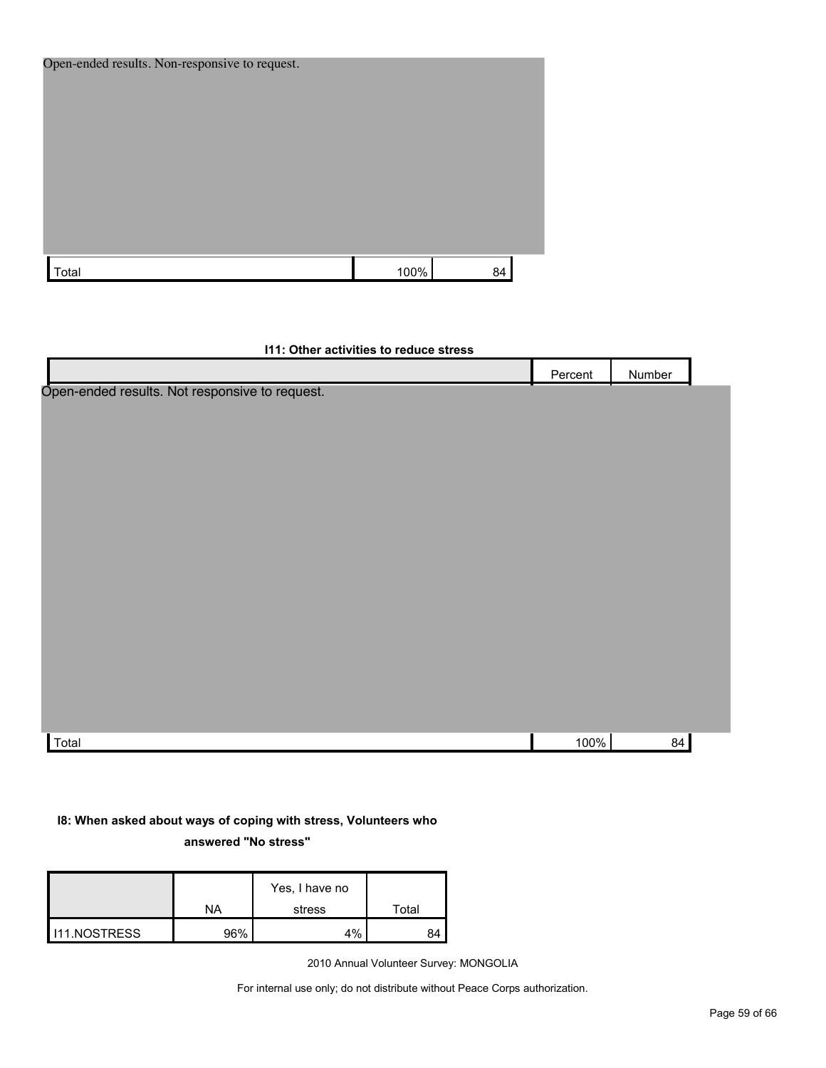Open-ended results. Non-responsive to request.

| | | |
|---|---|---|
| Total | 100% | 84 |

**I11: Other activities to reduce stress**

| | Percent | Number |
|---|---|---|
| Open-ended results. Not responsive to request. | | |
| Total | 100% | 84 |

**I8: When asked about ways of coping with stress, Volunteers who answered "No stress"**

| | NA | Yes, I have no stress | Total |
|---|---|---|---|
| I11.NOSTRESS | 96% | 4% | 84 |

2010 Annual Volunteer Survey: MONGOLIA

For internal use only; do not distribute without Peace Corps authorization.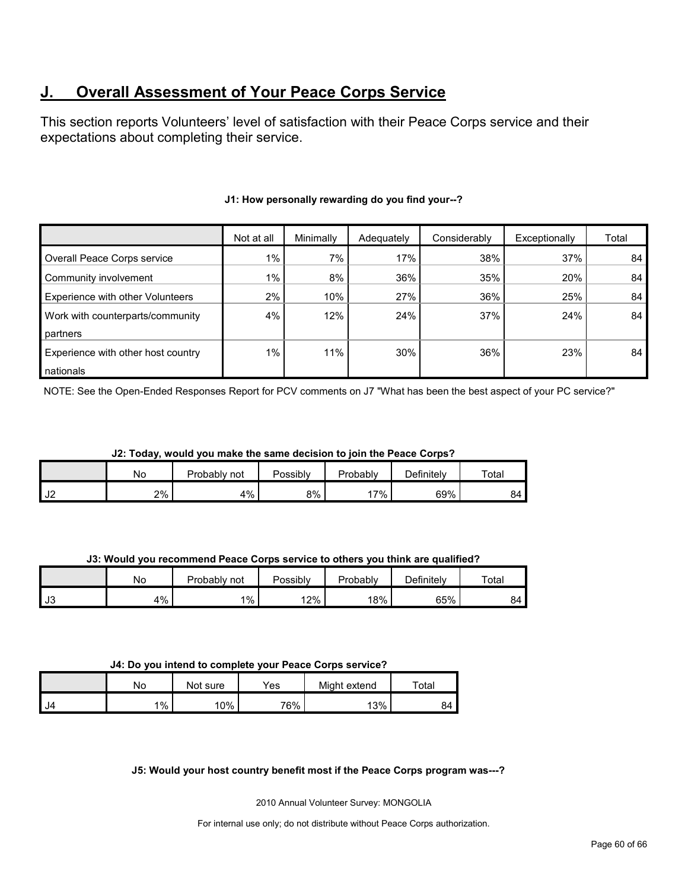## J. Overall Assessment of Your Peace Corps Service

This section reports Volunteers' level of satisfaction with their Peace Corps service and their expectations about completing their service.

**J1: How personally rewarding do you find your--?**

| | Not at all | Minimally | Adequately | Considerably | Exceptionally | Total |
|---|---|---|---|---|---|---|
| Overall Peace Corps service | 1% | 7% | 17% | 38% | 37% | 84 |
| Community involvement | 1% | 8% | 36% | 35% | 20% | 84 |
| Experience with other Volunteers | 2% | 10% | 27% | 36% | 25% | 84 |
| Work with counterparts/community partners | 4% | 12% | 24% | 37% | 24% | 84 |
| Experience with other host country nationals | 1% | 11% | 30% | 36% | 23% | 84 |

NOTE: See the Open-Ended Responses Report for PCV comments on J7 "What has been the best aspect of your PC service?"

**J2: Today, would you make the same decision to join the Peace Corps?**

| | No | Probably not | Possibly | Probably | Definitely | Total |
|---|---|---|---|---|---|---|
| J2 | 2% | 4% | 8% | 17% | 69% | 84 |

**J3: Would you recommend Peace Corps service to others you think are qualified?**

| | No | Probably not | Possibly | Probably | Definitely | Total |
|---|---|---|---|---|---|---|
| J3 | 4% | 1% | 12% | 18% | 65% | 84 |

**J4: Do you intend to complete your Peace Corps service?**

| | No | Not sure | Yes | Might extend | Total |
|---|---|---|---|---|---|
| J4 | 1% | 10% | 76% | 13% | 84 |

**J5: Would your host country benefit most if the Peace Corps program was---?**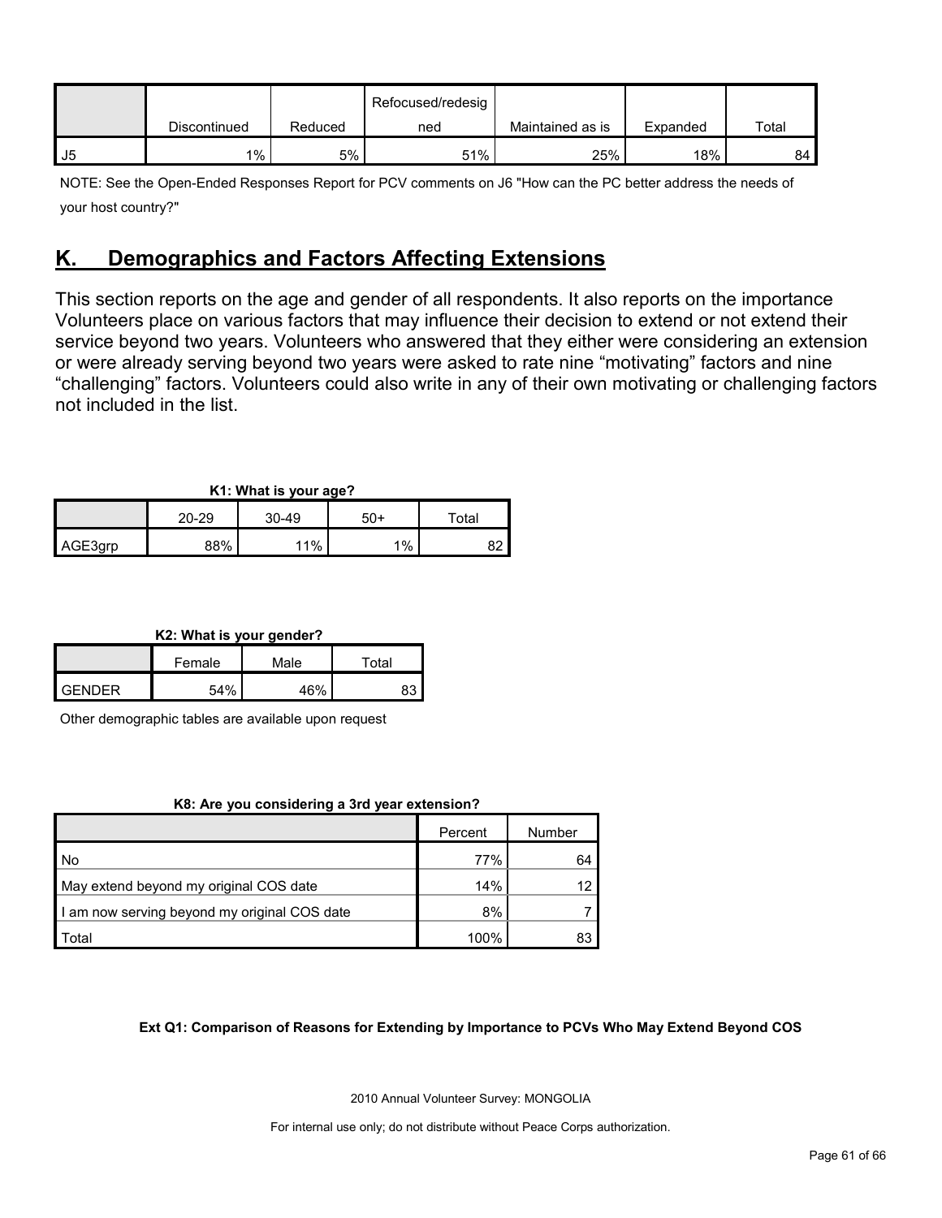| | Discontinued | Reduced | Refocused/redesigned | Maintained as is | Expanded | Total |
|---|---|---|---|---|---|---|
| J5 | 1% | 5% | 51% | 25% | 18% | 84 |

NOTE: See the Open-Ended Responses Report for PCV comments on J6 "How can the PC better address the needs of your host country?"

## K. Demographics and Factors Affecting Extensions

This section reports on the age and gender of all respondents. It also reports on the importance Volunteers place on various factors that may influence their decision to extend or not extend their service beyond two years. Volunteers who answered that they either were considering an extension or were already serving beyond two years were asked to rate nine "motivating" factors and nine "challenging" factors. Volunteers could also write in any of their own motivating or challenging factors not included in the list.

**K1: What is your age?**

| | 20-29 | 30-49 | 50+ | Total |
|---|---|---|---|---|
| AGE3grp | 88% | 11% | 1% | 82 |

**K2: What is your gender?**

| | Female | Male | Total |
|---|---|---|---|
| GENDER | 54% | 46% | 83 |

Other demographic tables are available upon request

**K8: Are you considering a 3rd year extension?**

| | Percent | Number |
|---|---|---|
| No | 77% | 64 |
| May extend beyond my original COS date | 14% | 12 |
| I am now serving beyond my original COS date | 8% | 7 |
| Total | 100% | 83 |

**Ext Q1: Comparison of Reasons for Extending by Importance to PCVs Who May Extend Beyond COS**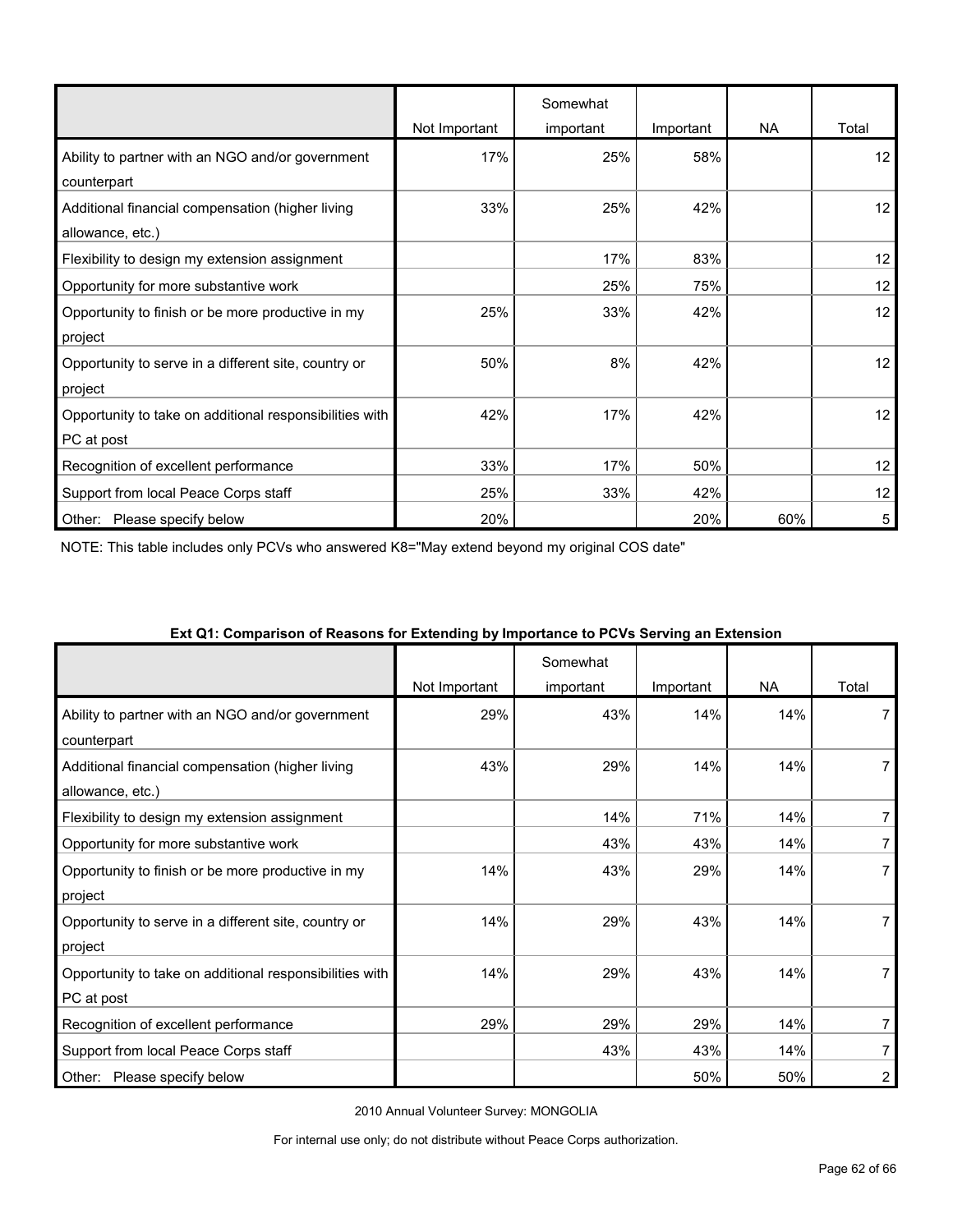| | Not Important | Somewhat important | Important | NA | Total |
|---|---|---|---|---|---|
| Ability to partner with an NGO and/or government counterpart | 17% | 25% | 58% | | 12 |
| Additional financial compensation (higher living allowance, etc.) | 33% | 25% | 42% | | 12 |
| Flexibility to design my extension assignment | | 17% | 83% | | 12 |
| Opportunity for more substantive work | | 25% | 75% | | 12 |
| Opportunity to finish or be more productive in my project | 25% | 33% | 42% | | 12 |
| Opportunity to serve in a different site, country or project | 50% | 8% | 42% | | 12 |
| Opportunity to take on additional responsibilities with PC at post | 42% | 17% | 42% | | 12 |
| Recognition of excellent performance | 33% | 17% | 50% | | 12 |
| Support from local Peace Corps staff | 25% | 33% | 42% | | 12 |
| Other: Please specify below | 20% | | 20% | 60% | 5 |

NOTE: This table includes only PCVs who answered K8="May extend beyond my original COS date"

**Ext Q1: Comparison of Reasons for Extending by Importance to PCVs Serving an Extension**

| | Not Important | Somewhat important | Important | NA | Total |
|---|---|---|---|---|---|
| Ability to partner with an NGO and/or government counterpart | 29% | 43% | 14% | 14% | 7 |
| Additional financial compensation (higher living allowance, etc.) | 43% | 29% | 14% | 14% | 7 |
| Flexibility to design my extension assignment | | 14% | 71% | 14% | 7 |
| Opportunity for more substantive work | | 43% | 43% | 14% | 7 |
| Opportunity to finish or be more productive in my project | 14% | 43% | 29% | 14% | 7 |
| Opportunity to serve in a different site, country or project | 14% | 29% | 43% | 14% | 7 |
| Opportunity to take on additional responsibilities with PC at post | 14% | 29% | 43% | 14% | 7 |
| Recognition of excellent performance | 29% | 29% | 29% | 14% | 7 |
| Support from local Peace Corps staff | | 43% | 43% | 14% | 7 |
| Other: Please specify below | | | 50% | 50% | 2 |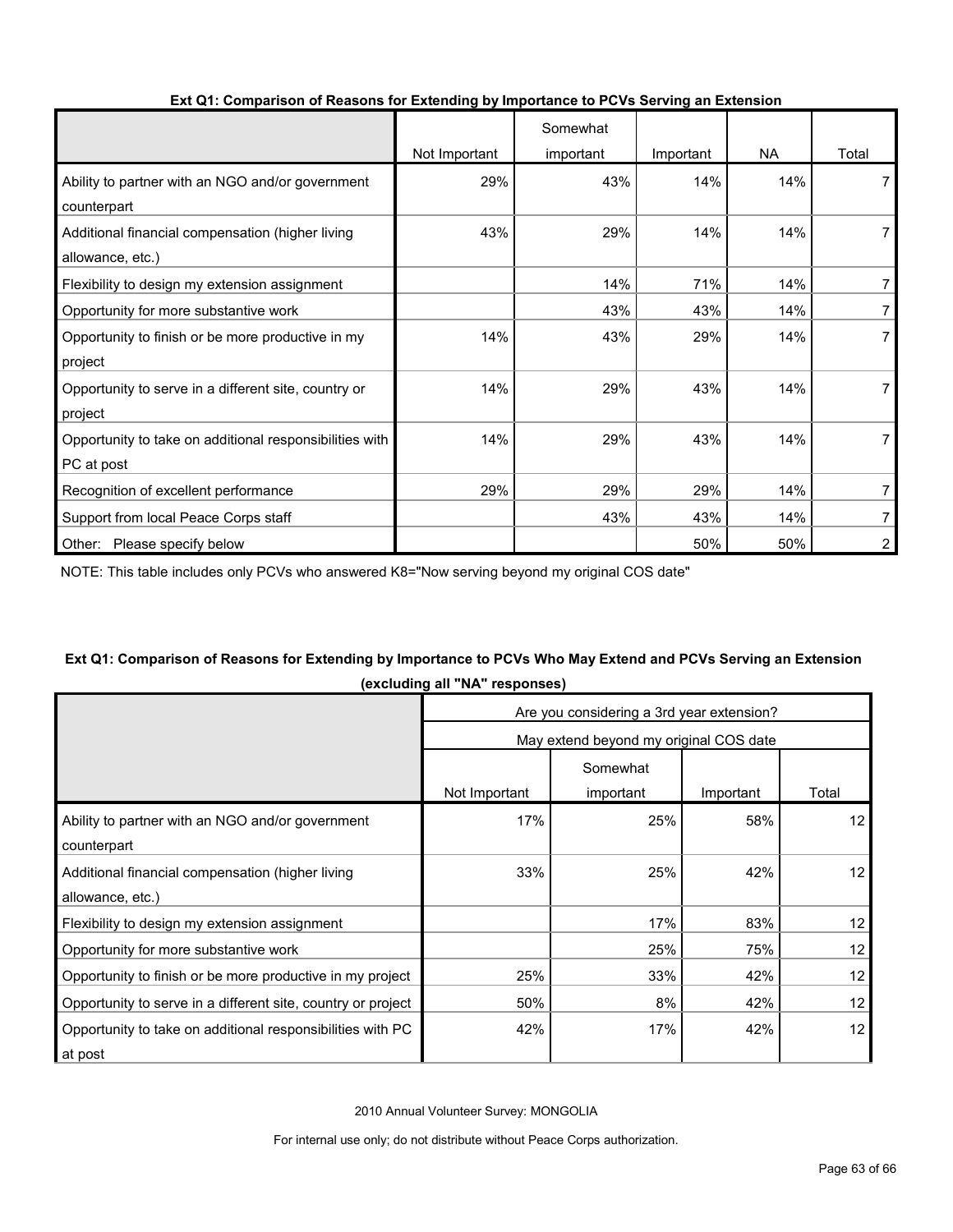**Ext Q1: Comparison of Reasons for Extending by Importance to PCVs Serving an Extension**

| | Not Important | Somewhat important | Important | NA | Total |
|---|---|---|---|---|---|
| Ability to partner with an NGO and/or government counterpart | 29% | 43% | 14% | 14% | 7 |
| Additional financial compensation (higher living allowance, etc.) | 43% | 29% | 14% | 14% | 7 |
| Flexibility to design my extension assignment | | 14% | 71% | 14% | 7 |
| Opportunity for more substantive work | | 43% | 43% | 14% | 7 |
| Opportunity to finish or be more productive in my project | 14% | 43% | 29% | 14% | 7 |
| Opportunity to serve in a different site, country or project | 14% | 29% | 43% | 14% | 7 |
| Opportunity to take on additional responsibilities with PC at post | 14% | 29% | 43% | 14% | 7 |
| Recognition of excellent performance | 29% | 29% | 29% | 14% | 7 |
| Support from local Peace Corps staff | | 43% | 43% | 14% | 7 |
| Other: Please specify below | | | 50% | 50% | 2 |

NOTE: This table includes only PCVs who answered K8="Now serving beyond my original COS date"

**Ext Q1: Comparison of Reasons for Extending by Importance to PCVs Who May Extend and PCVs Serving an Extension (excluding all "NA" responses)**

| | Are you considering a 3rd year extension? | | | |
|---|---|---|---|---|
| | May extend beyond my original COS date | | | |
| | Not Important | Somewhat important | Important | Total |
| Ability to partner with an NGO and/or government counterpart | 17% | 25% | 58% | 12 |
| Additional financial compensation (higher living allowance, etc.) | 33% | 25% | 42% | 12 |
| Flexibility to design my extension assignment | | 17% | 83% | 12 |
| Opportunity for more substantive work | | 25% | 75% | 12 |
| Opportunity to finish or be more productive in my project | 25% | 33% | 42% | 12 |
| Opportunity to serve in a different site, country or project | 50% | 8% | 42% | 12 |
| Opportunity to take on additional responsibilities with PC at post | 42% | 17% | 42% | 12 |

2010 Annual Volunteer Survey: MONGOLIA

For internal use only; do not distribute without Peace Corps authorization.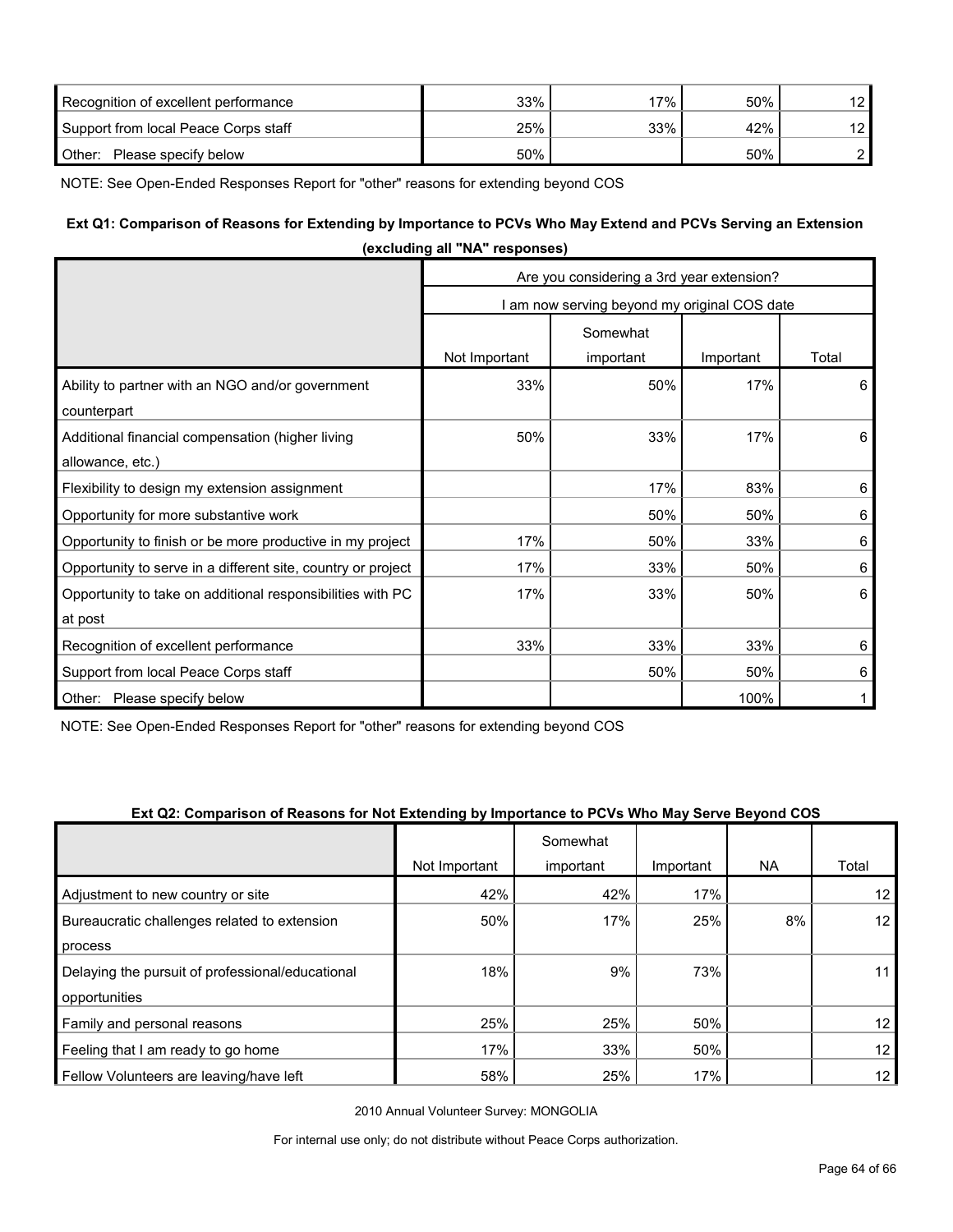| | | | | |
|---|---|---|---|---|
| Recognition of excellent performance | 33% | 17% | 50% | 12 |
| Support from local Peace Corps staff | 25% | 33% | 42% | 12 |
| Other: Please specify below | 50% | | 50% | 2 |

NOTE: See Open-Ended Responses Report for "other" reasons for extending beyond COS

**Ext Q1: Comparison of Reasons for Extending by Importance to PCVs Who May Extend and PCVs Serving an Extension (excluding all "NA" responses)**

| | Are you considering a 3rd year extension? | | | |
|---|---|---|---|---|
| | I am now serving beyond my original COS date | | | |
| | Not Important | Somewhat important | Important | Total |
| Ability to partner with an NGO and/or government counterpart | 33% | 50% | 17% | 6 |
| Additional financial compensation (higher living allowance, etc.) | 50% | 33% | 17% | 6 |
| Flexibility to design my extension assignment | | 17% | 83% | 6 |
| Opportunity for more substantive work | | 50% | 50% | 6 |
| Opportunity to finish or be more productive in my project | 17% | 50% | 33% | 6 |
| Opportunity to serve in a different site, country or project | 17% | 33% | 50% | 6 |
| Opportunity to take on additional responsibilities with PC at post | 17% | 33% | 50% | 6 |
| Recognition of excellent performance | 33% | 33% | 33% | 6 |
| Support from local Peace Corps staff | | 50% | 50% | 6 |
| Other: Please specify below | | | 100% | 1 |

NOTE: See Open-Ended Responses Report for "other" reasons for extending beyond COS

**Ext Q2: Comparison of Reasons for Not Extending by Importance to PCVs Who May Serve Beyond COS**

| | Not Important | Somewhat important | Important | NA | Total |
|---|---|---|---|---|---|
| Adjustment to new country or site | 42% | 42% | 17% | | 12 |
| Bureaucratic challenges related to extension process | 50% | 17% | 25% | 8% | 12 |
| Delaying the pursuit of professional/educational opportunities | 18% | 9% | 73% | | 11 |
| Family and personal reasons | 25% | 25% | 50% | | 12 |
| Feeling that I am ready to go home | 17% | 33% | 50% | | 12 |
| Fellow Volunteers are leaving/have left | 58% | 25% | 17% | | 12 |

2010 Annual Volunteer Survey: MONGOLIA

For internal use only; do not distribute without Peace Corps authorization.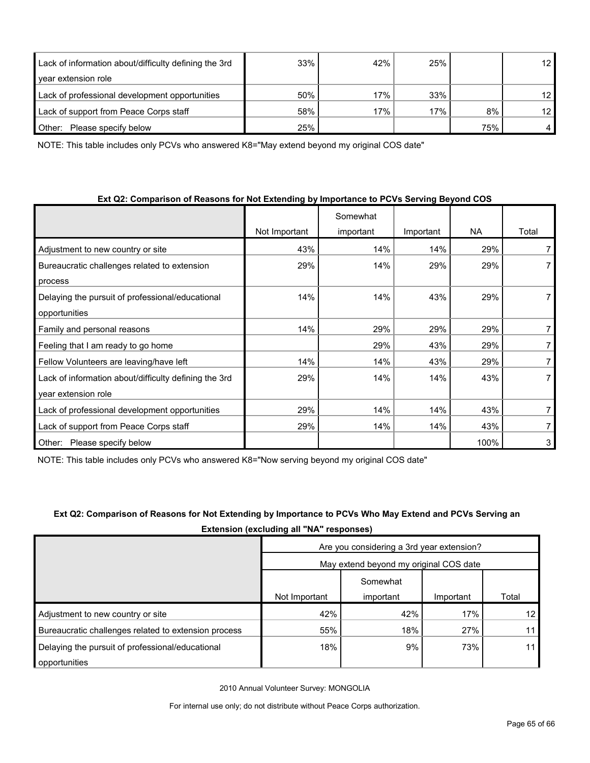| | | | | | |
|---|---|---|---|---|---|
| Lack of information about/difficulty defining the 3rd year extension role | 33% | 42% | 25% | | 12 |
| Lack of professional development opportunities | 50% | 17% | 33% | | 12 |
| Lack of support from Peace Corps staff | 58% | 17% | 17% | 8% | 12 |
| Other: Please specify below | 25% | | | 75% | 4 |

NOTE: This table includes only PCVs who answered K8="May extend beyond my original COS date"

**Ext Q2: Comparison of Reasons for Not Extending by Importance to PCVs Serving Beyond COS**

| | Not Important | Somewhat important | Important | NA | Total |
|---|---|---|---|---|---|
| Adjustment to new country or site | 43% | 14% | 14% | 29% | 7 |
| Bureaucratic challenges related to extension process | 29% | 14% | 29% | 29% | 7 |
| Delaying the pursuit of professional/educational opportunities | 14% | 14% | 43% | 29% | 7 |
| Family and personal reasons | 14% | 29% | 29% | 29% | 7 |
| Feeling that I am ready to go home | | 29% | 43% | 29% | 7 |
| Fellow Volunteers are leaving/have left | 14% | 14% | 43% | 29% | 7 |
| Lack of information about/difficulty defining the 3rd year extension role | 29% | 14% | 14% | 43% | 7 |
| Lack of professional development opportunities | 29% | 14% | 14% | 43% | 7 |
| Lack of support from Peace Corps staff | 29% | 14% | 14% | 43% | 7 |
| Other: Please specify below | | | | 100% | 3 |

NOTE: This table includes only PCVs who answered K8="Now serving beyond my original COS date"

**Ext Q2: Comparison of Reasons for Not Extending by Importance to PCVs Who May Extend and PCVs Serving an Extension (excluding all "NA" responses)**

| | Are you considering a 3rd year extension? | | | |
|---|---|---|---|---|
| | May extend beyond my original COS date | | | |
| | Not Important | Somewhat important | Important | Total |
| Adjustment to new country or site | 42% | 42% | 17% | 12 |
| Bureaucratic challenges related to extension process | 55% | 18% | 27% | 11 |
| Delaying the pursuit of professional/educational opportunities | 18% | 9% | 73% | 11 |

2010 Annual Volunteer Survey: MONGOLIA

For internal use only; do not distribute without Peace Corps authorization.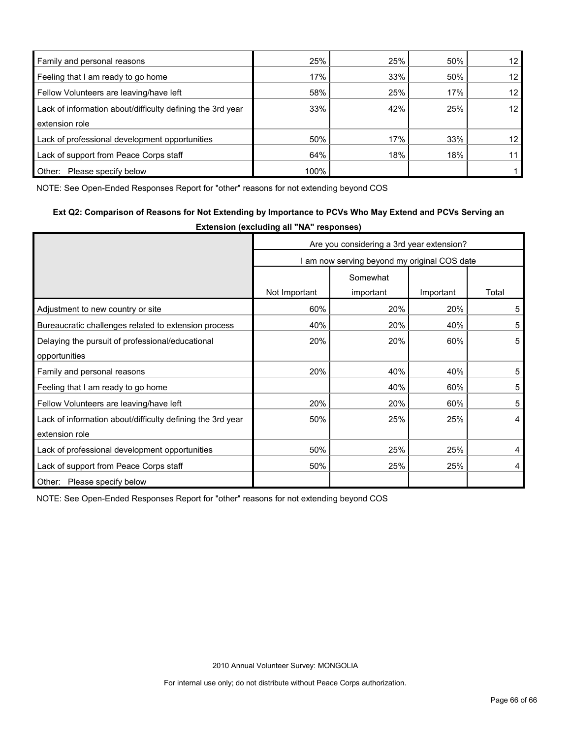| | | | | |
|---|---|---|---|---|
| Family and personal reasons | 25% | 25% | 50% | 12 |
| Feeling that I am ready to go home | 17% | 33% | 50% | 12 |
| Fellow Volunteers are leaving/have left | 58% | 25% | 17% | 12 |
| Lack of information about/difficulty defining the 3rd year extension role | 33% | 42% | 25% | 12 |
| Lack of professional development opportunities | 50% | 17% | 33% | 12 |
| Lack of support from Peace Corps staff | 64% | 18% | 18% | 11 |
| Other: Please specify below | 100% | | | 1 |

NOTE: See Open-Ended Responses Report for "other" reasons for not extending beyond COS

**Ext Q2: Comparison of Reasons for Not Extending by Importance to PCVs Who May Extend and PCVs Serving an Extension (excluding all "NA" responses)**

| | Are you considering a 3rd year extension? | | | |
|---|---|---|---|---|
| | I am now serving beyond my original COS date | | | |
| | Not Important | Somewhat important | Important | Total |
| Adjustment to new country or site | 60% | 20% | 20% | 5 |
| Bureaucratic challenges related to extension process | 40% | 20% | 40% | 5 |
| Delaying the pursuit of professional/educational opportunities | 20% | 20% | 60% | 5 |
| Family and personal reasons | 20% | 40% | 40% | 5 |
| Feeling that I am ready to go home | | 40% | 60% | 5 |
| Fellow Volunteers are leaving/have left | 20% | 20% | 60% | 5 |
| Lack of information about/difficulty defining the 3rd year extension role | 50% | 25% | 25% | 4 |
| Lack of professional development opportunities | 50% | 25% | 25% | 4 |
| Lack of support from Peace Corps staff | 50% | 25% | 25% | 4 |
| Other: Please specify below | | | | |

NOTE: See Open-Ended Responses Report for "other" reasons for not extending beyond COS